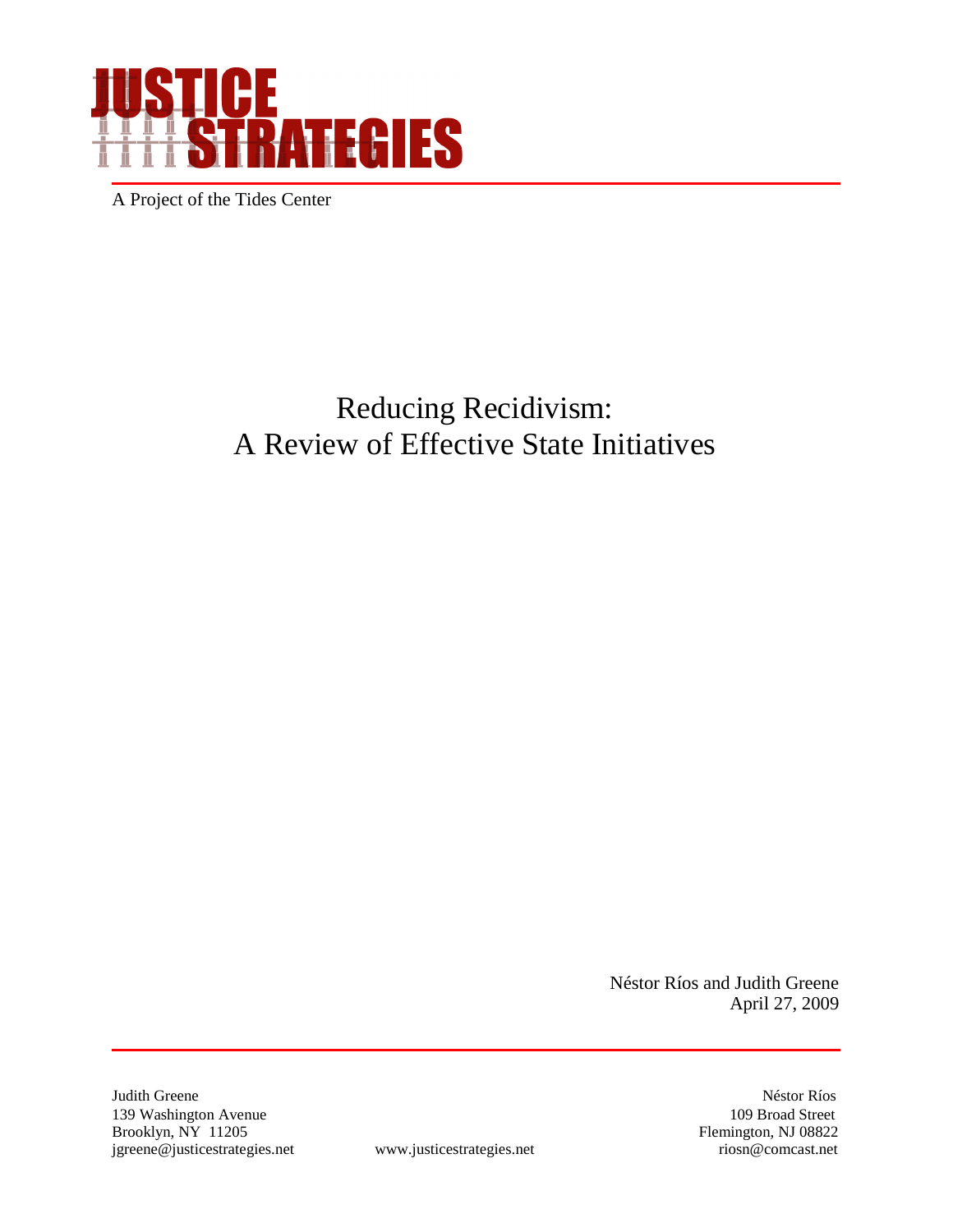# JUSTICE STRATEGIES

A Project of the Tides Center

# Reducing Recidivism: A Review of Effective State Initiatives

Néstor Ríos and Judith Greene
April 27, 2009

Judith Greene
139 Washington Avenue
Brooklyn, NY 11205
jgreene@justicestrategies.net

www.justicestrategies.net

Néstor Ríos
109 Broad Street
Flemington, NJ 08822
riosn@comcast.net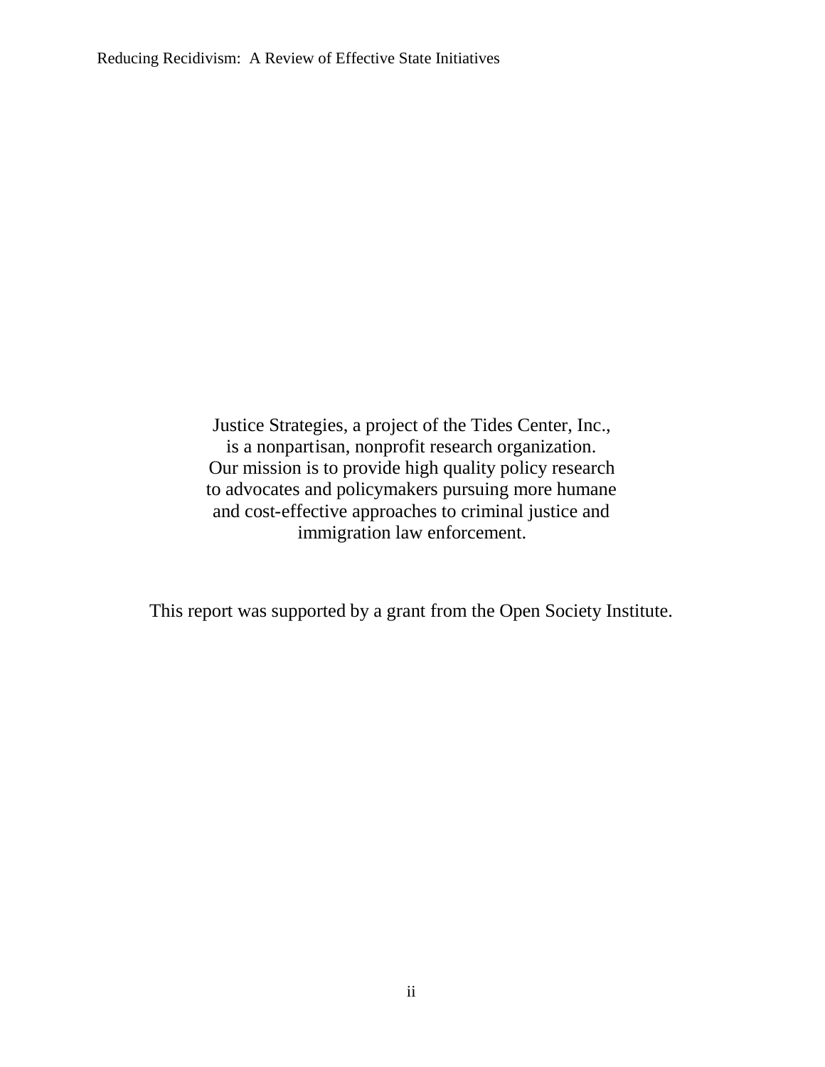Justice Strategies, a project of the Tides Center, Inc., is a nonpartisan, nonprofit research organization. Our mission is to provide high quality policy research to advocates and policymakers pursuing more humane and cost-effective approaches to criminal justice and immigration law enforcement.

This report was supported by a grant from the Open Society Institute.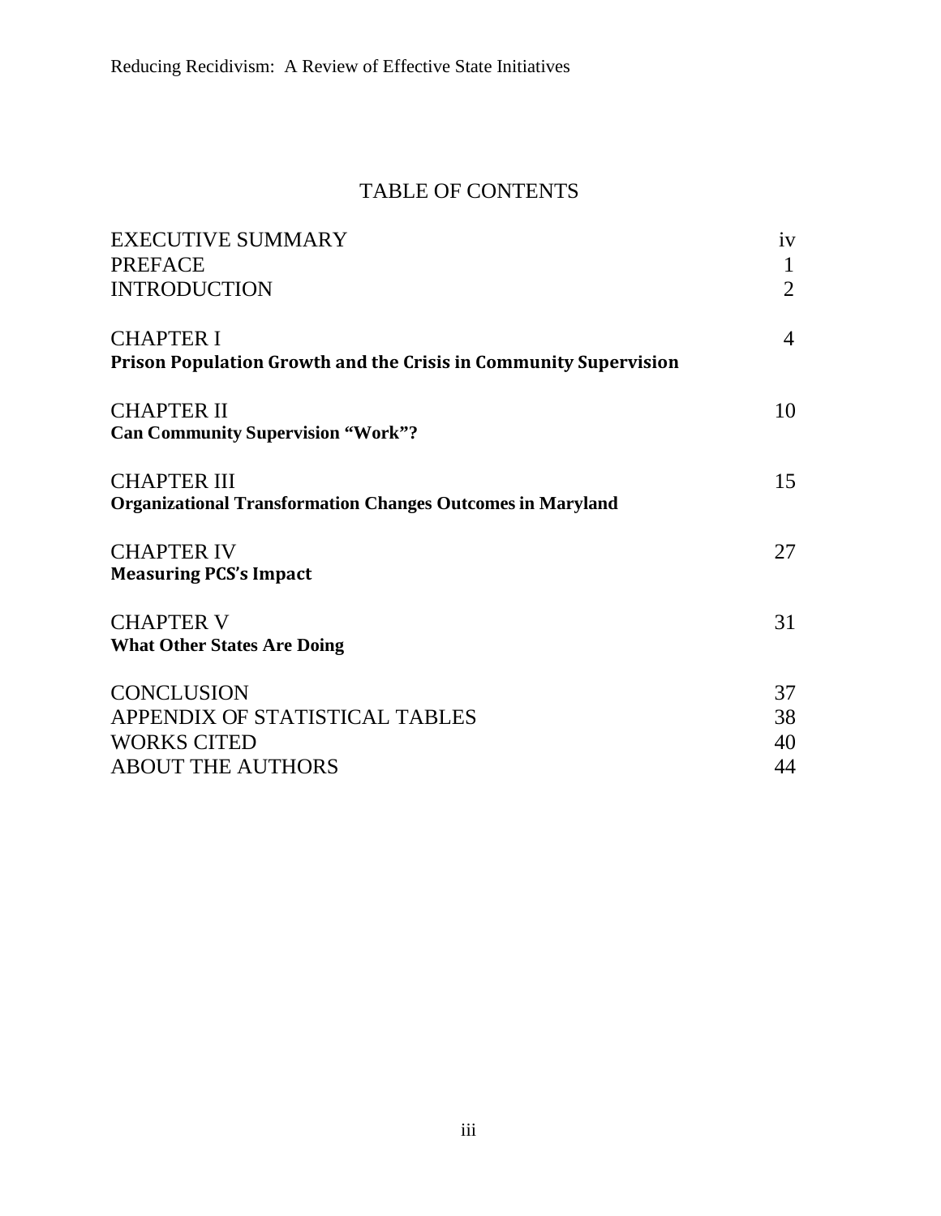# TABLE OF CONTENTS

| | |
|---|---|
| EXECUTIVE SUMMARY | iv |
| PREFACE | 1 |
| INTRODUCTION | 2 |
| CHAPTER I<br>**Prison Population Growth and the Crisis in Community Supervision** | 4 |
| CHAPTER II<br>**Can Community Supervision "Work"?** | 10 |
| CHAPTER III<br>**Organizational Transformation Changes Outcomes in Maryland** | 15 |
| CHAPTER IV<br>**Measuring PCS's Impact** | 27 |
| CHAPTER V<br>**What Other States Are Doing** | 31 |
| CONCLUSION | 37 |
| APPENDIX OF STATISTICAL TABLES | 38 |
| WORKS CITED | 40 |
| ABOUT THE AUTHORS | 44 |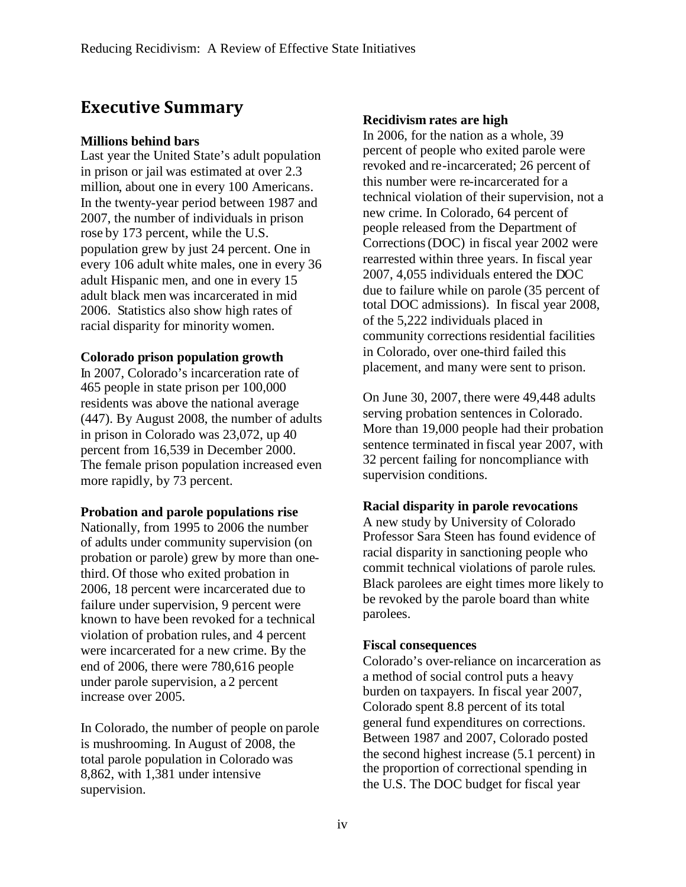## Executive Summary

**Millions behind bars**

Last year the United State's adult population in prison or jail was estimated at over 2.3 million, about one in every 100 Americans. In the twenty-year period between 1987 and 2007, the number of individuals in prison rose by 173 percent, while the U.S. population grew by just 24 percent. One in every 106 adult white males, one in every 36 adult Hispanic men, and one in every 15 adult black men was incarcerated in mid 2006. Statistics also show high rates of racial disparity for minority women.

**Colorado prison population growth**

In 2007, Colorado's incarceration rate of 465 people in state prison per 100,000 residents was above the national average (447). By August 2008, the number of adults in prison in Colorado was 23,072, up 40 percent from 16,539 in December 2000. The female prison population increased even more rapidly, by 73 percent.

**Probation and parole populations rise**

Nationally, from 1995 to 2006 the number of adults under community supervision (on probation or parole) grew by more than one-third. Of those who exited probation in 2006, 18 percent were incarcerated due to failure under supervision, 9 percent were known to have been revoked for a technical violation of probation rules, and 4 percent were incarcerated for a new crime. By the end of 2006, there were 780,616 people under parole supervision, a 2 percent increase over 2005.

In Colorado, the number of people on parole is mushrooming. In August of 2008, the total parole population in Colorado was 8,862, with 1,381 under intensive supervision.

**Recidivism rates are high**

In 2006, for the nation as a whole, 39 percent of people who exited parole were revoked and re-incarcerated; 26 percent of this number were re-incarcerated for a technical violation of their supervision, not a new crime. In Colorado, 64 percent of people released from the Department of Corrections (DOC) in fiscal year 2002 were rearrested within three years. In fiscal year 2007, 4,055 individuals entered the DOC due to failure while on parole (35 percent of total DOC admissions). In fiscal year 2008, of the 5,222 individuals placed in community corrections residential facilities in Colorado, over one-third failed this placement, and many were sent to prison.

On June 30, 2007, there were 49,448 adults serving probation sentences in Colorado. More than 19,000 people had their probation sentence terminated in fiscal year 2007, with 32 percent failing for noncompliance with supervision conditions.

**Racial disparity in parole revocations**

A new study by University of Colorado Professor Sara Steen has found evidence of racial disparity in sanctioning people who commit technical violations of parole rules. Black parolees are eight times more likely to be revoked by the parole board than white parolees.

**Fiscal consequences**

Colorado's over-reliance on incarceration as a method of social control puts a heavy burden on taxpayers. In fiscal year 2007, Colorado spent 8.8 percent of its total general fund expenditures on corrections. Between 1987 and 2007, Colorado posted the second highest increase (5.1 percent) in the proportion of correctional spending in the U.S. The DOC budget for fiscal year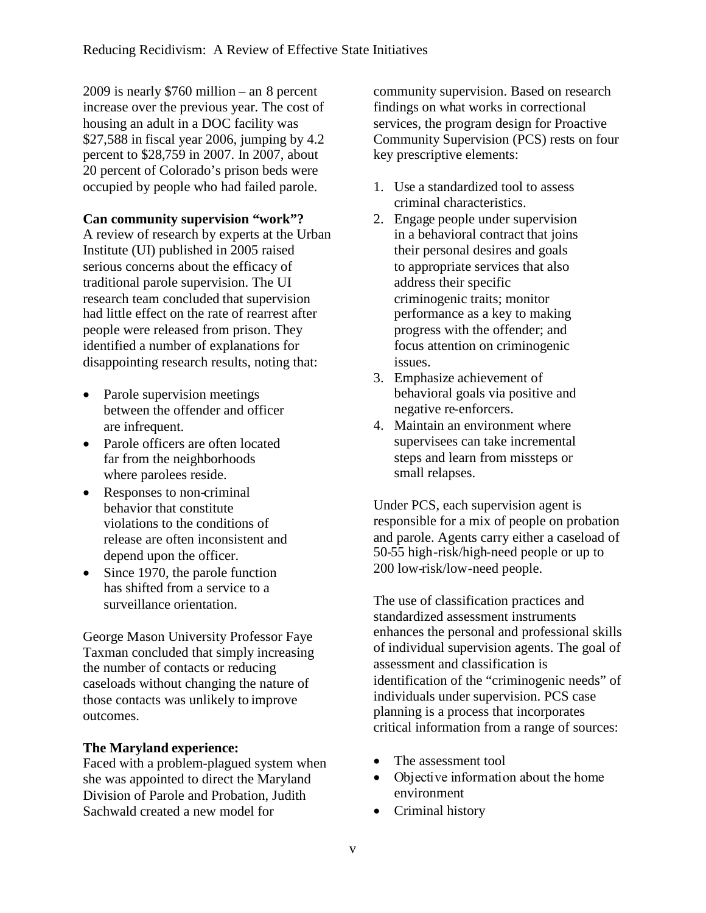2009 is nearly $760 million – an 8 percent increase over the previous year. The cost of housing an adult in a DOC facility was $27,588 in fiscal year 2006, jumping by 4.2 percent to $28,759 in 2007. In 2007, about 20 percent of Colorado's prison beds were occupied by people who had failed parole.

**Can community supervision "work"?**
A review of research by experts at the Urban Institute (UI) published in 2005 raised serious concerns about the efficacy of traditional parole supervision. The UI research team concluded that supervision had little effect on the rate of rearrest after people were released from prison. They identified a number of explanations for disappointing research results, noting that:

- Parole supervision meetings between the offender and officer are infrequent.
- Parole officers are often located far from the neighborhoods where parolees reside.
- Responses to non-criminal behavior that constitute violations to the conditions of release are often inconsistent and depend upon the officer.
- Since 1970, the parole function has shifted from a service to a surveillance orientation.

George Mason University Professor Faye Taxman concluded that simply increasing the number of contacts or reducing caseloads without changing the nature of those contacts was unlikely to improve outcomes.

**The Maryland experience:**
Faced with a problem-plagued system when she was appointed to direct the Maryland Division of Parole and Probation, Judith Sachwald created a new model for community supervision. Based on research findings on what works in correctional services, the program design for Proactive Community Supervision (PCS) rests on four key prescriptive elements:

1. Use a standardized tool to assess criminal characteristics.
2. Engage people under supervision in a behavioral contract that joins their personal desires and goals to appropriate services that also address their specific criminogenic traits; monitor performance as a key to making progress with the offender; and focus attention on criminogenic issues.
3. Emphasize achievement of behavioral goals via positive and negative re-enforcers.
4. Maintain an environment where supervisees can take incremental steps and learn from missteps or small relapses.

Under PCS, each supervision agent is responsible for a mix of people on probation and parole. Agents carry either a caseload of 50-55 high-risk/high-need people or up to 200 low-risk/low-need people.

The use of classification practices and standardized assessment instruments enhances the personal and professional skills of individual supervision agents. The goal of assessment and classification is identification of the "criminogenic needs" of individuals under supervision. PCS case planning is a process that incorporates critical information from a range of sources:

- The assessment tool
- Objective information about the home environment
- Criminal history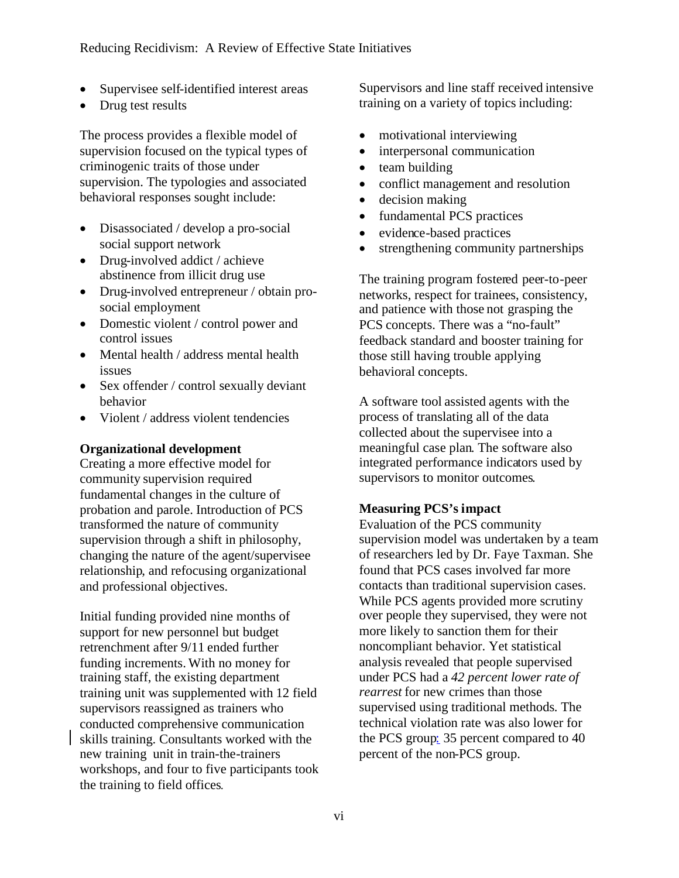- Supervisee self-identified interest areas
- Drug test results

The process provides a flexible model of supervision focused on the typical types of criminogenic traits of those under supervision. The typologies and associated behavioral responses sought include:

- Disassociated / develop a pro-social social support network
- Drug-involved addict / achieve abstinence from illicit drug use
- Drug-involved entrepreneur / obtain pro-social employment
- Domestic violent / control power and control issues
- Mental health / address mental health issues
- Sex offender / control sexually deviant behavior
- Violent / address violent tendencies

**Organizational development**

Creating a more effective model for community supervision required fundamental changes in the culture of probation and parole. Introduction of PCS transformed the nature of community supervision through a shift in philosophy, changing the nature of the agent/supervisee relationship, and refocusing organizational and professional objectives.

Initial funding provided nine months of support for new personnel but budget retrenchment after 9/11 ended further funding increments. With no money for training staff, the existing department training unit was supplemented with 12 field supervisors reassigned as trainers who conducted comprehensive communication skills training. Consultants worked with the new training unit in train-the-trainers workshops, and four to five participants took the training to field offices.

Supervisors and line staff received intensive training on a variety of topics including:

- motivational interviewing
- interpersonal communication
- team building
- conflict management and resolution
- decision making
- fundamental PCS practices
- evidence-based practices
- strengthening community partnerships

The training program fostered peer-to-peer networks, respect for trainees, consistency, and patience with those not grasping the PCS concepts. There was a "no-fault" feedback standard and booster training for those still having trouble applying behavioral concepts.

A software tool assisted agents with the process of translating all of the data collected about the supervisee into a meaningful case plan. The software also integrated performance indicators used by supervisors to monitor outcomes.

**Measuring PCS's impact**

Evaluation of the PCS community supervision model was undertaken by a team of researchers led by Dr. Faye Taxman. She found that PCS cases involved far more contacts than traditional supervision cases. While PCS agents provided more scrutiny over people they supervised, they were not more likely to sanction them for their noncompliant behavior. Yet statistical analysis revealed that people supervised under PCS had a *42 percent lower rate of rearrest* for new crimes than those supervised using traditional methods. The technical violation rate was also lower for the PCS group: 35 percent compared to 40 percent of the non-PCS group.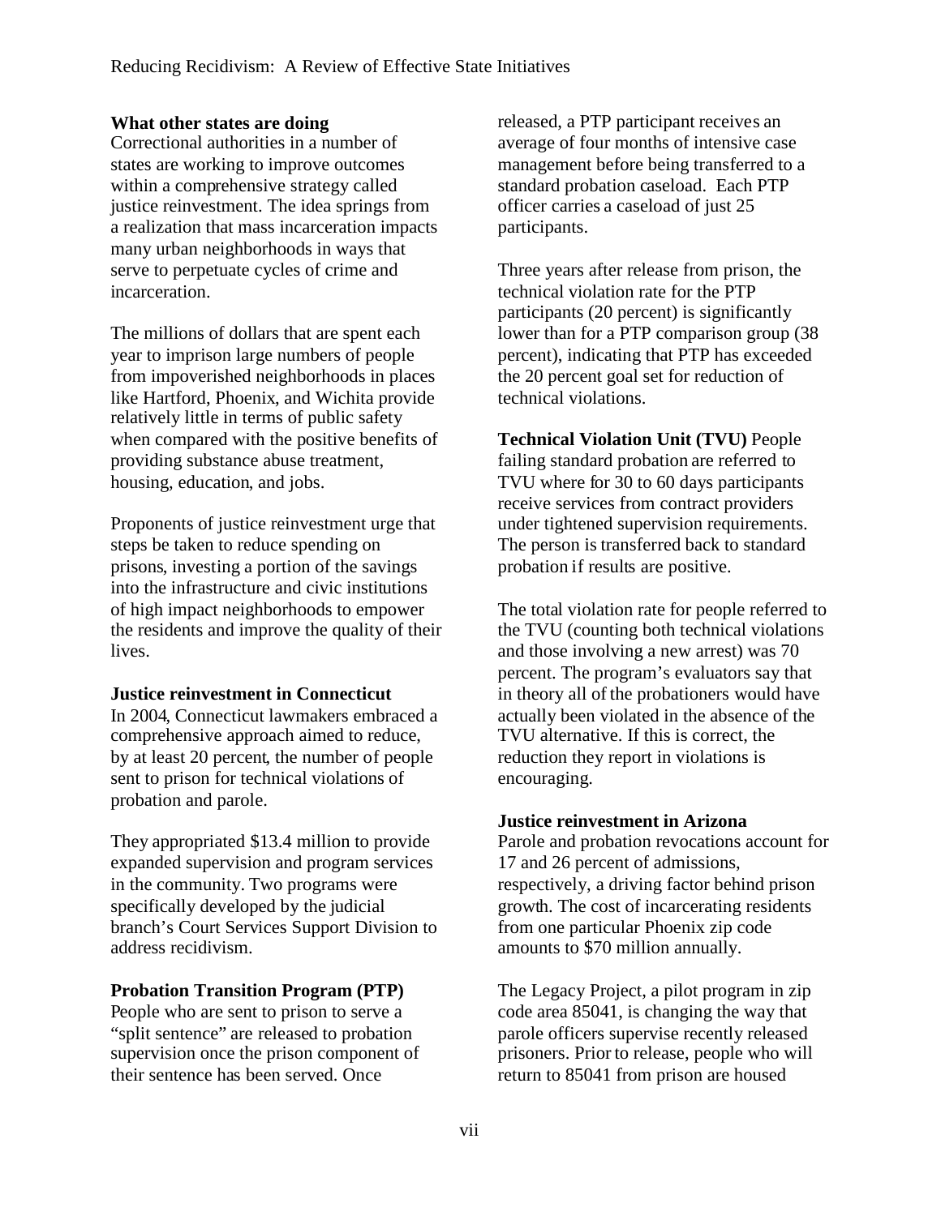### What other states are doing

Correctional authorities in a number of states are working to improve outcomes within a comprehensive strategy called justice reinvestment. The idea springs from a realization that mass incarceration impacts many urban neighborhoods in ways that serve to perpetuate cycles of crime and incarceration.

The millions of dollars that are spent each year to imprison large numbers of people from impoverished neighborhoods in places like Hartford, Phoenix, and Wichita provide relatively little in terms of public safety when compared with the positive benefits of providing substance abuse treatment, housing, education, and jobs.

Proponents of justice reinvestment urge that steps be taken to reduce spending on prisons, investing a portion of the savings into the infrastructure and civic institutions of high impact neighborhoods to empower the residents and improve the quality of their lives.

### Justice reinvestment in Connecticut

In 2004, Connecticut lawmakers embraced a comprehensive approach aimed to reduce, by at least 20 percent, the number of people sent to prison for technical violations of probation and parole.

They appropriated $13.4 million to provide expanded supervision and program services in the community. Two programs were specifically developed by the judicial branch's Court Services Support Division to address recidivism.

**Probation Transition Program (PTP)** People who are sent to prison to serve a "split sentence" are released to probation supervision once the prison component of their sentence has been served. Once released, a PTP participant receives an average of four months of intensive case management before being transferred to a standard probation caseload. Each PTP officer carries a caseload of just 25 participants.

Three years after release from prison, the technical violation rate for the PTP participants (20 percent) is significantly lower than for a PTP comparison group (38 percent), indicating that PTP has exceeded the 20 percent goal set for reduction of technical violations.

**Technical Violation Unit (TVU)** People failing standard probation are referred to TVU where for 30 to 60 days participants receive services from contract providers under tightened supervision requirements. The person is transferred back to standard probation if results are positive.

The total violation rate for people referred to the TVU (counting both technical violations and those involving a new arrest) was 70 percent. The program's evaluators say that in theory all of the probationers would have actually been violated in the absence of the TVU alternative. If this is correct, the reduction they report in violations is encouraging.

### Justice reinvestment in Arizona

Parole and probation revocations account for 17 and 26 percent of admissions, respectively, a driving factor behind prison growth. The cost of incarcerating residents from one particular Phoenix zip code amounts to $70 million annually.

The Legacy Project, a pilot program in zip code area 85041, is changing the way that parole officers supervise recently released prisoners. Prior to release, people who will return to 85041 from prison are housed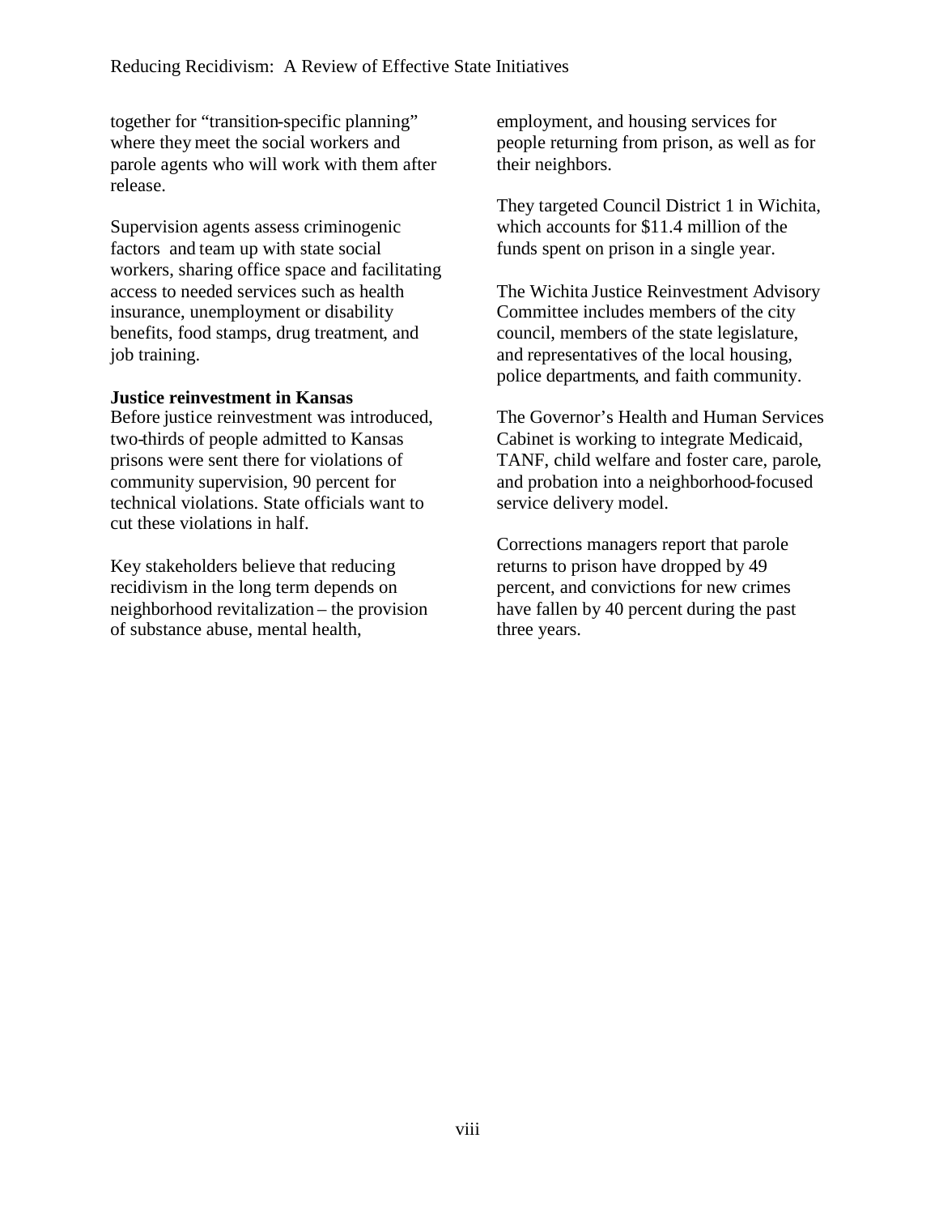together for "transition-specific planning" where they meet the social workers and parole agents who will work with them after release.

Supervision agents assess criminogenic factors and team up with state social workers, sharing office space and facilitating access to needed services such as health insurance, unemployment or disability benefits, food stamps, drug treatment, and job training.

**Justice reinvestment in Kansas**

Before justice reinvestment was introduced, two-thirds of people admitted to Kansas prisons were sent there for violations of community supervision, 90 percent for technical violations. State officials want to cut these violations in half.

Key stakeholders believe that reducing recidivism in the long term depends on neighborhood revitalization – the provision of substance abuse, mental health, employment, and housing services for people returning from prison, as well as for their neighbors.

They targeted Council District 1 in Wichita, which accounts for $11.4 million of the funds spent on prison in a single year.

The Wichita Justice Reinvestment Advisory Committee includes members of the city council, members of the state legislature, and representatives of the local housing, police departments, and faith community.

The Governor's Health and Human Services Cabinet is working to integrate Medicaid, TANF, child welfare and foster care, parole, and probation into a neighborhood-focused service delivery model.

Corrections managers report that parole returns to prison have dropped by 49 percent, and convictions for new crimes have fallen by 40 percent during the past three years.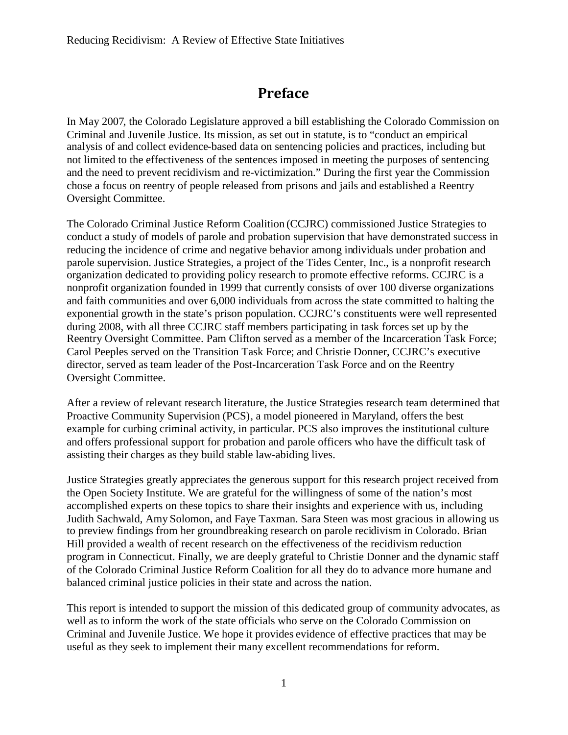# Preface

In May 2007, the Colorado Legislature approved a bill establishing the Colorado Commission on Criminal and Juvenile Justice. Its mission, as set out in statute, is to "conduct an empirical analysis of and collect evidence-based data on sentencing policies and practices, including but not limited to the effectiveness of the sentences imposed in meeting the purposes of sentencing and the need to prevent recidivism and re-victimization." During the first year the Commission chose a focus on reentry of people released from prisons and jails and established a Reentry Oversight Committee.

The Colorado Criminal Justice Reform Coalition (CCJRC) commissioned Justice Strategies to conduct a study of models of parole and probation supervision that have demonstrated success in reducing the incidence of crime and negative behavior among individuals under probation and parole supervision. Justice Strategies, a project of the Tides Center, Inc., is a nonprofit research organization dedicated to providing policy research to promote effective reforms. CCJRC is a nonprofit organization founded in 1999 that currently consists of over 100 diverse organizations and faith communities and over 6,000 individuals from across the state committed to halting the exponential growth in the state's prison population. CCJRC's constituents were well represented during 2008, with all three CCJRC staff members participating in task forces set up by the Reentry Oversight Committee. Pam Clifton served as a member of the Incarceration Task Force; Carol Peeples served on the Transition Task Force; and Christie Donner, CCJRC's executive director, served as team leader of the Post-Incarceration Task Force and on the Reentry Oversight Committee.

After a review of relevant research literature, the Justice Strategies research team determined that Proactive Community Supervision (PCS), a model pioneered in Maryland, offers the best example for curbing criminal activity, in particular. PCS also improves the institutional culture and offers professional support for probation and parole officers who have the difficult task of assisting their charges as they build stable law-abiding lives.

Justice Strategies greatly appreciates the generous support for this research project received from the Open Society Institute. We are grateful for the willingness of some of the nation's most accomplished experts on these topics to share their insights and experience with us, including Judith Sachwald, Amy Solomon, and Faye Taxman. Sara Steen was most gracious in allowing us to preview findings from her groundbreaking research on parole recidivism in Colorado. Brian Hill provided a wealth of recent research on the effectiveness of the recidivism reduction program in Connecticut. Finally, we are deeply grateful to Christie Donner and the dynamic staff of the Colorado Criminal Justice Reform Coalition for all they do to advance more humane and balanced criminal justice policies in their state and across the nation.

This report is intended to support the mission of this dedicated group of community advocates, as well as to inform the work of the state officials who serve on the Colorado Commission on Criminal and Juvenile Justice. We hope it provides evidence of effective practices that may be useful as they seek to implement their many excellent recommendations for reform.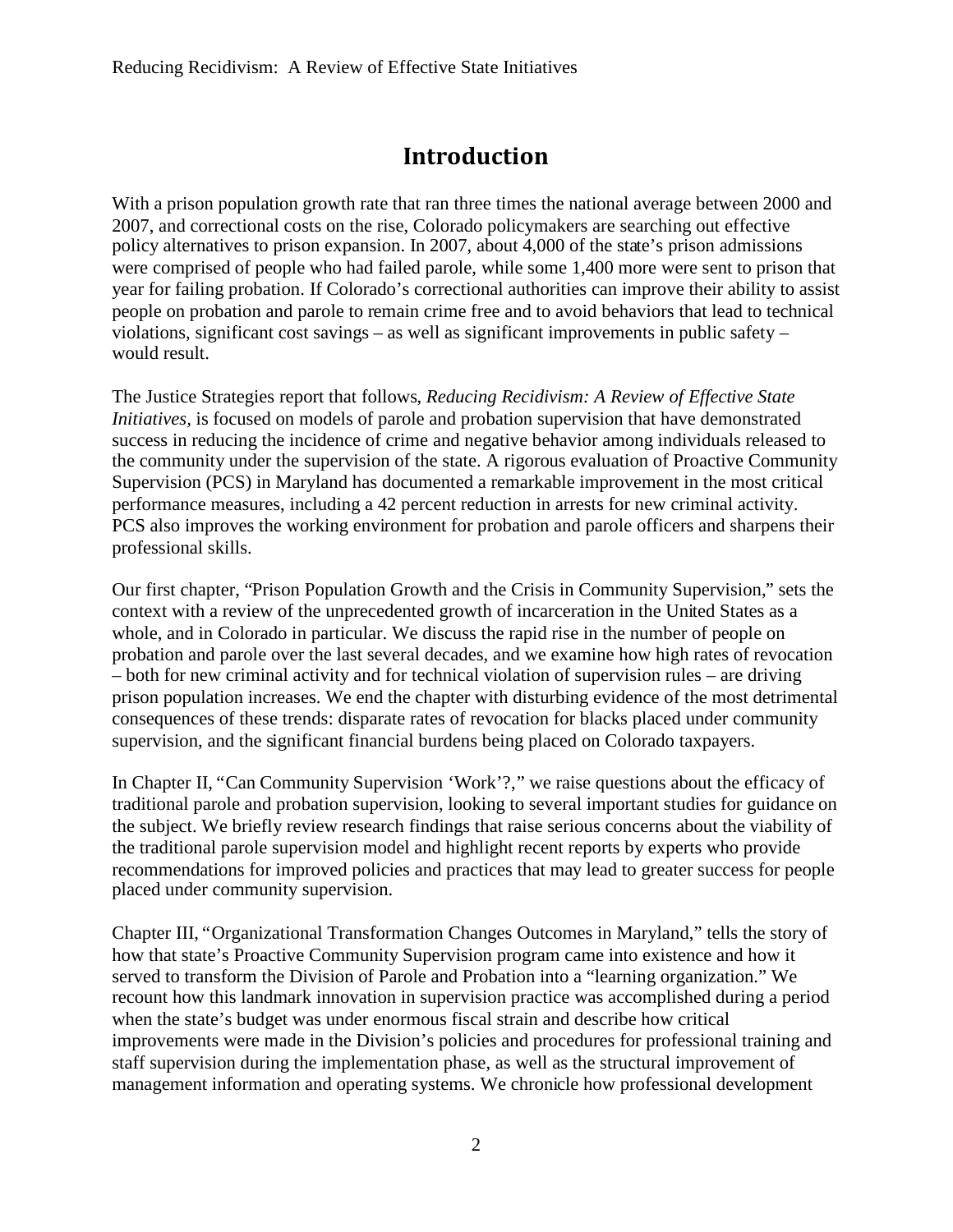# Introduction

With a prison population growth rate that ran three times the national average between 2000 and 2007, and correctional costs on the rise, Colorado policymakers are searching out effective policy alternatives to prison expansion. In 2007, about 4,000 of the state's prison admissions were comprised of people who had failed parole, while some 1,400 more were sent to prison that year for failing probation. If Colorado's correctional authorities can improve their ability to assist people on probation and parole to remain crime free and to avoid behaviors that lead to technical violations, significant cost savings – as well as significant improvements in public safety – would result.

The Justice Strategies report that follows, *Reducing Recidivism: A Review of Effective State Initiatives*, is focused on models of parole and probation supervision that have demonstrated success in reducing the incidence of crime and negative behavior among individuals released to the community under the supervision of the state. A rigorous evaluation of Proactive Community Supervision (PCS) in Maryland has documented a remarkable improvement in the most critical performance measures, including a 42 percent reduction in arrests for new criminal activity. PCS also improves the working environment for probation and parole officers and sharpens their professional skills.

Our first chapter, "Prison Population Growth and the Crisis in Community Supervision," sets the context with a review of the unprecedented growth of incarceration in the United States as a whole, and in Colorado in particular. We discuss the rapid rise in the number of people on probation and parole over the last several decades, and we examine how high rates of revocation – both for new criminal activity and for technical violation of supervision rules – are driving prison population increases. We end the chapter with disturbing evidence of the most detrimental consequences of these trends: disparate rates of revocation for blacks placed under community supervision, and the significant financial burdens being placed on Colorado taxpayers.

In Chapter II, "Can Community Supervision 'Work'?," we raise questions about the efficacy of traditional parole and probation supervision, looking to several important studies for guidance on the subject. We briefly review research findings that raise serious concerns about the viability of the traditional parole supervision model and highlight recent reports by experts who provide recommendations for improved policies and practices that may lead to greater success for people placed under community supervision.

Chapter III, "Organizational Transformation Changes Outcomes in Maryland," tells the story of how that state's Proactive Community Supervision program came into existence and how it served to transform the Division of Parole and Probation into a "learning organization." We recount how this landmark innovation in supervision practice was accomplished during a period when the state's budget was under enormous fiscal strain and describe how critical improvements were made in the Division's policies and procedures for professional training and staff supervision during the implementation phase, as well as the structural improvement of management information and operating systems. We chronicle how professional development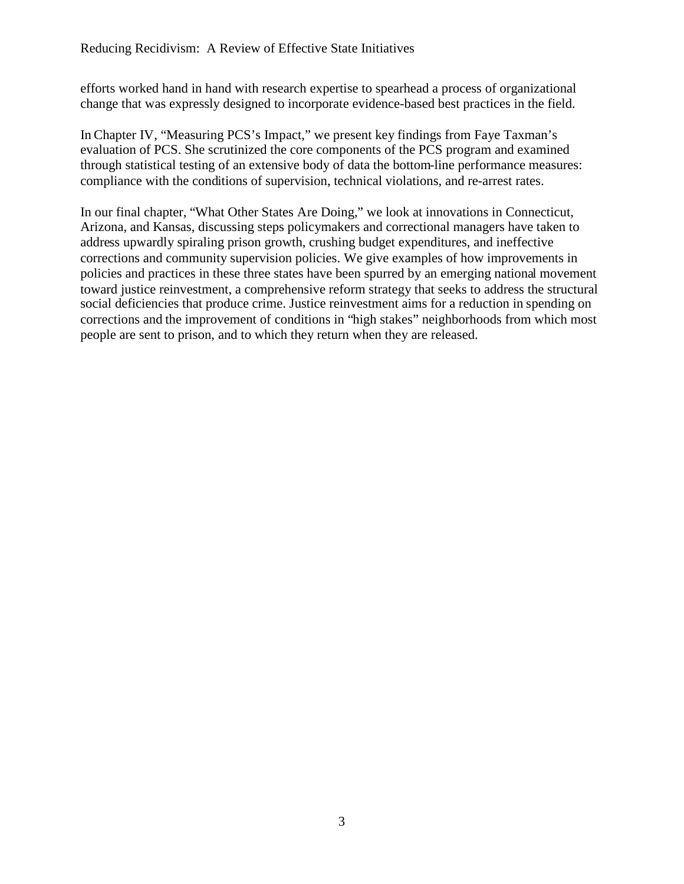efforts worked hand in hand with research expertise to spearhead a process of organizational change that was expressly designed to incorporate evidence-based best practices in the field.

In Chapter IV, "Measuring PCS's Impact," we present key findings from Faye Taxman's evaluation of PCS. She scrutinized the core components of the PCS program and examined through statistical testing of an extensive body of data the bottom-line performance measures: compliance with the conditions of supervision, technical violations, and re-arrest rates.

In our final chapter, "What Other States Are Doing," we look at innovations in Connecticut, Arizona, and Kansas, discussing steps policymakers and correctional managers have taken to address upwardly spiraling prison growth, crushing budget expenditures, and ineffective corrections and community supervision policies. We give examples of how improvements in policies and practices in these three states have been spurred by an emerging national movement toward justice reinvestment, a comprehensive reform strategy that seeks to address the structural social deficiencies that produce crime. Justice reinvestment aims for a reduction in spending on corrections and the improvement of conditions in "high stakes" neighborhoods from which most people are sent to prison, and to which they return when they are released.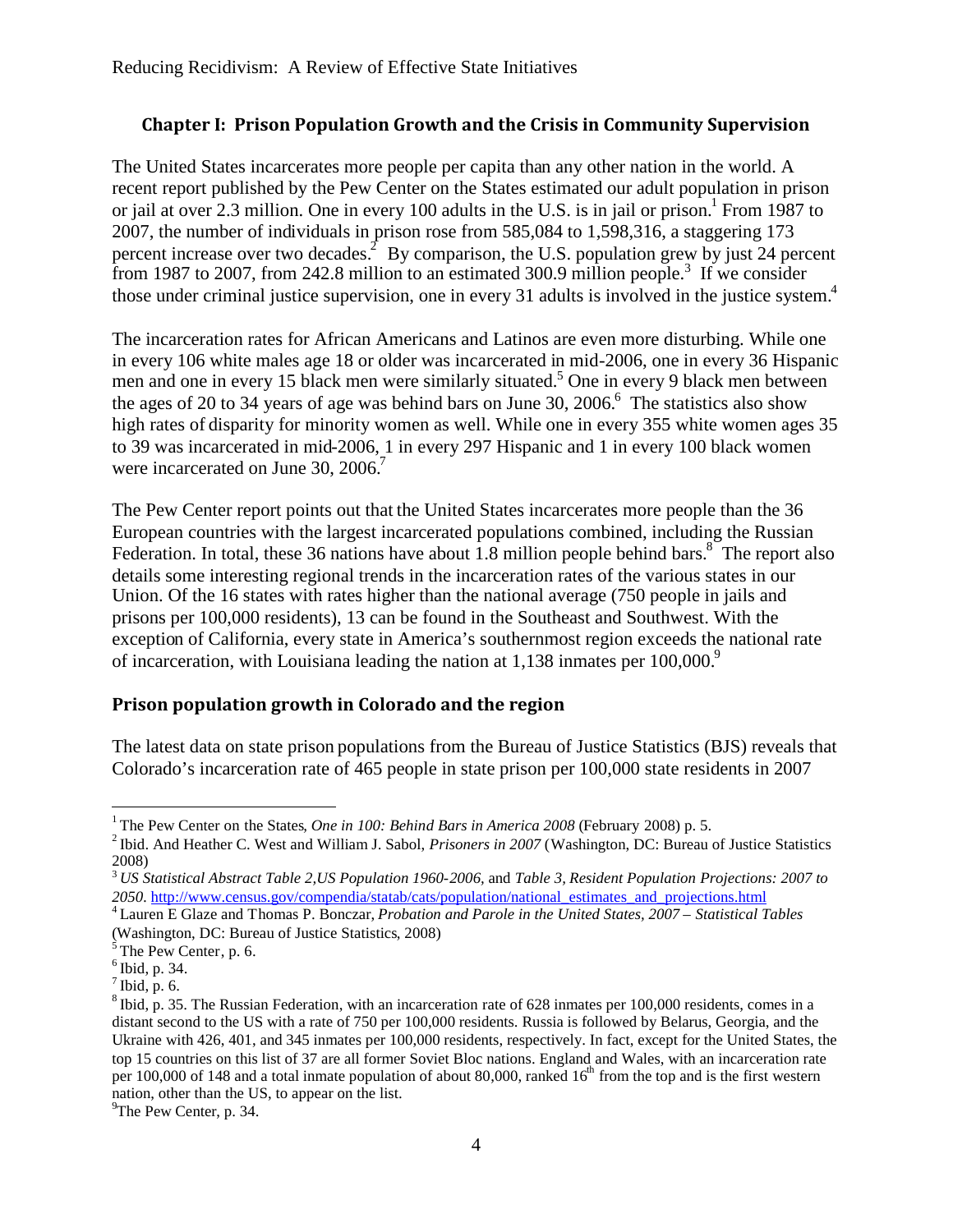## Chapter I: Prison Population Growth and the Crisis in Community Supervision

The United States incarcerates more people per capita than any other nation in the world. A recent report published by the Pew Center on the States estimated our adult population in prison or jail at over 2.3 million. One in every 100 adults in the U.S. is in jail or prison.[1] From 1987 to 2007, the number of individuals in prison rose from 585,084 to 1,598,316, a staggering 173 percent increase over two decades.[2] By comparison, the U.S. population grew by just 24 percent from 1987 to 2007, from 242.8 million to an estimated 300.9 million people.[3] If we consider those under criminal justice supervision, one in every 31 adults is involved in the justice system.[4]

The incarceration rates for African Americans and Latinos are even more disturbing. While one in every 106 white males age 18 or older was incarcerated in mid-2006, one in every 36 Hispanic men and one in every 15 black men were similarly situated.[5] One in every 9 black men between the ages of 20 to 34 years of age was behind bars on June 30, 2006.[6] The statistics also show high rates of disparity for minority women as well. While one in every 355 white women ages 35 to 39 was incarcerated in mid-2006, 1 in every 297 Hispanic and 1 in every 100 black women were incarcerated on June 30, 2006.[7]

The Pew Center report points out that the United States incarcerates more people than the 36 European countries with the largest incarcerated populations combined, including the Russian Federation. In total, these 36 nations have about 1.8 million people behind bars.[8] The report also details some interesting regional trends in the incarceration rates of the various states in our Union. Of the 16 states with rates higher than the national average (750 people in jails and prisons per 100,000 residents), 13 can be found in the Southeast and Southwest. With the exception of California, every state in America's southernmost region exceeds the national rate of incarceration, with Louisiana leading the nation at 1,138 inmates per 100,000.[9]

### Prison population growth in Colorado and the region

The latest data on state prison populations from the Bureau of Justice Statistics (BJS) reveals that Colorado's incarceration rate of 465 people in state prison per 100,000 state residents in 2007

---

[1] The Pew Center on the States, *One in 100: Behind Bars in America 2008* (February 2008) p. 5.

[2] Ibid. And Heather C. West and William J. Sabol, *Prisoners in 2007* (Washington, DC: Bureau of Justice Statistics 2008)

[3] *US Statistical Abstract Table 2,US Population 1960-2006,* and *Table 3, Resident Population Projections: 2007 to 2050*. http://www.census.gov/compendia/statab/cats/population/national_estimates_and_projections.html

[4] Lauren E Glaze and Thomas P. Bonczar, *Probation and Parole in the United States, 2007 – Statistical Tables* (Washington, DC: Bureau of Justice Statistics, 2008)

[5] The Pew Center, p. 6.

[6] Ibid, p. 34.

[7] Ibid, p. 6.

[8] Ibid, p. 35. The Russian Federation, with an incarceration rate of 628 inmates per 100,000 residents, comes in a distant second to the US with a rate of 750 per 100,000 residents. Russia is followed by Belarus, Georgia, and the Ukraine with 426, 401, and 345 inmates per 100,000 residents, respectively. In fact, except for the United States, the top 15 countries on this list of 37 are all former Soviet Bloc nations. England and Wales, with an incarceration rate per 100,000 of 148 and a total inmate population of about 80,000, ranked 16th from the top and is the first western nation, other than the US, to appear on the list.

[9] The Pew Center, p. 34.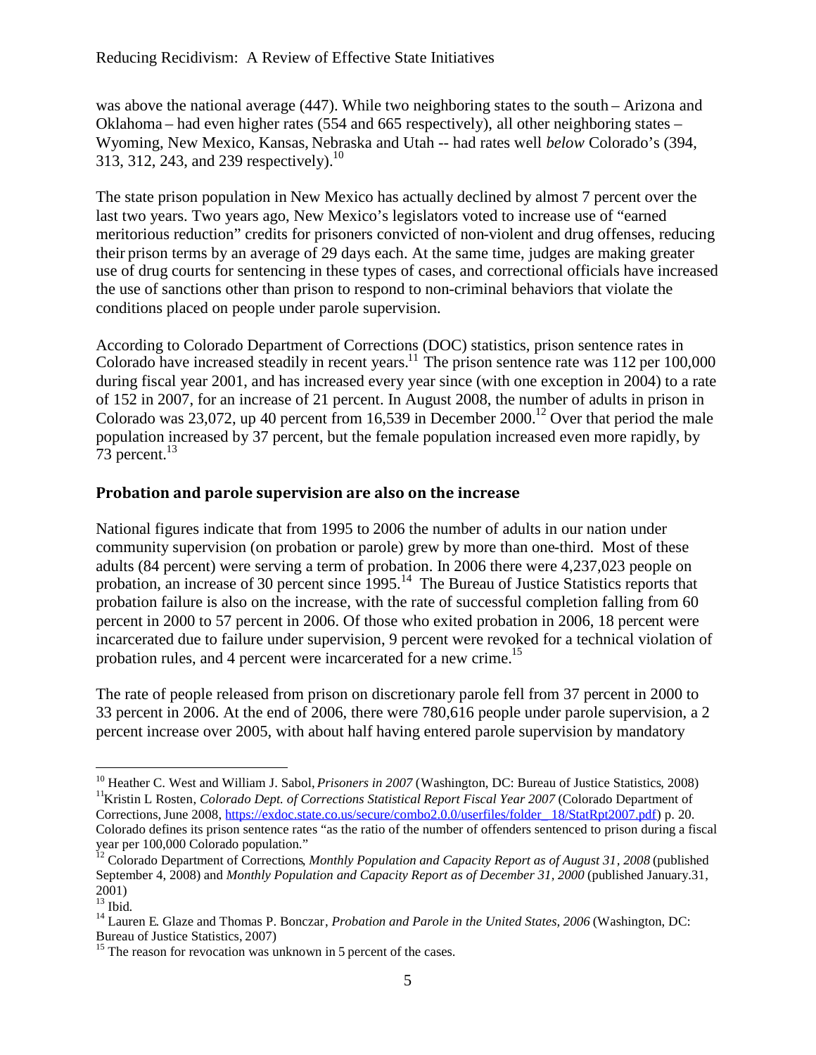was above the national average (447). While two neighboring states to the south – Arizona and Oklahoma – had even higher rates (554 and 665 respectively), all other neighboring states – Wyoming, New Mexico, Kansas, Nebraska and Utah -- had rates well *below* Colorado's (394, 313, 312, 243, and 239 respectively).[10]

The state prison population in New Mexico has actually declined by almost 7 percent over the last two years. Two years ago, New Mexico's legislators voted to increase use of "earned meritorious reduction" credits for prisoners convicted of non-violent and drug offenses, reducing their prison terms by an average of 29 days each. At the same time, judges are making greater use of drug courts for sentencing in these types of cases, and correctional officials have increased the use of sanctions other than prison to respond to non-criminal behaviors that violate the conditions placed on people under parole supervision.

According to Colorado Department of Corrections (DOC) statistics, prison sentence rates in Colorado have increased steadily in recent years.[11] The prison sentence rate was 112 per 100,000 during fiscal year 2001, and has increased every year since (with one exception in 2004) to a rate of 152 in 2007, for an increase of 21 percent. In August 2008, the number of adults in prison in Colorado was 23,072, up 40 percent from 16,539 in December 2000.[12] Over that period the male population increased by 37 percent, but the female population increased even more rapidly, by 73 percent.[13]

## Probation and parole supervision are also on the increase

National figures indicate that from 1995 to 2006 the number of adults in our nation under community supervision (on probation or parole) grew by more than one-third. Most of these adults (84 percent) were serving a term of probation. In 2006 there were 4,237,023 people on probation, an increase of 30 percent since 1995.[14] The Bureau of Justice Statistics reports that probation failure is also on the increase, with the rate of successful completion falling from 60 percent in 2000 to 57 percent in 2006. Of those who exited probation in 2006, 18 percent were incarcerated due to failure under supervision, 9 percent were revoked for a technical violation of probation rules, and 4 percent were incarcerated for a new crime.[15]

The rate of people released from prison on discretionary parole fell from 37 percent in 2000 to 33 percent in 2006. At the end of 2006, there were 780,616 people under parole supervision, a 2 percent increase over 2005, with about half having entered parole supervision by mandatory

---

[10] Heather C. West and William J. Sabol, *Prisoners in 2007* (Washington, DC: Bureau of Justice Statistics, 2008)

[11] Kristin L Rosten, *Colorado Dept. of Corrections Statistical Report Fiscal Year 2007* (Colorado Department of Corrections, June 2008, https://exdoc.state.co.us/secure/combo2.0.0/userfiles/folder_18/StatRpt2007.pdf) p. 20. Colorado defines its prison sentence rates "as the ratio of the number of offenders sentenced to prison during a fiscal year per 100,000 Colorado population."

[12] Colorado Department of Corrections, *Monthly Population and Capacity Report as of August 31, 2008* (published September 4, 2008) and *Monthly Population and Capacity Report as of December 31, 2000* (published January.31, 2001)

[13] Ibid.

[14] Lauren E. Glaze and Thomas P. Bonczar, *Probation and Parole in the United States, 2006* (Washington, DC: Bureau of Justice Statistics, 2007)

[15] The reason for revocation was unknown in 5 percent of the cases.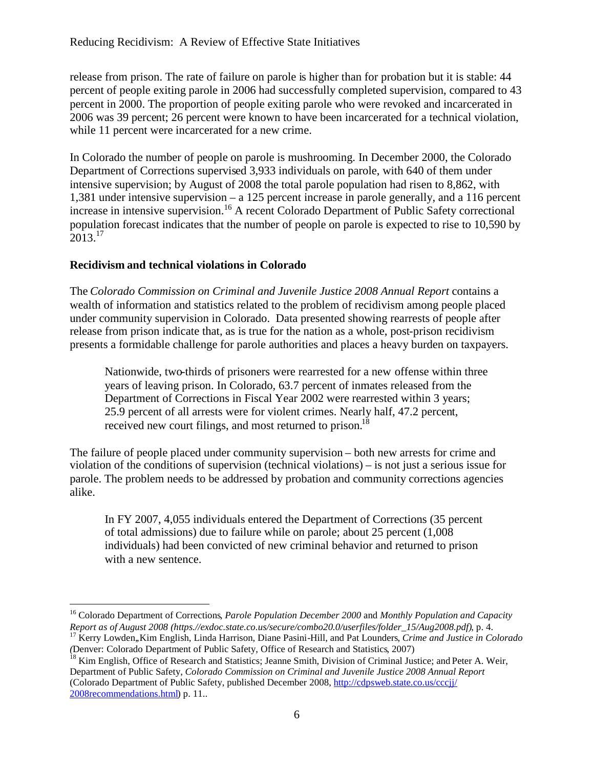release from prison. The rate of failure on parole is higher than for probation but it is stable: 44 percent of people exiting parole in 2006 had successfully completed supervision, compared to 43 percent in 2000. The proportion of people exiting parole who were revoked and incarcerated in 2006 was 39 percent; 26 percent were known to have been incarcerated for a technical violation, while 11 percent were incarcerated for a new crime.

In Colorado the number of people on parole is mushrooming. In December 2000, the Colorado Department of Corrections supervised 3,933 individuals on parole, with 640 of them under intensive supervision; by August of 2008 the total parole population had risen to 8,862, with 1,381 under intensive supervision – a 125 percent increase in parole generally, and a 116 percent increase in intensive supervision.[16] A recent Colorado Department of Public Safety correctional population forecast indicates that the number of people on parole is expected to rise to 10,590 by 2013.[17]

**Recidivism and technical violations in Colorado**

The *Colorado Commission on Criminal and Juvenile Justice 2008 Annual Report* contains a wealth of information and statistics related to the problem of recidivism among people placed under community supervision in Colorado. Data presented showing rearrests of people after release from prison indicate that, as is true for the nation as a whole, post-prison recidivism presents a formidable challenge for parole authorities and places a heavy burden on taxpayers.

> Nationwide, two-thirds of prisoners were rearrested for a new offense within three years of leaving prison. In Colorado, 63.7 percent of inmates released from the Department of Corrections in Fiscal Year 2002 were rearrested within 3 years; 25.9 percent of all arrests were for violent crimes. Nearly half, 47.2 percent, received new court filings, and most returned to prison.[18]

The failure of people placed under community supervision – both new arrests for crime and violation of the conditions of supervision (technical violations) – is not just a serious issue for parole. The problem needs to be addressed by probation and community corrections agencies alike.

> In FY 2007, 4,055 individuals entered the Department of Corrections (35 percent of total admissions) due to failure while on parole; about 25 percent (1,008 individuals) had been convicted of new criminal behavior and returned to prison with a new sentence.

---

[16] Colorado Department of Corrections, *Parole Population December 2000* and *Monthly Population and Capacity Report as of August 2008 (https.//exdoc.state.co.us/secure/combo20.0/userfiles/folder_15/Aug2008.pdf)*, p. 4.

[17] Kerry Lowden,,Kim English, Linda Harrison, Diane Pasini-Hill, and Pat Lounders, *Crime and Justice in Colorado (*Denver: Colorado Department of Public Safety, Office of Research and Statistics, 2007)

[18] Kim English, Office of Research and Statistics; Jeanne Smith, Division of Criminal Justice; and Peter A. Weir, Department of Public Safety, *Colorado Commission on Criminal and Juvenile Justice 2008 Annual Report* (Colorado Department of Public Safety, published December 2008, http://cdpsweb.state.co.us/cccjj/2008recommendations.html) p. 11..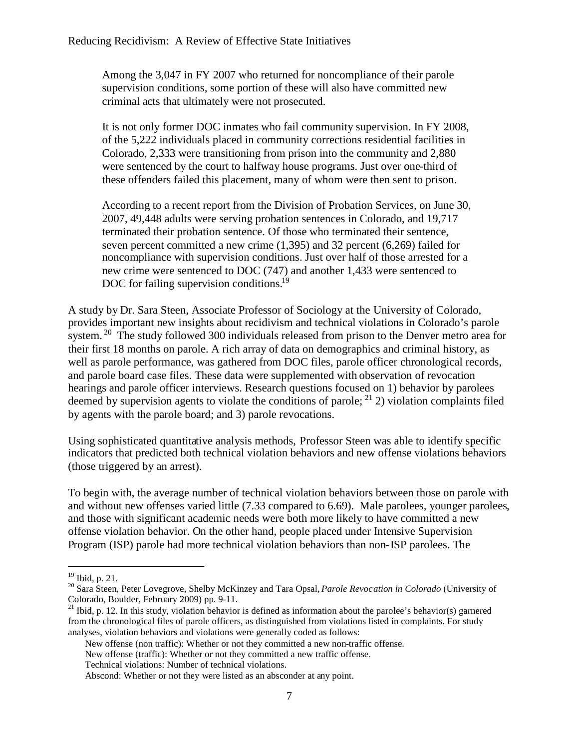> Among the 3,047 in FY 2007 who returned for noncompliance of their parole supervision conditions, some portion of these will also have committed new criminal acts that ultimately were not prosecuted.
>
> It is not only former DOC inmates who fail community supervision. In FY 2008, of the 5,222 individuals placed in community corrections residential facilities in Colorado, 2,333 were transitioning from prison into the community and 2,880 were sentenced by the court to halfway house programs. Just over one-third of these offenders failed this placement, many of whom were then sent to prison.
>
> According to a recent report from the Division of Probation Services, on June 30, 2007, 49,448 adults were serving probation sentences in Colorado, and 19,717 terminated their probation sentence. Of those who terminated their sentence, seven percent committed a new crime (1,395) and 32 percent (6,269) failed for noncompliance with supervision conditions. Just over half of those arrested for a new crime were sentenced to DOC (747) and another 1,433 were sentenced to DOC for failing supervision conditions.[19]

A study by Dr. Sara Steen, Associate Professor of Sociology at the University of Colorado, provides important new insights about recidivism and technical violations in Colorado's parole system.[20] The study followed 300 individuals released from prison to the Denver metro area for their first 18 months on parole. A rich array of data on demographics and criminal history, as well as parole performance, was gathered from DOC files, parole officer chronological records, and parole board case files. These data were supplemented with observation of revocation hearings and parole officer interviews. Research questions focused on 1) behavior by parolees deemed by supervision agents to violate the conditions of parole;[21] 2) violation complaints filed by agents with the parole board; and 3) parole revocations.

Using sophisticated quantitative analysis methods, Professor Steen was able to identify specific indicators that predicted both technical violation behaviors and new offense violations behaviors (those triggered by an arrest).

To begin with, the average number of technical violation behaviors between those on parole with and without new offenses varied little (7.33 compared to 6.69). Male parolees, younger parolees, and those with significant academic needs were both more likely to have committed a new offense violation behavior. On the other hand, people placed under Intensive Supervision Program (ISP) parole had more technical violation behaviors than non-ISP parolees. The

---

[19] Ibid, p. 21.

[20] Sara Steen, Peter Lovegrove, Shelby McKinzey and Tara Opsal, *Parole Revocation in Colorado* (University of Colorado, Boulder, February 2009) pp. 9-11.

[21] Ibid, p. 12. In this study, violation behavior is defined as information about the parolee's behavior(s) garnered from the chronological files of parole officers, as distinguished from violations listed in complaints. For study analyses, violation behaviors and violations were generally coded as follows:

New offense (non traffic): Whether or not they committed a new non-traffic offense.
New offense (traffic): Whether or not they committed a new traffic offense.
Technical violations: Number of technical violations.
Abscond: Whether or not they were listed as an absconder at any point.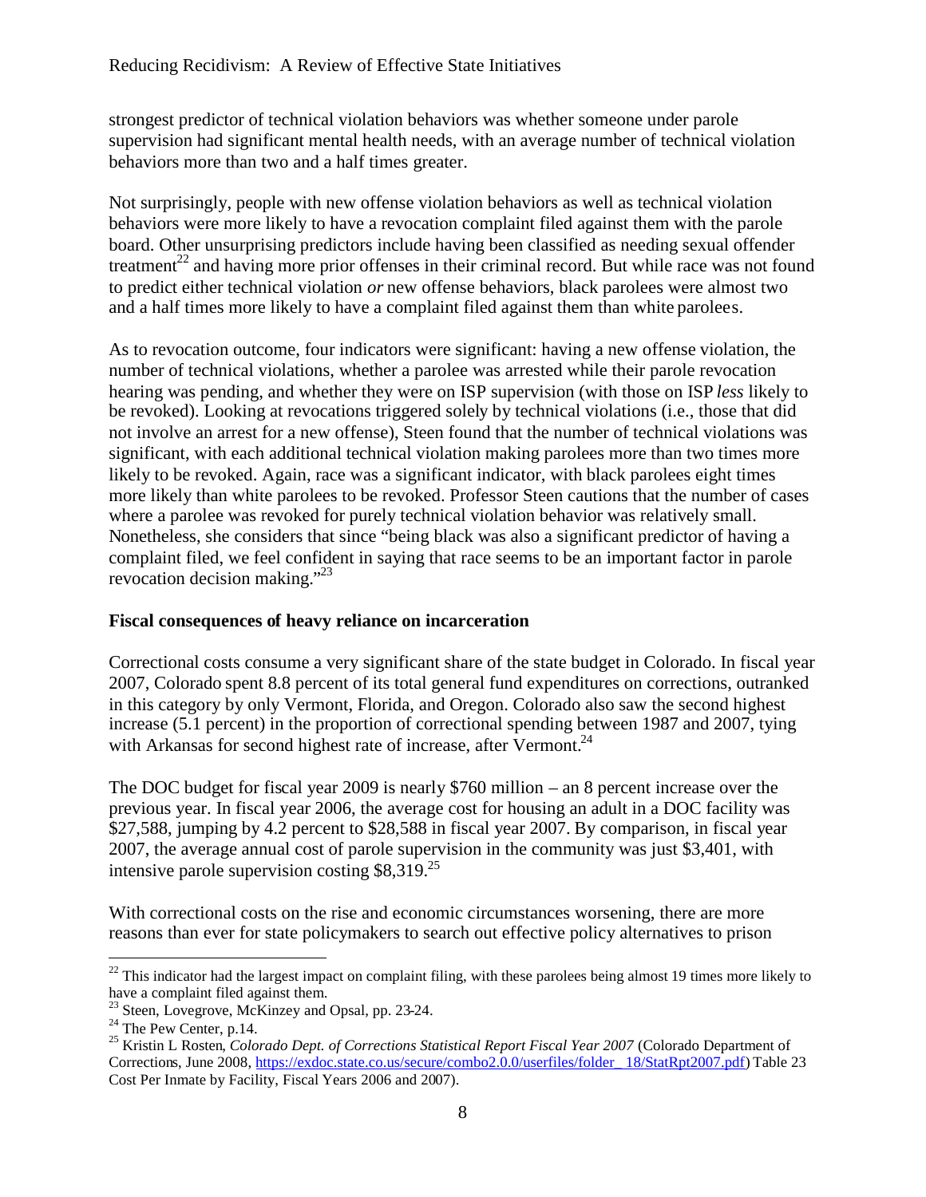strongest predictor of technical violation behaviors was whether someone under parole supervision had significant mental health needs, with an average number of technical violation behaviors more than two and a half times greater.

Not surprisingly, people with new offense violation behaviors as well as technical violation behaviors were more likely to have a revocation complaint filed against them with the parole board. Other unsurprising predictors include having been classified as needing sexual offender treatment[22] and having more prior offenses in their criminal record. But while race was not found to predict either technical violation *or* new offense behaviors, black parolees were almost two and a half times more likely to have a complaint filed against them than white parolees.

As to revocation outcome, four indicators were significant: having a new offense violation, the number of technical violations, whether a parolee was arrested while their parole revocation hearing was pending, and whether they were on ISP supervision (with those on ISP *less* likely to be revoked). Looking at revocations triggered solely by technical violations (i.e., those that did not involve an arrest for a new offense), Steen found that the number of technical violations was significant, with each additional technical violation making parolees more than two times more likely to be revoked. Again, race was a significant indicator, with black parolees eight times more likely than white parolees to be revoked. Professor Steen cautions that the number of cases where a parolee was revoked for purely technical violation behavior was relatively small. Nonetheless, she considers that since "being black was also a significant predictor of having a complaint filed, we feel confident in saying that race seems to be an important factor in parole revocation decision making."[23]

**Fiscal consequences of heavy reliance on incarceration**

Correctional costs consume a very significant share of the state budget in Colorado. In fiscal year 2007, Colorado spent 8.8 percent of its total general fund expenditures on corrections, outranked in this category by only Vermont, Florida, and Oregon. Colorado also saw the second highest increase (5.1 percent) in the proportion of correctional spending between 1987 and 2007, tying with Arkansas for second highest rate of increase, after Vermont.[24]

The DOC budget for fiscal year 2009 is nearly $760 million – an 8 percent increase over the previous year. In fiscal year 2006, the average cost for housing an adult in a DOC facility was $27,588, jumping by 4.2 percent to $28,588 in fiscal year 2007. By comparison, in fiscal year 2007, the average annual cost of parole supervision in the community was just $3,401, with intensive parole supervision costing $8,319.[25]

With correctional costs on the rise and economic circumstances worsening, there are more reasons than ever for state policymakers to search out effective policy alternatives to prison

---

[22] This indicator had the largest impact on complaint filing, with these parolees being almost 19 times more likely to have a complaint filed against them.

[23] Steen, Lovegrove, McKinzey and Opsal, pp. 23-24.

[24] The Pew Center, p.14.

[25] Kristin L Rosten, *Colorado Dept. of Corrections Statistical Report Fiscal Year 2007* (Colorado Department of Corrections, June 2008, https://exdoc.state.co.us/secure/combo2.0.0/userfiles/folder_18/StatRpt2007.pdf) Table 23 Cost Per Inmate by Facility, Fiscal Years 2006 and 2007).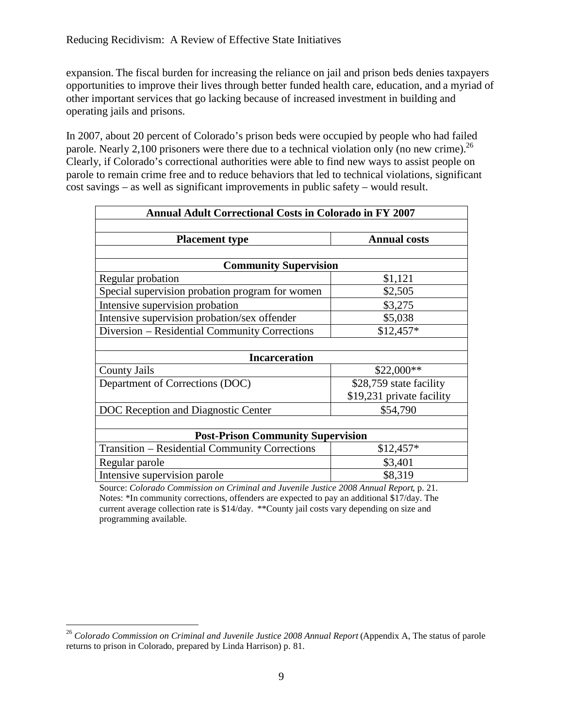expansion. The fiscal burden for increasing the reliance on jail and prison beds denies taxpayers opportunities to improve their lives through better funded health care, education, and a myriad of other important services that go lacking because of increased investment in building and operating jails and prisons.

In 2007, about 20 percent of Colorado's prison beds were occupied by people who had failed parole. Nearly 2,100 prisoners were there due to a technical violation only (no new crime).[26] Clearly, if Colorado's correctional authorities were able to find new ways to assist people on parole to remain crime free and to reduce behaviors that led to technical violations, significant cost savings – as well as significant improvements in public safety – would result.

| **Annual Adult Correctional Costs in Colorado in FY 2007** | |
|---|---|
| **Placement type** | **Annual costs** |
| **Community Supervision** | |
| Regular probation | $1,121 |
| Special supervision probation program for women | $2,505 |
| Intensive supervision probation | $3,275 |
| Intensive supervision probation/sex offender | $5,038 |
| Diversion – Residential Community Corrections | $12,457* |
| **Incarceration** | |
| County Jails | $22,000** |
| Department of Corrections (DOC) | $28,759 state facility<br>$19,231 private facility |
| DOC Reception and Diagnostic Center | $54,790 |
| **Post-Prison Community Supervision** | |
| Transition – Residential Community Corrections | $12,457* |
| Regular parole | $3,401 |
| Intensive supervision parole | $8,319 |

Source: *Colorado Commission on Criminal and Juvenile Justice 2008 Annual Report*, p. 21.
Notes: *In community corrections, offenders are expected to pay an additional $17/day. The current average collection rate is $14/day. **County jail costs vary depending on size and programming available.

[26] *Colorado Commission on Criminal and Juvenile Justice 2008 Annual Report* (Appendix A, The status of parole returns to prison in Colorado, prepared by Linda Harrison) p. 81.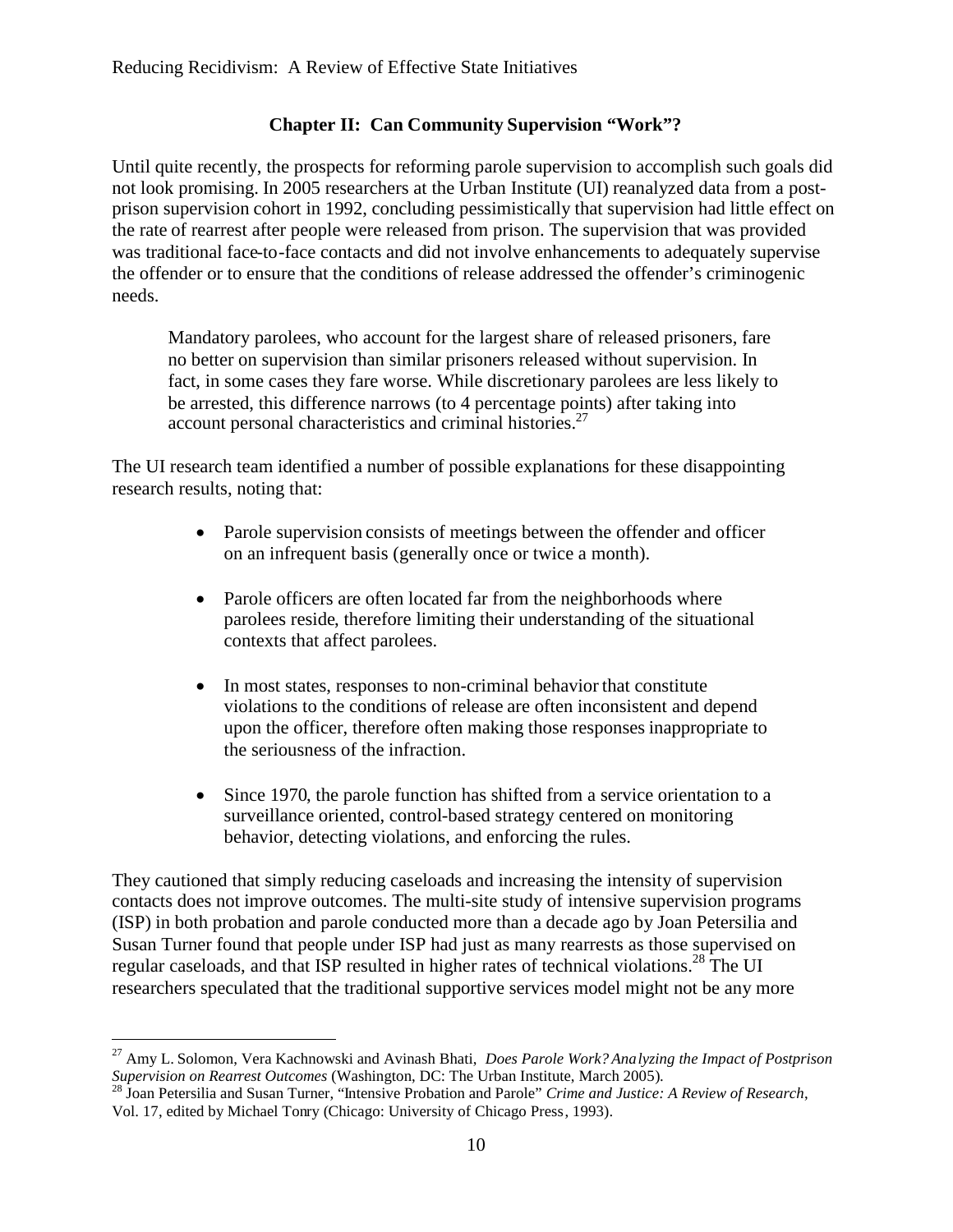## Chapter II: Can Community Supervision "Work"?

Until quite recently, the prospects for reforming parole supervision to accomplish such goals did not look promising. In 2005 researchers at the Urban Institute (UI) reanalyzed data from a post-prison supervision cohort in 1992, concluding pessimistically that supervision had little effect on the rate of rearrest after people were released from prison. The supervision that was provided was traditional face-to-face contacts and did not involve enhancements to adequately supervise the offender or to ensure that the conditions of release addressed the offender's criminogenic needs.

> Mandatory parolees, who account for the largest share of released prisoners, fare no better on supervision than similar prisoners released without supervision. In fact, in some cases they fare worse. While discretionary parolees are less likely to be arrested, this difference narrows (to 4 percentage points) after taking into account personal characteristics and criminal histories.[27]

The UI research team identified a number of possible explanations for these disappointing research results, noting that:

- Parole supervision consists of meetings between the offender and officer on an infrequent basis (generally once or twice a month).
- Parole officers are often located far from the neighborhoods where parolees reside, therefore limiting their understanding of the situational contexts that affect parolees.
- In most states, responses to non-criminal behavior that constitute violations to the conditions of release are often inconsistent and depend upon the officer, therefore often making those responses inappropriate to the seriousness of the infraction.
- Since 1970, the parole function has shifted from a service orientation to a surveillance oriented, control-based strategy centered on monitoring behavior, detecting violations, and enforcing the rules.

They cautioned that simply reducing caseloads and increasing the intensity of supervision contacts does not improve outcomes. The multi-site study of intensive supervision programs (ISP) in both probation and parole conducted more than a decade ago by Joan Petersilia and Susan Turner found that people under ISP had just as many rearrests as those supervised on regular caseloads, and that ISP resulted in higher rates of technical violations.[28] The UI researchers speculated that the traditional supportive services model might not be any more

---

[27] Amy L. Solomon, Vera Kachnowski and Avinash Bhati, *Does Parole Work? Analyzing the Impact of Postprison Supervision on Rearrest Outcomes* (Washington, DC: The Urban Institute, March 2005).

[28] Joan Petersilia and Susan Turner, "Intensive Probation and Parole" *Crime and Justice: A Review of Research*, Vol. 17, edited by Michael Tonry (Chicago: University of Chicago Press, 1993).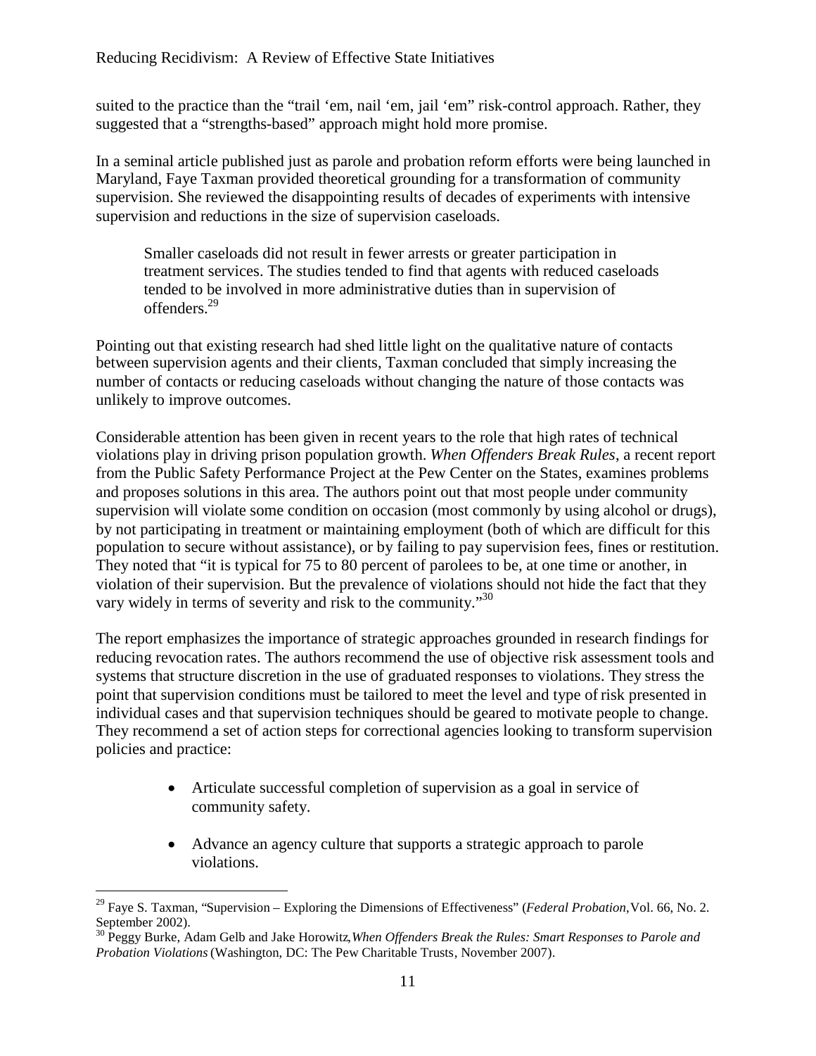suited to the practice than the "trail 'em, nail 'em, jail 'em" risk-control approach. Rather, they suggested that a "strengths-based" approach might hold more promise.

In a seminal article published just as parole and probation reform efforts were being launched in Maryland, Faye Taxman provided theoretical grounding for a transformation of community supervision. She reviewed the disappointing results of decades of experiments with intensive supervision and reductions in the size of supervision caseloads.

> Smaller caseloads did not result in fewer arrests or greater participation in treatment services. The studies tended to find that agents with reduced caseloads tended to be involved in more administrative duties than in supervision of offenders.[29]

Pointing out that existing research had shed little light on the qualitative nature of contacts between supervision agents and their clients, Taxman concluded that simply increasing the number of contacts or reducing caseloads without changing the nature of those contacts was unlikely to improve outcomes.

Considerable attention has been given in recent years to the role that high rates of technical violations play in driving prison population growth. *When Offenders Break Rules*, a recent report from the Public Safety Performance Project at the Pew Center on the States, examines problems and proposes solutions in this area. The authors point out that most people under community supervision will violate some condition on occasion (most commonly by using alcohol or drugs), by not participating in treatment or maintaining employment (both of which are difficult for this population to secure without assistance), or by failing to pay supervision fees, fines or restitution. They noted that "it is typical for 75 to 80 percent of parolees to be, at one time or another, in violation of their supervision. But the prevalence of violations should not hide the fact that they vary widely in terms of severity and risk to the community."[30]

The report emphasizes the importance of strategic approaches grounded in research findings for reducing revocation rates. The authors recommend the use of objective risk assessment tools and systems that structure discretion in the use of graduated responses to violations. They stress the point that supervision conditions must be tailored to meet the level and type of risk presented in individual cases and that supervision techniques should be geared to motivate people to change. They recommend a set of action steps for correctional agencies looking to transform supervision policies and practice:

- Articulate successful completion of supervision as a goal in service of community safety.
- Advance an agency culture that supports a strategic approach to parole violations.

---

[29] Faye S. Taxman, "Supervision – Exploring the Dimensions of Effectiveness" (*Federal Probation*, Vol. 66, No. 2. September 2002).

[30] Peggy Burke, Adam Gelb and Jake Horowitz, *When Offenders Break the Rules: Smart Responses to Parole and Probation Violations* (Washington, DC: The Pew Charitable Trusts, November 2007).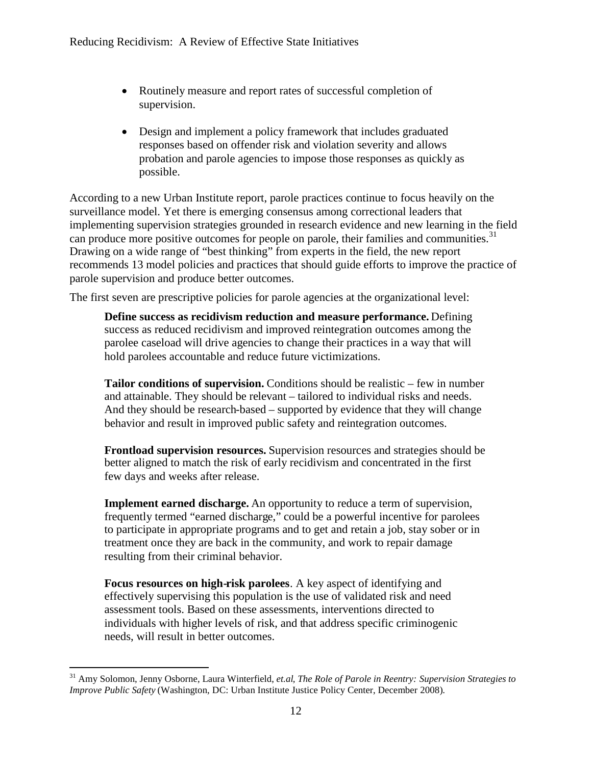- Routinely measure and report rates of successful completion of supervision.

- Design and implement a policy framework that includes graduated responses based on offender risk and violation severity and allows probation and parole agencies to impose those responses as quickly as possible.

According to a new Urban Institute report, parole practices continue to focus heavily on the surveillance model. Yet there is emerging consensus among correctional leaders that implementing supervision strategies grounded in research evidence and new learning in the field can produce more positive outcomes for people on parole, their families and communities.[31] Drawing on a wide range of "best thinking" from experts in the field, the new report recommends 13 model policies and practices that should guide efforts to improve the practice of parole supervision and produce better outcomes.

The first seven are prescriptive policies for parole agencies at the organizational level:

> **Define success as recidivism reduction and measure performance.** Defining success as reduced recidivism and improved reintegration outcomes among the parolee caseload will drive agencies to change their practices in a way that will hold parolees accountable and reduce future victimizations.
>
> **Tailor conditions of supervision.** Conditions should be realistic – few in number and attainable. They should be relevant – tailored to individual risks and needs. And they should be research-based – supported by evidence that they will change behavior and result in improved public safety and reintegration outcomes.
>
> **Frontload supervision resources.** Supervision resources and strategies should be better aligned to match the risk of early recidivism and concentrated in the first few days and weeks after release.
>
> **Implement earned discharge.** An opportunity to reduce a term of supervision, frequently termed "earned discharge," could be a powerful incentive for parolees to participate in appropriate programs and to get and retain a job, stay sober or in treatment once they are back in the community, and work to repair damage resulting from their criminal behavior.
>
> **Focus resources on high-risk parolees**. A key aspect of identifying and effectively supervising this population is the use of validated risk and need assessment tools. Based on these assessments, interventions directed to individuals with higher levels of risk, and that address specific criminogenic needs, will result in better outcomes.

---

[31] Amy Solomon, Jenny Osborne, Laura Winterfield, *et.al, The Role of Parole in Reentry: Supervision Strategies to Improve Public Safety* (Washington, DC: Urban Institute Justice Policy Center, December 2008).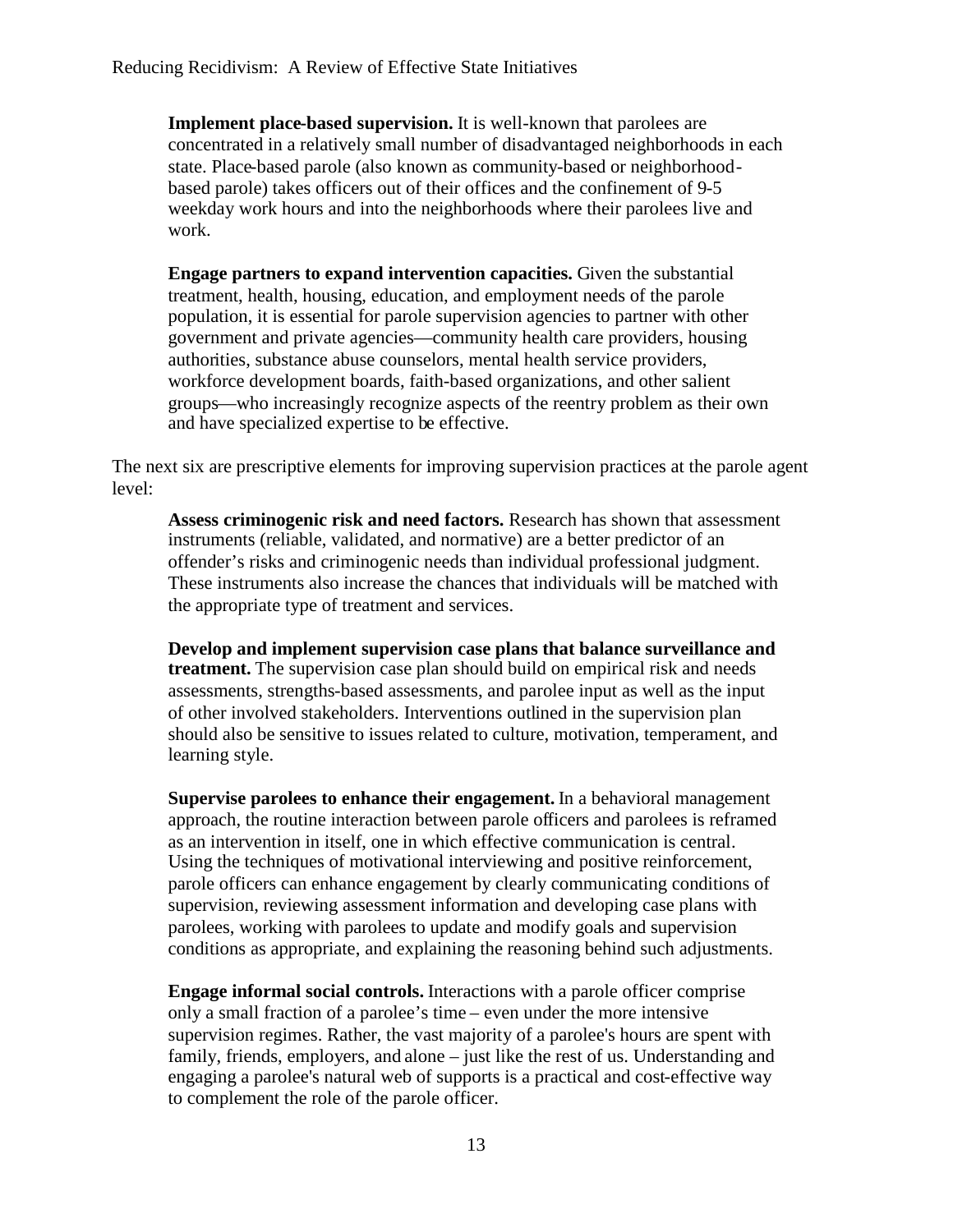**Implement place-based supervision.** It is well-known that parolees are concentrated in a relatively small number of disadvantaged neighborhoods in each state. Place-based parole (also known as community-based or neighborhood-based parole) takes officers out of their offices and the confinement of 9-5 weekday work hours and into the neighborhoods where their parolees live and work.

**Engage partners to expand intervention capacities.** Given the substantial treatment, health, housing, education, and employment needs of the parole population, it is essential for parole supervision agencies to partner with other government and private agencies—community health care providers, housing authorities, substance abuse counselors, mental health service providers, workforce development boards, faith-based organizations, and other salient groups—who increasingly recognize aspects of the reentry problem as their own and have specialized expertise to be effective.

The next six are prescriptive elements for improving supervision practices at the parole agent level:

**Assess criminogenic risk and need factors.** Research has shown that assessment instruments (reliable, validated, and normative) are a better predictor of an offender's risks and criminogenic needs than individual professional judgment. These instruments also increase the chances that individuals will be matched with the appropriate type of treatment and services.

**Develop and implement supervision case plans that balance surveillance and treatment.** The supervision case plan should build on empirical risk and needs assessments, strengths-based assessments, and parolee input as well as the input of other involved stakeholders. Interventions outlined in the supervision plan should also be sensitive to issues related to culture, motivation, temperament, and learning style.

**Supervise parolees to enhance their engagement.** In a behavioral management approach, the routine interaction between parole officers and parolees is reframed as an intervention in itself, one in which effective communication is central. Using the techniques of motivational interviewing and positive reinforcement, parole officers can enhance engagement by clearly communicating conditions of supervision, reviewing assessment information and developing case plans with parolees, working with parolees to update and modify goals and supervision conditions as appropriate, and explaining the reasoning behind such adjustments.

**Engage informal social controls.** Interactions with a parole officer comprise only a small fraction of a parolee's time – even under the more intensive supervision regimes. Rather, the vast majority of a parolee's hours are spent with family, friends, employers, and alone – just like the rest of us. Understanding and engaging a parolee's natural web of supports is a practical and cost-effective way to complement the role of the parole officer.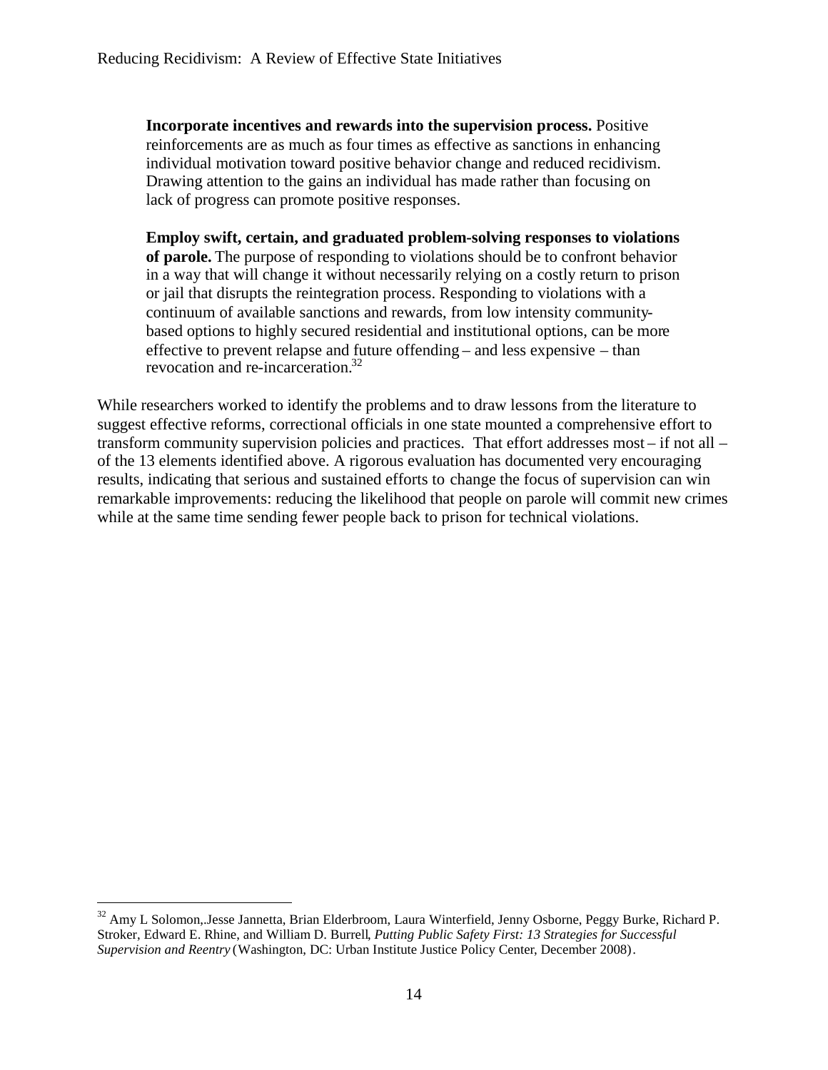**Incorporate incentives and rewards into the supervision process.** Positive reinforcements are as much as four times as effective as sanctions in enhancing individual motivation toward positive behavior change and reduced recidivism. Drawing attention to the gains an individual has made rather than focusing on lack of progress can promote positive responses.

**Employ swift, certain, and graduated problem-solving responses to violations of parole.** The purpose of responding to violations should be to confront behavior in a way that will change it without necessarily relying on a costly return to prison or jail that disrupts the reintegration process. Responding to violations with a continuum of available sanctions and rewards, from low intensity community-based options to highly secured residential and institutional options, can be more effective to prevent relapse and future offending – and less expensive – than revocation and re-incarceration.[32]

While researchers worked to identify the problems and to draw lessons from the literature to suggest effective reforms, correctional officials in one state mounted a comprehensive effort to transform community supervision policies and practices. That effort addresses most – if not all – of the 13 elements identified above. A rigorous evaluation has documented very encouraging results, indicating that serious and sustained efforts to change the focus of supervision can win remarkable improvements: reducing the likelihood that people on parole will commit new crimes while at the same time sending fewer people back to prison for technical violations.

[32] Amy L Solomon,.Jesse Jannetta, Brian Elderbroom, Laura Winterfield, Jenny Osborne, Peggy Burke, Richard P. Stroker, Edward E. Rhine, and William D. Burrell, *Putting Public Safety First: 13 Strategies for Successful Supervision and Reentry* (Washington, DC: Urban Institute Justice Policy Center, December 2008).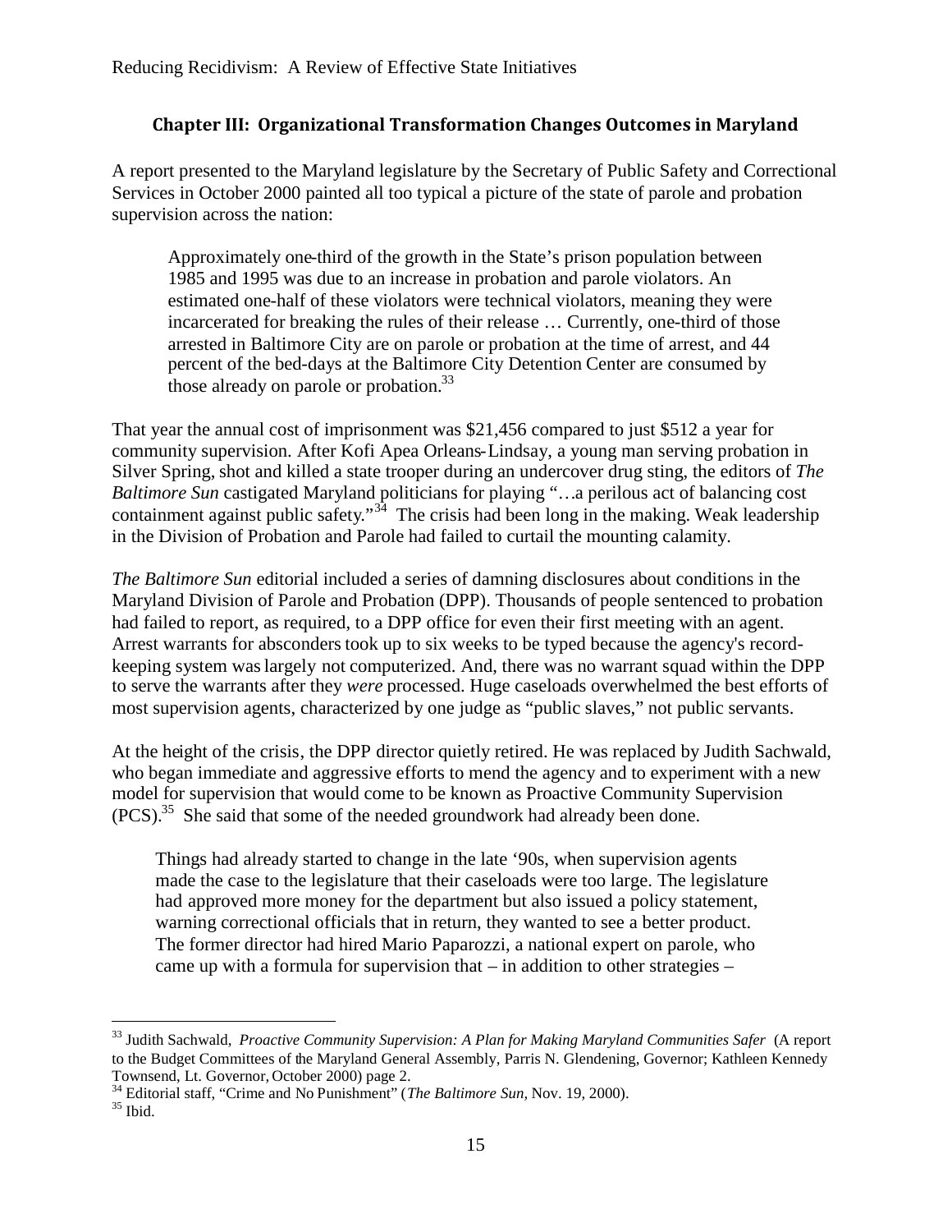## Chapter III: Organizational Transformation Changes Outcomes in Maryland

A report presented to the Maryland legislature by the Secretary of Public Safety and Correctional Services in October 2000 painted all too typical a picture of the state of parole and probation supervision across the nation:

> Approximately one-third of the growth in the State's prison population between 1985 and 1995 was due to an increase in probation and parole violators. An estimated one-half of these violators were technical violators, meaning they were incarcerated for breaking the rules of their release … Currently, one-third of those arrested in Baltimore City are on parole or probation at the time of arrest, and 44 percent of the bed-days at the Baltimore City Detention Center are consumed by those already on parole or probation.[33]

That year the annual cost of imprisonment was $21,456 compared to just $512 a year for community supervision. After Kofi Apea Orleans-Lindsay, a young man serving probation in Silver Spring, shot and killed a state trooper during an undercover drug sting, the editors of *The Baltimore Sun* castigated Maryland politicians for playing "…a perilous act of balancing cost containment against public safety."[34] The crisis had been long in the making. Weak leadership in the Division of Probation and Parole had failed to curtail the mounting calamity.

*The Baltimore Sun* editorial included a series of damning disclosures about conditions in the Maryland Division of Parole and Probation (DPP). Thousands of people sentenced to probation had failed to report, as required, to a DPP office for even their first meeting with an agent. Arrest warrants for absconders took up to six weeks to be typed because the agency's record-keeping system was largely not computerized. And, there was no warrant squad within the DPP to serve the warrants after they *were* processed. Huge caseloads overwhelmed the best efforts of most supervision agents, characterized by one judge as "public slaves," not public servants.

At the height of the crisis, the DPP director quietly retired. He was replaced by Judith Sachwald, who began immediate and aggressive efforts to mend the agency and to experiment with a new model for supervision that would come to be known as Proactive Community Supervision (PCS).[35] She said that some of the needed groundwork had already been done.

> Things had already started to change in the late '90s, when supervision agents made the case to the legislature that their caseloads were too large. The legislature had approved more money for the department but also issued a policy statement, warning correctional officials that in return, they wanted to see a better product. The former director had hired Mario Paparozzi, a national expert on parole, who came up with a formula for supervision that – in addition to other strategies –

---

[33] Judith Sachwald, *Proactive Community Supervision: A Plan for Making Maryland Communities Safer* (A report to the Budget Committees of the Maryland General Assembly, Parris N. Glendening, Governor; Kathleen Kennedy Townsend, Lt. Governor, October 2000) page 2.

[34] Editorial staff, "Crime and No Punishment" (*The Baltimore Sun*, Nov. 19, 2000).

[35] Ibid.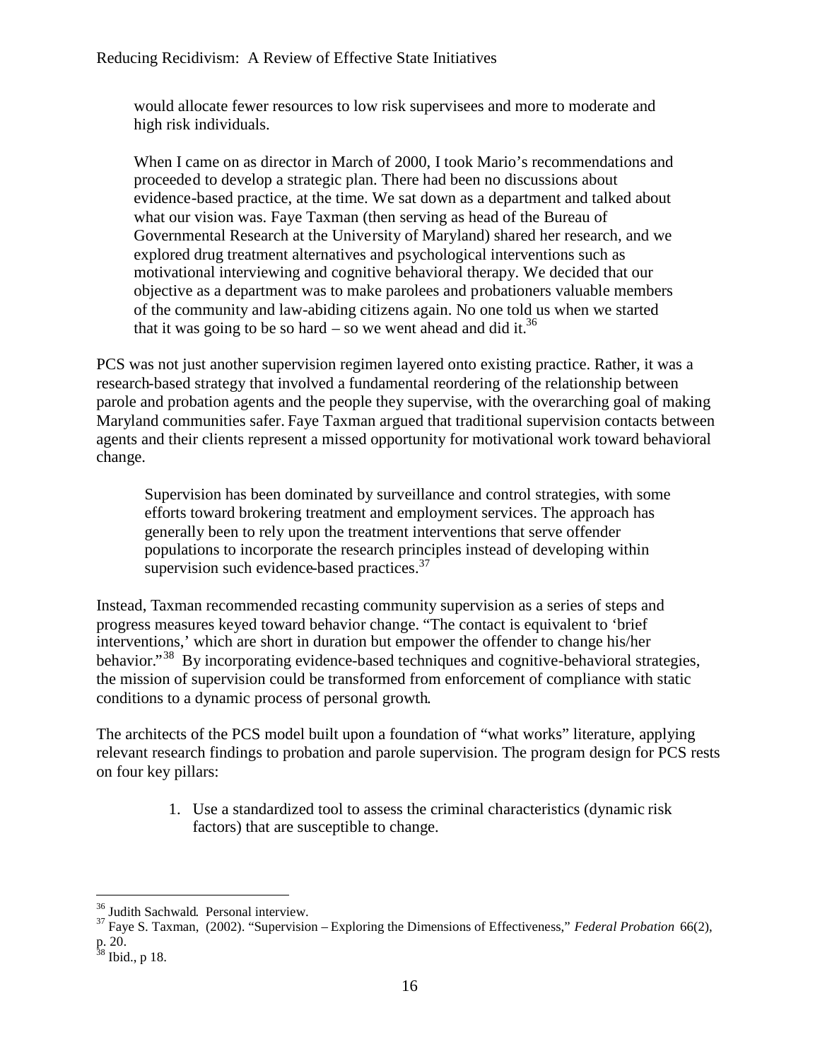> would allocate fewer resources to low risk supervisees and more to moderate and high risk individuals.
>
> When I came on as director in March of 2000, I took Mario's recommendations and proceeded to develop a strategic plan. There had been no discussions about evidence-based practice, at the time. We sat down as a department and talked about what our vision was. Faye Taxman (then serving as head of the Bureau of Governmental Research at the University of Maryland) shared her research, and we explored drug treatment alternatives and psychological interventions such as motivational interviewing and cognitive behavioral therapy. We decided that our objective as a department was to make parolees and probationers valuable members of the community and law-abiding citizens again. No one told us when we started that it was going to be so hard – so we went ahead and did it.[36]

PCS was not just another supervision regimen layered onto existing practice. Rather, it was a research-based strategy that involved a fundamental reordering of the relationship between parole and probation agents and the people they supervise, with the overarching goal of making Maryland communities safer. Faye Taxman argued that traditional supervision contacts between agents and their clients represent a missed opportunity for motivational work toward behavioral change.

> Supervision has been dominated by surveillance and control strategies, with some efforts toward brokering treatment and employment services. The approach has generally been to rely upon the treatment interventions that serve offender populations to incorporate the research principles instead of developing within supervision such evidence-based practices.[37]

Instead, Taxman recommended recasting community supervision as a series of steps and progress measures keyed toward behavior change. "The contact is equivalent to 'brief interventions,' which are short in duration but empower the offender to change his/her behavior."[38] By incorporating evidence-based techniques and cognitive-behavioral strategies, the mission of supervision could be transformed from enforcement of compliance with static conditions to a dynamic process of personal growth.

The architects of the PCS model built upon a foundation of "what works" literature, applying relevant research findings to probation and parole supervision. The program design for PCS rests on four key pillars:

1. Use a standardized tool to assess the criminal characteristics (dynamic risk factors) that are susceptible to change.

---

[36] Judith Sachwald. Personal interview.

[37] Faye S. Taxman, (2002). "Supervision – Exploring the Dimensions of Effectiveness," *Federal Probation* 66(2), p. 20.

[38] Ibid., p 18.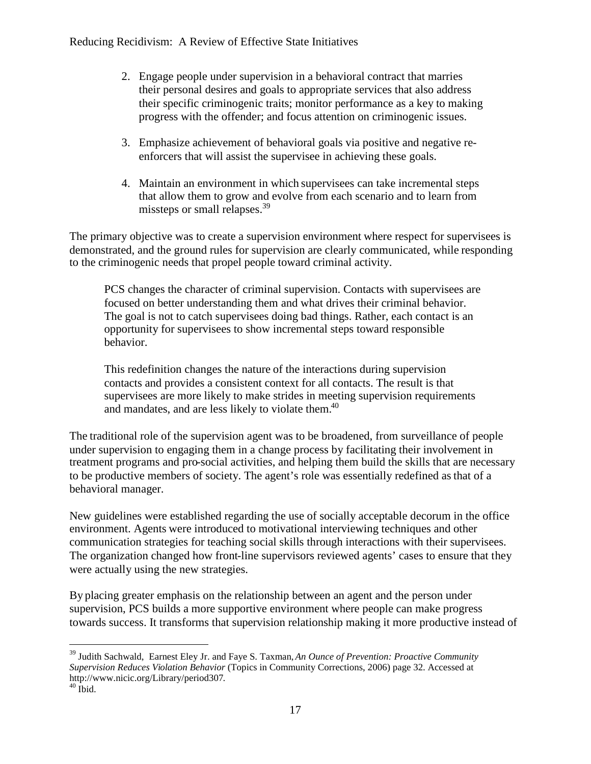2. Engage people under supervision in a behavioral contract that marries their personal desires and goals to appropriate services that also address their specific criminogenic traits; monitor performance as a key to making progress with the offender; and focus attention on criminogenic issues.

3. Emphasize achievement of behavioral goals via positive and negative re-enforcers that will assist the supervisee in achieving these goals.

4. Maintain an environment in which supervisees can take incremental steps that allow them to grow and evolve from each scenario and to learn from missteps or small relapses.[39]

The primary objective was to create a supervision environment where respect for supervisees is demonstrated, and the ground rules for supervision are clearly communicated, while responding to the criminogenic needs that propel people toward criminal activity.

> PCS changes the character of criminal supervision. Contacts with supervisees are focused on better understanding them and what drives their criminal behavior. The goal is not to catch supervisees doing bad things. Rather, each contact is an opportunity for supervisees to show incremental steps toward responsible behavior.
>
> This redefinition changes the nature of the interactions during supervision contacts and provides a consistent context for all contacts. The result is that supervisees are more likely to make strides in meeting supervision requirements and mandates, and are less likely to violate them.[40]

The traditional role of the supervision agent was to be broadened, from surveillance of people under supervision to engaging them in a change process by facilitating their involvement in treatment programs and pro-social activities, and helping them build the skills that are necessary to be productive members of society. The agent's role was essentially redefined as that of a behavioral manager.

New guidelines were established regarding the use of socially acceptable decorum in the office environment. Agents were introduced to motivational interviewing techniques and other communication strategies for teaching social skills through interactions with their supervisees. The organization changed how front-line supervisors reviewed agents' cases to ensure that they were actually using the new strategies.

By placing greater emphasis on the relationship between an agent and the person under supervision, PCS builds a more supportive environment where people can make progress towards success. It transforms that supervision relationship making it more productive instead of

---

[39] Judith Sachwald, Earnest Eley Jr. and Faye S. Taxman, *An Ounce of Prevention: Proactive Community Supervision Reduces Violation Behavior* (Topics in Community Corrections, 2006) page 32. Accessed at http://www.nicic.org/Library/period307.

[40] Ibid.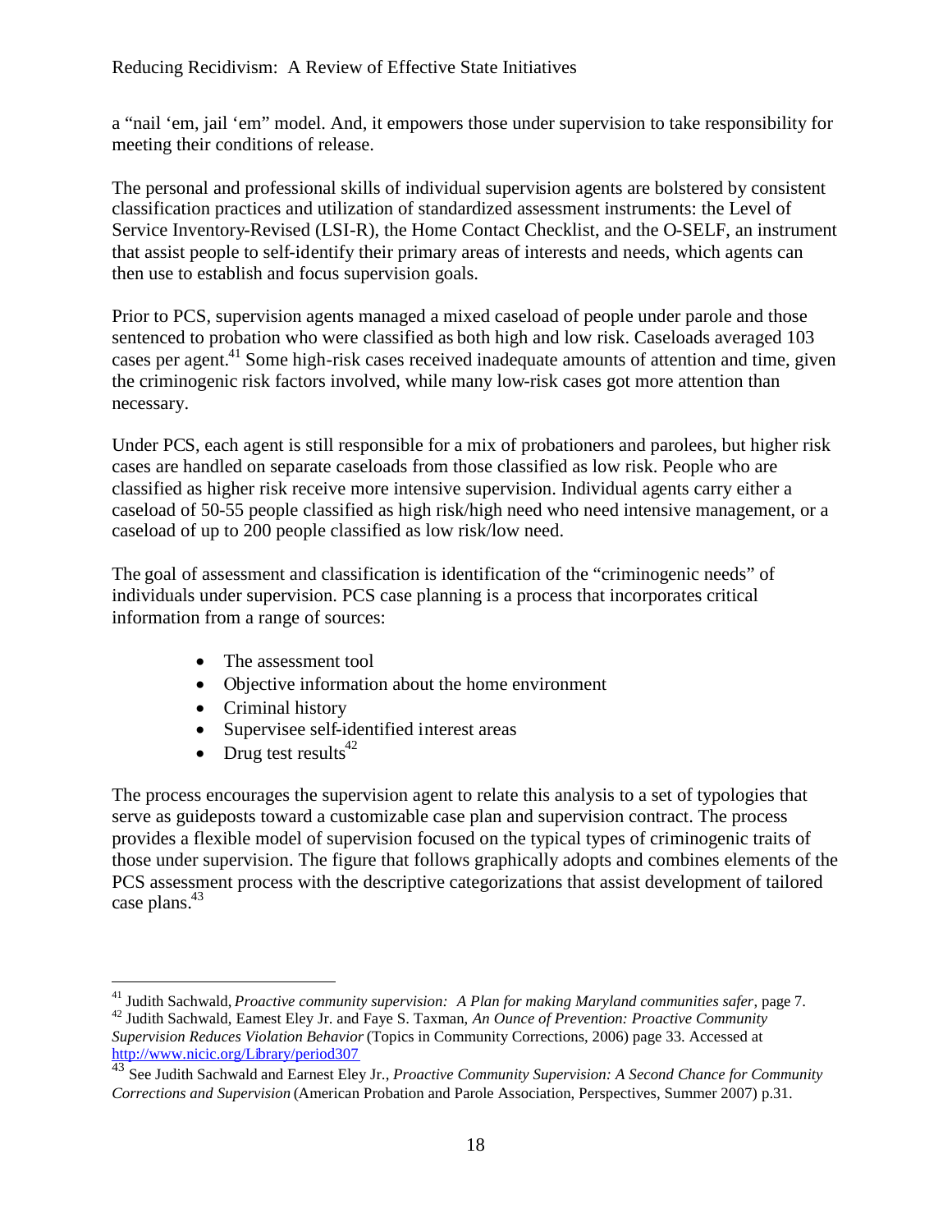a "nail 'em, jail 'em" model. And, it empowers those under supervision to take responsibility for meeting their conditions of release.

The personal and professional skills of individual supervision agents are bolstered by consistent classification practices and utilization of standardized assessment instruments: the Level of Service Inventory-Revised (LSI-R), the Home Contact Checklist, and the O-SELF, an instrument that assist people to self-identify their primary areas of interests and needs, which agents can then use to establish and focus supervision goals.

Prior to PCS, supervision agents managed a mixed caseload of people under parole and those sentenced to probation who were classified as both high and low risk. Caseloads averaged 103 cases per agent.[41] Some high-risk cases received inadequate amounts of attention and time, given the criminogenic risk factors involved, while many low-risk cases got more attention than necessary.

Under PCS, each agent is still responsible for a mix of probationers and parolees, but higher risk cases are handled on separate caseloads from those classified as low risk. People who are classified as higher risk receive more intensive supervision. Individual agents carry either a caseload of 50-55 people classified as high risk/high need who need intensive management, or a caseload of up to 200 people classified as low risk/low need.

The goal of assessment and classification is identification of the "criminogenic needs" of individuals under supervision. PCS case planning is a process that incorporates critical information from a range of sources:

- The assessment tool
- Objective information about the home environment
- Criminal history
- Supervisee self-identified interest areas
- Drug test results[42]

The process encourages the supervision agent to relate this analysis to a set of typologies that serve as guideposts toward a customizable case plan and supervision contract. The process provides a flexible model of supervision focused on the typical types of criminogenic traits of those under supervision. The figure that follows graphically adopts and combines elements of the PCS assessment process with the descriptive categorizations that assist development of tailored case plans.[43]

---

[41] Judith Sachwald, *Proactive community supervision: A Plan for making Maryland communities safer*, page 7.

[42] Judith Sachwald, Eamest Eley Jr. and Faye S. Taxman, *An Ounce of Prevention: Proactive Community Supervision Reduces Violation Behavior* (Topics in Community Corrections, 2006) page 33. Accessed at http://www.nicic.org/Library/period307

[43] See Judith Sachwald and Earnest Eley Jr., *Proactive Community Supervision: A Second Chance for Community Corrections and Supervision* (American Probation and Parole Association, Perspectives, Summer 2007) p.31.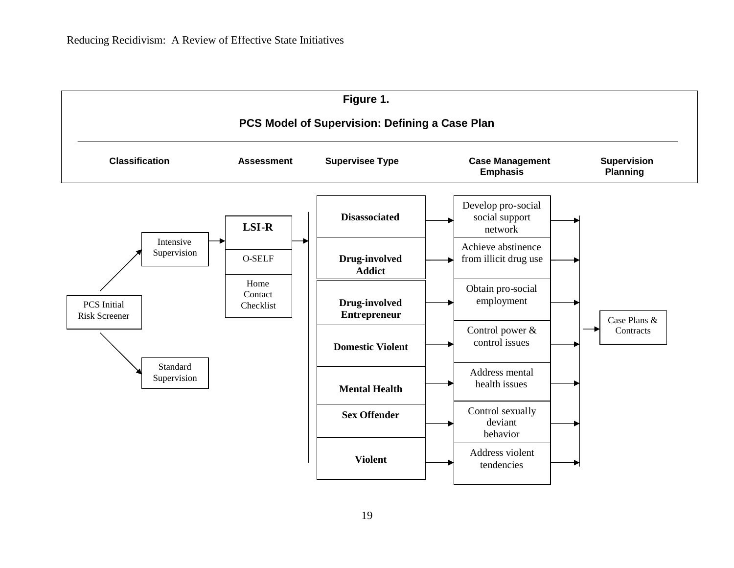**Figure 1.**

**PCS Model of Supervision: Defining a Case Plan**

| Classification | Assessment | Supervisee Type | Case Management Emphasis | Supervision Planning |
|---|---|---|---|---|
| PCS Initial Risk Screener → Intensive Supervision; Standard Supervision | LSI-R; O-SELF; Home Contact Checklist | **Disassociated** | Develop pro-social social support network | Case Plans & Contracts |
| | | **Drug-involved Addict** | Achieve abstinence from illicit drug use | |
| | | **Drug-involved Entrepreneur** | Obtain pro-social employment | |
| | | **Domestic Violent** | Control power & control issues | |
| | | **Mental Health** | Address mental health issues | |
| | | **Sex Offender** | Control sexually deviant behavior | |
| | | **Violent** | Address violent tendencies | |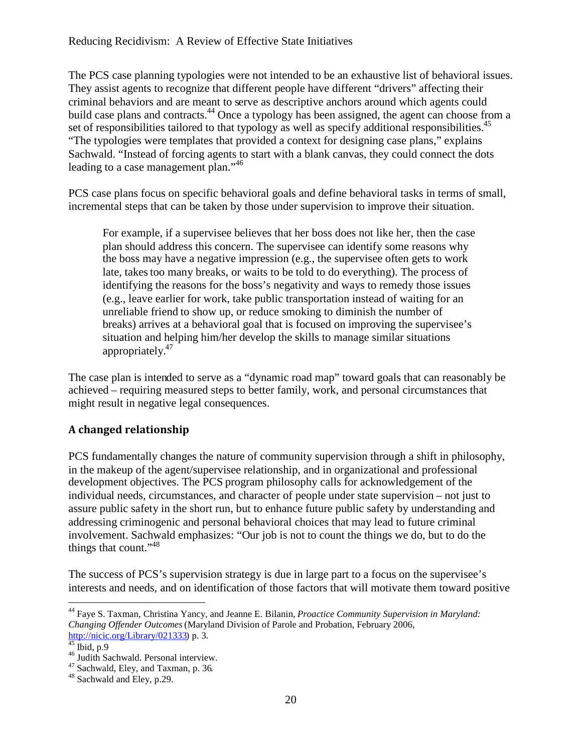The PCS case planning typologies were not intended to be an exhaustive list of behavioral issues. They assist agents to recognize that different people have different "drivers" affecting their criminal behaviors and are meant to serve as descriptive anchors around which agents could build case plans and contracts.[44] Once a typology has been assigned, the agent can choose from a set of responsibilities tailored to that typology as well as specify additional responsibilities.[45] "The typologies were templates that provided a context for designing case plans," explains Sachwald. "Instead of forcing agents to start with a blank canvas, they could connect the dots leading to a case management plan."[46]

PCS case plans focus on specific behavioral goals and define behavioral tasks in terms of small, incremental steps that can be taken by those under supervision to improve their situation.

> For example, if a supervisee believes that her boss does not like her, then the case plan should address this concern. The supervisee can identify some reasons why the boss may have a negative impression (e.g., the supervisee often gets to work late, takes too many breaks, or waits to be told to do everything). The process of identifying the reasons for the boss's negativity and ways to remedy those issues (e.g., leave earlier for work, take public transportation instead of waiting for an unreliable friend to show up, or reduce smoking to diminish the number of breaks) arrives at a behavioral goal that is focused on improving the supervisee's situation and helping him/her develop the skills to manage similar situations appropriately.[47]

The case plan is intended to serve as a "dynamic road map" toward goals that can reasonably be achieved – requiring measured steps to better family, work, and personal circumstances that might result in negative legal consequences.

### A changed relationship

PCS fundamentally changes the nature of community supervision through a shift in philosophy, in the makeup of the agent/supervisee relationship, and in organizational and professional development objectives. The PCS program philosophy calls for acknowledgement of the individual needs, circumstances, and character of people under state supervision – not just to assure public safety in the short run, but to enhance future public safety by understanding and addressing criminogenic and personal behavioral choices that may lead to future criminal involvement. Sachwald emphasizes: "Our job is not to count the things we do, but to do the things that count."[48]

The success of PCS's supervision strategy is due in large part to a focus on the supervisee's interests and needs, and on identification of those factors that will motivate them toward positive

---

[44] Faye S. Taxman, Christina Yancy, and Jeanne E. Bilanin, *Proactice Community Supervision in Maryland: Changing Offender Outcomes* (Maryland Division of Parole and Probation, February 2006, http://nicic.org/Library/021333) p. 3.

[45] Ibid, p.9

[46] Judith Sachwald. Personal interview.

[47] Sachwald, Eley, and Taxman, p. 36.

[48] Sachwald and Eley, p.29.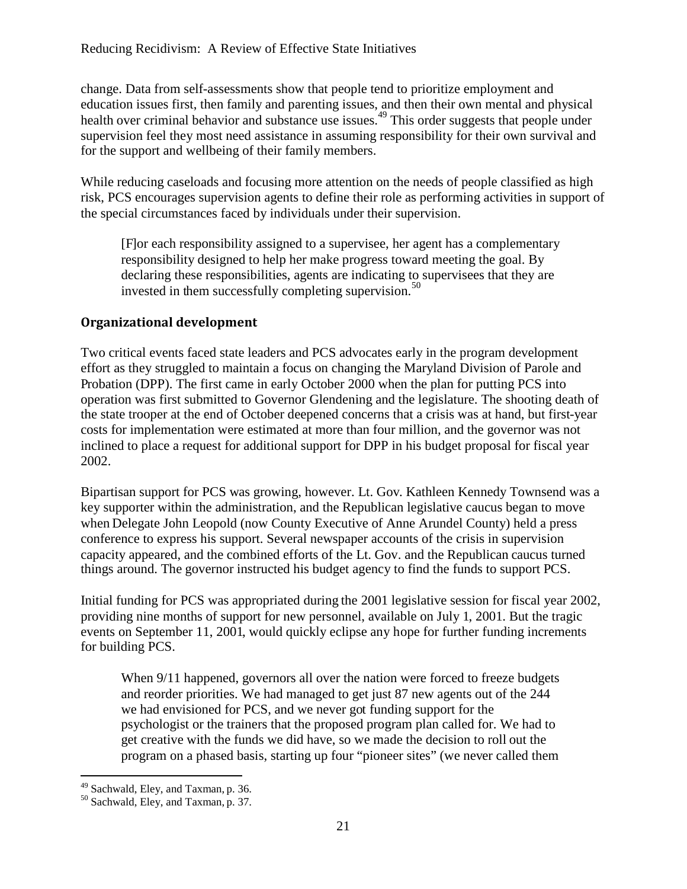change. Data from self-assessments show that people tend to prioritize employment and education issues first, then family and parenting issues, and then their own mental and physical health over criminal behavior and substance use issues.[49] This order suggests that people under supervision feel they most need assistance in assuming responsibility for their own survival and for the support and wellbeing of their family members.

While reducing caseloads and focusing more attention on the needs of people classified as high risk, PCS encourages supervision agents to define their role as performing activities in support of the special circumstances faced by individuals under their supervision.

> [F]or each responsibility assigned to a supervisee, her agent has a complementary responsibility designed to help her make progress toward meeting the goal. By declaring these responsibilities, agents are indicating to supervisees that they are invested in them successfully completing supervision.[50]

## Organizational development

Two critical events faced state leaders and PCS advocates early in the program development effort as they struggled to maintain a focus on changing the Maryland Division of Parole and Probation (DPP). The first came in early October 2000 when the plan for putting PCS into operation was first submitted to Governor Glendening and the legislature. The shooting death of the state trooper at the end of October deepened concerns that a crisis was at hand, but first-year costs for implementation were estimated at more than four million, and the governor was not inclined to place a request for additional support for DPP in his budget proposal for fiscal year 2002.

Bipartisan support for PCS was growing, however. Lt. Gov. Kathleen Kennedy Townsend was a key supporter within the administration, and the Republican legislative caucus began to move when Delegate John Leopold (now County Executive of Anne Arundel County) held a press conference to express his support. Several newspaper accounts of the crisis in supervision capacity appeared, and the combined efforts of the Lt. Gov. and the Republican caucus turned things around. The governor instructed his budget agency to find the funds to support PCS.

Initial funding for PCS was appropriated during the 2001 legislative session for fiscal year 2002, providing nine months of support for new personnel, available on July 1, 2001. But the tragic events on September 11, 2001, would quickly eclipse any hope for further funding increments for building PCS.

> When 9/11 happened, governors all over the nation were forced to freeze budgets and reorder priorities. We had managed to get just 87 new agents out of the 244 we had envisioned for PCS, and we never got funding support for the psychologist or the trainers that the proposed program plan called for. We had to get creative with the funds we did have, so we made the decision to roll out the program on a phased basis, starting up four "pioneer sites" (we never called them

---

[49] Sachwald, Eley, and Taxman, p. 36.

[50] Sachwald, Eley, and Taxman, p. 37.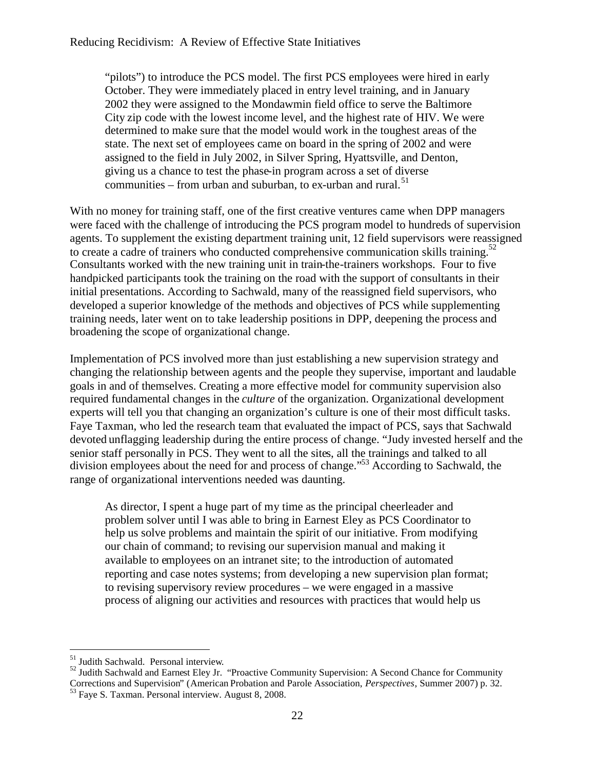> "pilots") to introduce the PCS model. The first PCS employees were hired in early October. They were immediately placed in entry level training, and in January 2002 they were assigned to the Mondawmin field office to serve the Baltimore City zip code with the lowest income level, and the highest rate of HIV. We were determined to make sure that the model would work in the toughest areas of the state. The next set of employees came on board in the spring of 2002 and were assigned to the field in July 2002, in Silver Spring, Hyattsville, and Denton, giving us a chance to test the phase-in program across a set of diverse communities – from urban and suburban, to ex-urban and rural.[51]

With no money for training staff, one of the first creative ventures came when DPP managers were faced with the challenge of introducing the PCS program model to hundreds of supervision agents. To supplement the existing department training unit, 12 field supervisors were reassigned to create a cadre of trainers who conducted comprehensive communication skills training.[52] Consultants worked with the new training unit in train-the-trainers workshops. Four to five handpicked participants took the training on the road with the support of consultants in their initial presentations. According to Sachwald, many of the reassigned field supervisors, who developed a superior knowledge of the methods and objectives of PCS while supplementing training needs, later went on to take leadership positions in DPP, deepening the process and broadening the scope of organizational change.

Implementation of PCS involved more than just establishing a new supervision strategy and changing the relationship between agents and the people they supervise, important and laudable goals in and of themselves. Creating a more effective model for community supervision also required fundamental changes in the *culture* of the organization. Organizational development experts will tell you that changing an organization's culture is one of their most difficult tasks. Faye Taxman, who led the research team that evaluated the impact of PCS, says that Sachwald devoted unflagging leadership during the entire process of change. "Judy invested herself and the senior staff personally in PCS. They went to all the sites, all the trainings and talked to all division employees about the need for and process of change."[53] According to Sachwald, the range of organizational interventions needed was daunting.

> As director, I spent a huge part of my time as the principal cheerleader and problem solver until I was able to bring in Earnest Eley as PCS Coordinator to help us solve problems and maintain the spirit of our initiative. From modifying our chain of command; to revising our supervision manual and making it available to employees on an intranet site; to the introduction of automated reporting and case notes systems; from developing a new supervision plan format; to revising supervisory review procedures – we were engaged in a massive process of aligning our activities and resources with practices that would help us

---

[51] Judith Sachwald. Personal interview.

[52] Judith Sachwald and Earnest Eley Jr. "Proactive Community Supervision: A Second Chance for Community Corrections and Supervision" (American Probation and Parole Association, *Perspectives*, Summer 2007) p. 32.

[53] Faye S. Taxman. Personal interview. August 8, 2008.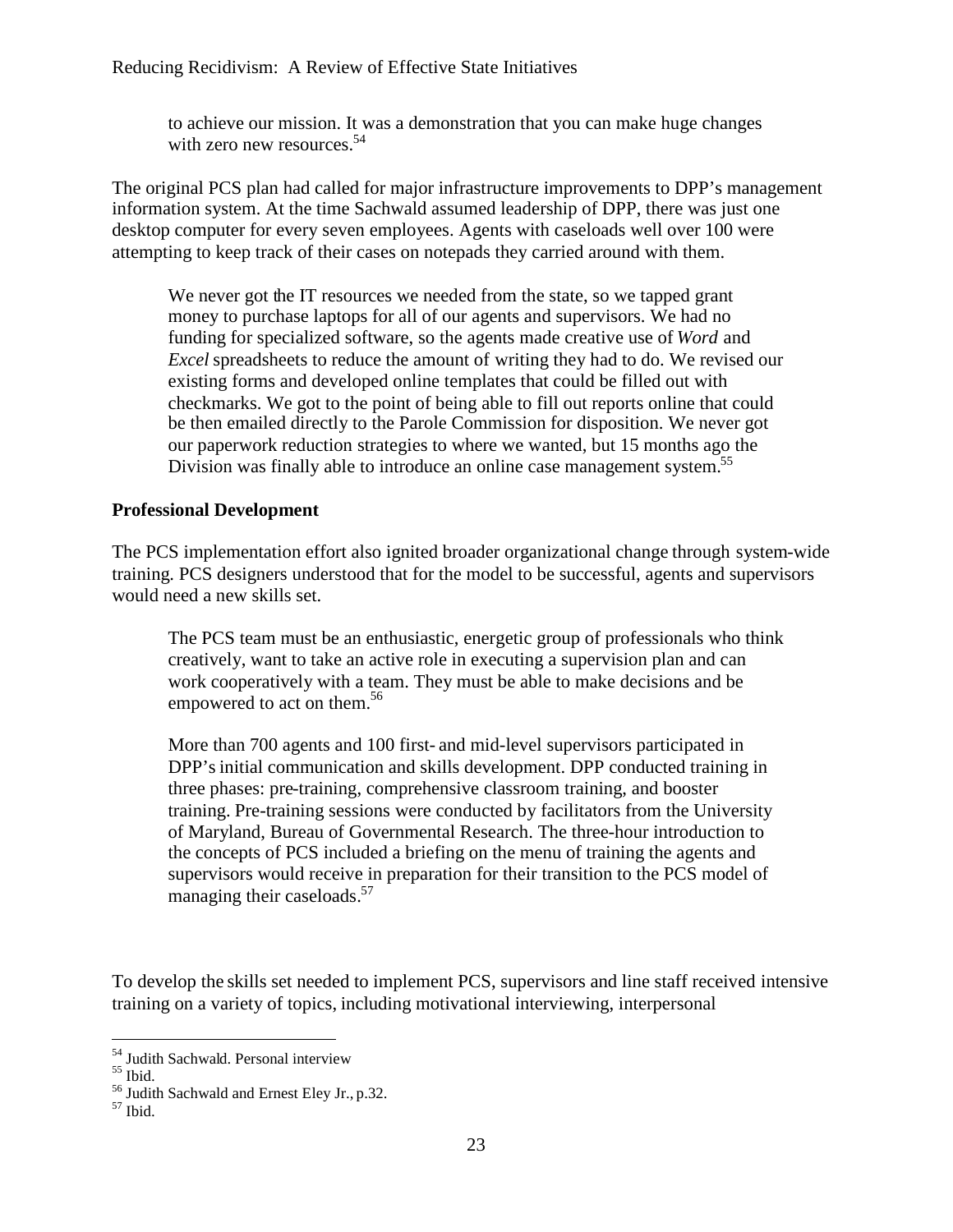to achieve our mission. It was a demonstration that you can make huge changes with zero new resources.[54]

The original PCS plan had called for major infrastructure improvements to DPP's management information system. At the time Sachwald assumed leadership of DPP, there was just one desktop computer for every seven employees. Agents with caseloads well over 100 were attempting to keep track of their cases on notepads they carried around with them.

> We never got the IT resources we needed from the state, so we tapped grant money to purchase laptops for all of our agents and supervisors. We had no funding for specialized software, so the agents made creative use of *Word* and *Excel* spreadsheets to reduce the amount of writing they had to do. We revised our existing forms and developed online templates that could be filled out with checkmarks. We got to the point of being able to fill out reports online that could be then emailed directly to the Parole Commission for disposition. We never got our paperwork reduction strategies to where we wanted, but 15 months ago the Division was finally able to introduce an online case management system.[55]

**Professional Development**

The PCS implementation effort also ignited broader organizational change through system-wide training. PCS designers understood that for the model to be successful, agents and supervisors would need a new skills set.

> The PCS team must be an enthusiastic, energetic group of professionals who think creatively, want to take an active role in executing a supervision plan and can work cooperatively with a team. They must be able to make decisions and be empowered to act on them.[56]
>
> More than 700 agents and 100 first- and mid-level supervisors participated in DPP's initial communication and skills development. DPP conducted training in three phases: pre-training, comprehensive classroom training, and booster training. Pre-training sessions were conducted by facilitators from the University of Maryland, Bureau of Governmental Research. The three-hour introduction to the concepts of PCS included a briefing on the menu of training the agents and supervisors would receive in preparation for their transition to the PCS model of managing their caseloads.[57]

To develop the skills set needed to implement PCS, supervisors and line staff received intensive training on a variety of topics, including motivational interviewing, interpersonal

---

[54] Judith Sachwald. Personal interview
[55] Ibid.
[56] Judith Sachwald and Ernest Eley Jr., p.32.
[57] Ibid.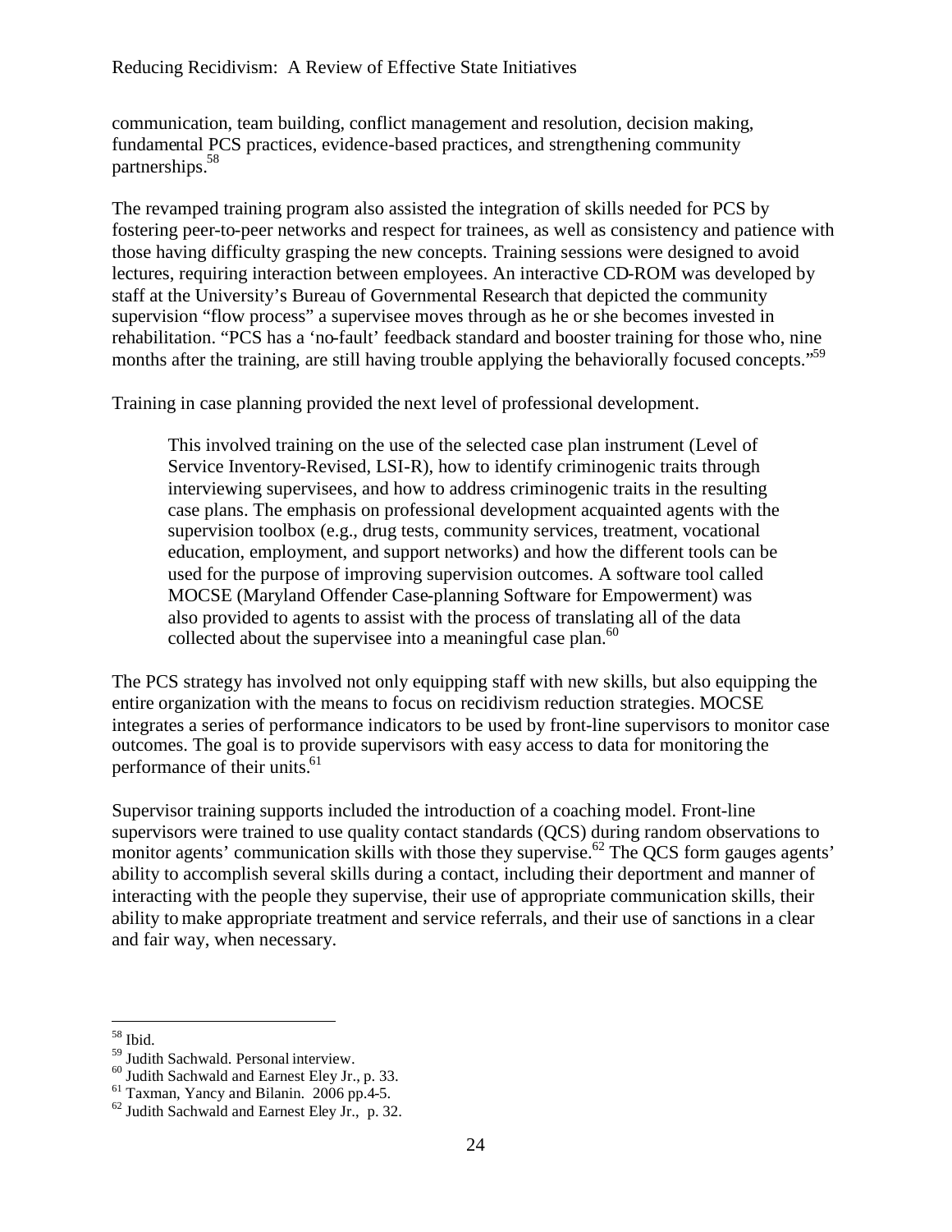communication, team building, conflict management and resolution, decision making, fundamental PCS practices, evidence-based practices, and strengthening community partnerships.[58]

The revamped training program also assisted the integration of skills needed for PCS by fostering peer-to-peer networks and respect for trainees, as well as consistency and patience with those having difficulty grasping the new concepts. Training sessions were designed to avoid lectures, requiring interaction between employees. An interactive CD-ROM was developed by staff at the University's Bureau of Governmental Research that depicted the community supervision "flow process" a supervisee moves through as he or she becomes invested in rehabilitation. "PCS has a 'no-fault' feedback standard and booster training for those who, nine months after the training, are still having trouble applying the behaviorally focused concepts."[59]

Training in case planning provided the next level of professional development.

> This involved training on the use of the selected case plan instrument (Level of Service Inventory-Revised, LSI-R), how to identify criminogenic traits through interviewing supervisees, and how to address criminogenic traits in the resulting case plans. The emphasis on professional development acquainted agents with the supervision toolbox (e.g., drug tests, community services, treatment, vocational education, employment, and support networks) and how the different tools can be used for the purpose of improving supervision outcomes. A software tool called MOCSE (Maryland Offender Case-planning Software for Empowerment) was also provided to agents to assist with the process of translating all of the data collected about the supervisee into a meaningful case plan.[60]

The PCS strategy has involved not only equipping staff with new skills, but also equipping the entire organization with the means to focus on recidivism reduction strategies. MOCSE integrates a series of performance indicators to be used by front-line supervisors to monitor case outcomes. The goal is to provide supervisors with easy access to data for monitoring the performance of their units.[61]

Supervisor training supports included the introduction of a coaching model. Front-line supervisors were trained to use quality contact standards (QCS) during random observations to monitor agents' communication skills with those they supervise.[62] The QCS form gauges agents' ability to accomplish several skills during a contact, including their deportment and manner of interacting with the people they supervise, their use of appropriate communication skills, their ability to make appropriate treatment and service referrals, and their use of sanctions in a clear and fair way, when necessary.

---

[58] Ibid.
[59] Judith Sachwald. Personal interview.
[60] Judith Sachwald and Earnest Eley Jr., p. 33.
[61] Taxman, Yancy and Bilanin. 2006 pp.4-5.
[62] Judith Sachwald and Earnest Eley Jr., p. 32.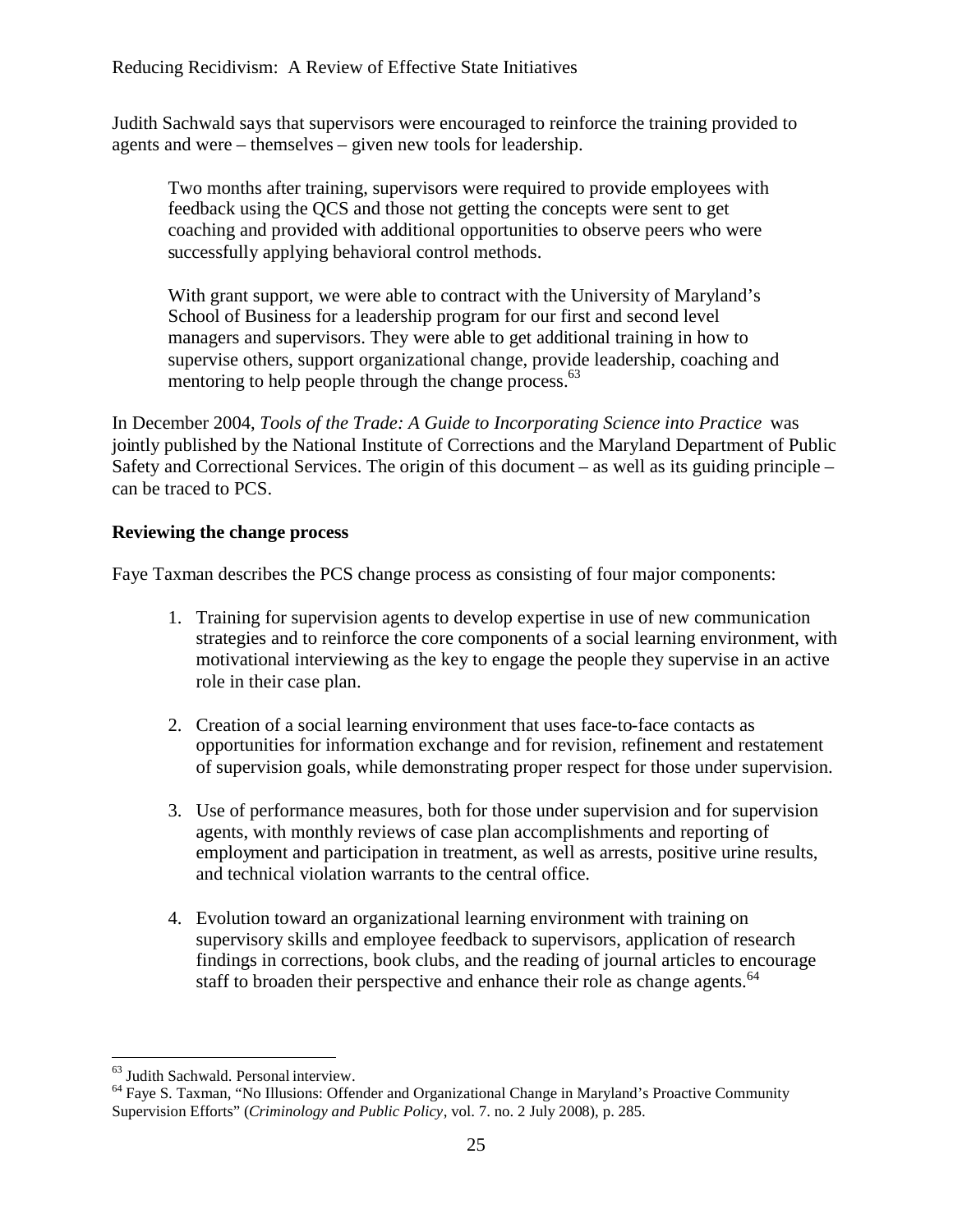Judith Sachwald says that supervisors were encouraged to reinforce the training provided to agents and were – themselves – given new tools for leadership.

> Two months after training, supervisors were required to provide employees with feedback using the QCS and those not getting the concepts were sent to get coaching and provided with additional opportunities to observe peers who were successfully applying behavioral control methods.
>
> With grant support, we were able to contract with the University of Maryland's School of Business for a leadership program for our first and second level managers and supervisors. They were able to get additional training in how to supervise others, support organizational change, provide leadership, coaching and mentoring to help people through the change process.[63]

In December 2004, *Tools of the Trade: A Guide to Incorporating Science into Practice* was jointly published by the National Institute of Corrections and the Maryland Department of Public Safety and Correctional Services. The origin of this document – as well as its guiding principle – can be traced to PCS.

**Reviewing the change process**

Faye Taxman describes the PCS change process as consisting of four major components:

1. Training for supervision agents to develop expertise in use of new communication strategies and to reinforce the core components of a social learning environment, with motivational interviewing as the key to engage the people they supervise in an active role in their case plan.

2. Creation of a social learning environment that uses face-to-face contacts as opportunities for information exchange and for revision, refinement and restatement of supervision goals, while demonstrating proper respect for those under supervision.

3. Use of performance measures, both for those under supervision and for supervision agents, with monthly reviews of case plan accomplishments and reporting of employment and participation in treatment, as well as arrests, positive urine results, and technical violation warrants to the central office.

4. Evolution toward an organizational learning environment with training on supervisory skills and employee feedback to supervisors, application of research findings in corrections, book clubs, and the reading of journal articles to encourage staff to broaden their perspective and enhance their role as change agents.[64]

---

[63] Judith Sachwald. Personal interview.

[64] Faye S. Taxman, "No Illusions: Offender and Organizational Change in Maryland's Proactive Community Supervision Efforts" (*Criminology and Public Policy*, vol. 7. no. 2 July 2008), p. 285.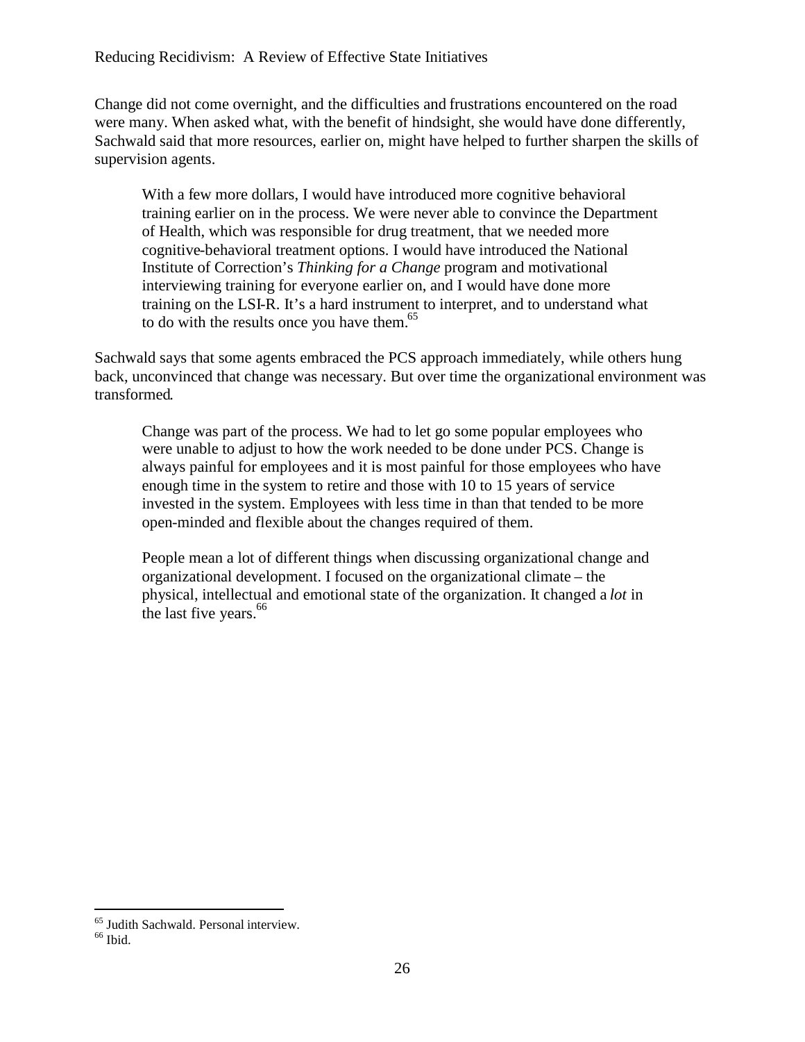Change did not come overnight, and the difficulties and frustrations encountered on the road were many. When asked what, with the benefit of hindsight, she would have done differently, Sachwald said that more resources, earlier on, might have helped to further sharpen the skills of supervision agents.

> With a few more dollars, I would have introduced more cognitive behavioral training earlier on in the process. We were never able to convince the Department of Health, which was responsible for drug treatment, that we needed more cognitive-behavioral treatment options. I would have introduced the National Institute of Correction's *Thinking for a Change* program and motivational interviewing training for everyone earlier on, and I would have done more training on the LSI-R. It's a hard instrument to interpret, and to understand what to do with the results once you have them.[65]

Sachwald says that some agents embraced the PCS approach immediately, while others hung back, unconvinced that change was necessary. But over time the organizational environment was transformed.

> Change was part of the process. We had to let go some popular employees who were unable to adjust to how the work needed to be done under PCS. Change is always painful for employees and it is most painful for those employees who have enough time in the system to retire and those with 10 to 15 years of service invested in the system. Employees with less time in than that tended to be more open-minded and flexible about the changes required of them.
>
> People mean a lot of different things when discussing organizational change and organizational development. I focused on the organizational climate – the physical, intellectual and emotional state of the organization. It changed a *lot* in the last five years.[66]

---

[65] Judith Sachwald. Personal interview.
[66] Ibid.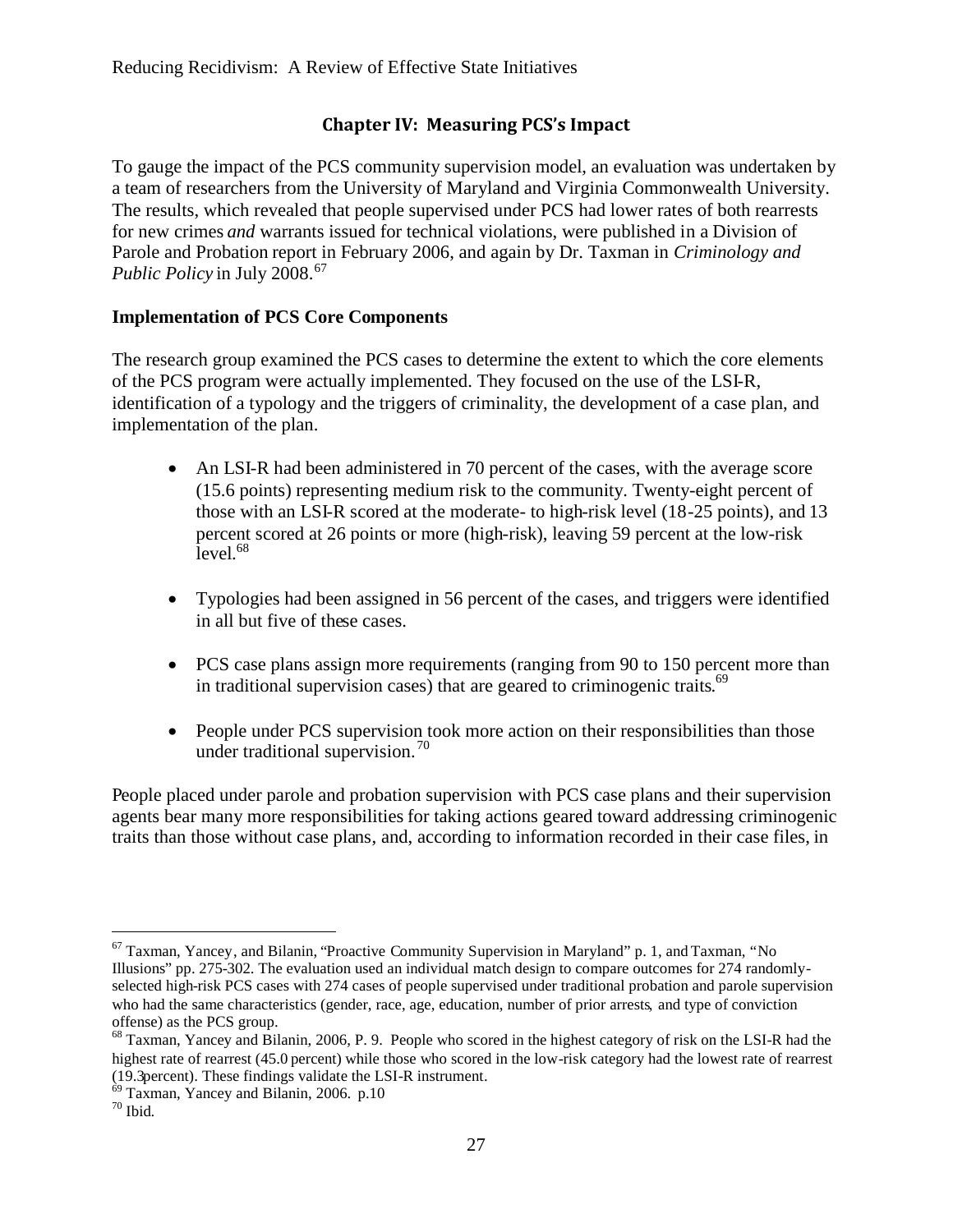## Chapter IV: Measuring PCS's Impact

To gauge the impact of the PCS community supervision model, an evaluation was undertaken by a team of researchers from the University of Maryland and Virginia Commonwealth University. The results, which revealed that people supervised under PCS had lower rates of both rearrests for new crimes *and* warrants issued for technical violations, were published in a Division of Parole and Probation report in February 2006, and again by Dr. Taxman in *Criminology and Public Policy* in July 2008.[67]

### Implementation of PCS Core Components

The research group examined the PCS cases to determine the extent to which the core elements of the PCS program were actually implemented. They focused on the use of the LSI-R, identification of a typology and the triggers of criminality, the development of a case plan, and implementation of the plan.

- An LSI-R had been administered in 70 percent of the cases, with the average score (15.6 points) representing medium risk to the community. Twenty-eight percent of those with an LSI-R scored at the moderate- to high-risk level (18-25 points), and 13 percent scored at 26 points or more (high-risk), leaving 59 percent at the low-risk level.[68]
- Typologies had been assigned in 56 percent of the cases, and triggers were identified in all but five of these cases.
- PCS case plans assign more requirements (ranging from 90 to 150 percent more than in traditional supervision cases) that are geared to criminogenic traits.[69]
- People under PCS supervision took more action on their responsibilities than those under traditional supervision.[70]

People placed under parole and probation supervision with PCS case plans and their supervision agents bear many more responsibilities for taking actions geared toward addressing criminogenic traits than those without case plans, and, according to information recorded in their case files, in

---

[67] Taxman, Yancey, and Bilanin, "Proactive Community Supervision in Maryland" p. 1, and Taxman, "No Illusions" pp. 275-302. The evaluation used an individual match design to compare outcomes for 274 randomly-selected high-risk PCS cases with 274 cases of people supervised under traditional probation and parole supervision who had the same characteristics (gender, race, age, education, number of prior arrests, and type of conviction offense) as the PCS group.

[68] Taxman, Yancey and Bilanin, 2006, P. 9. People who scored in the highest category of risk on the LSI-R had the highest rate of rearrest (45.0 percent) while those who scored in the low-risk category had the lowest rate of rearrest (19.3percent). These findings validate the LSI-R instrument.

[69] Taxman, Yancey and Bilanin, 2006. p.10

[70] Ibid.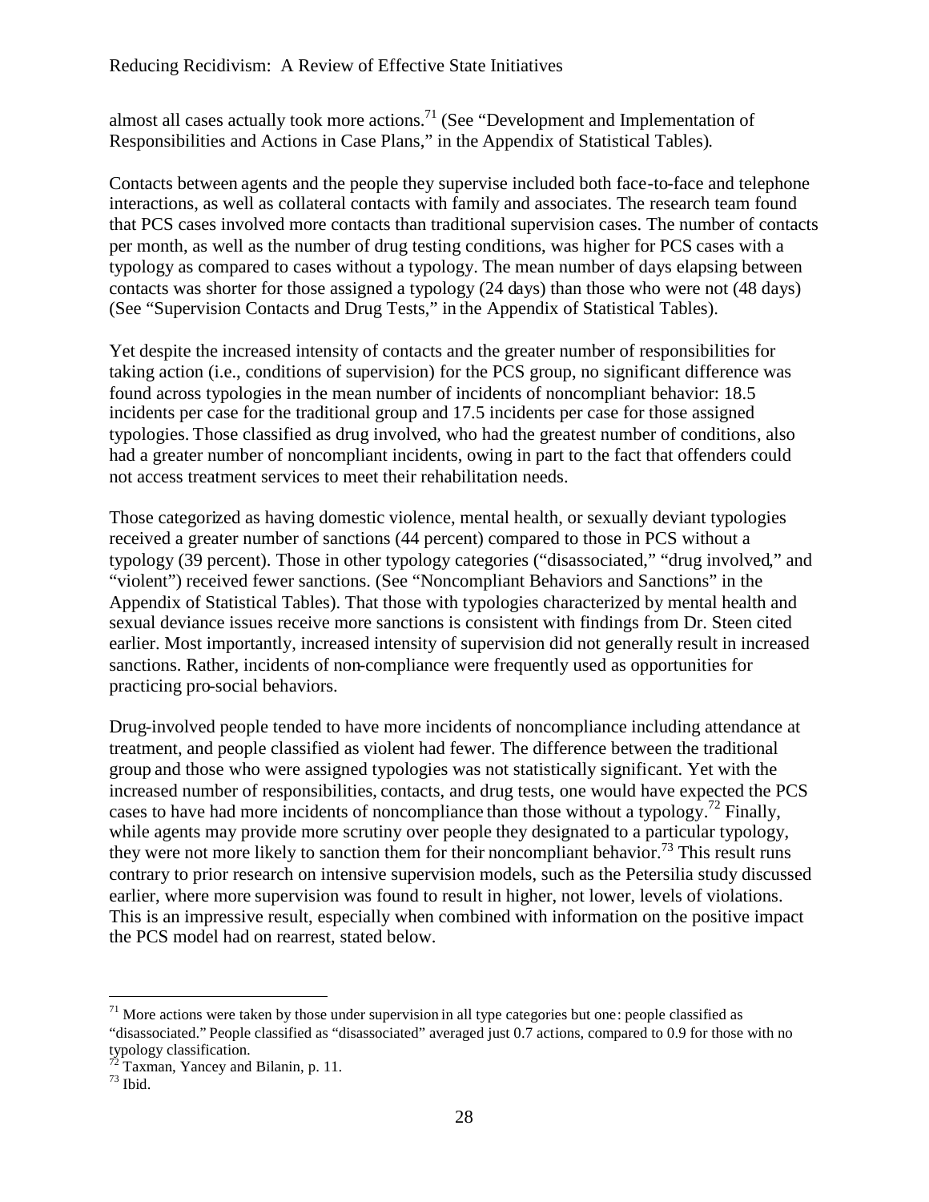almost all cases actually took more actions.[71] (See "Development and Implementation of Responsibilities and Actions in Case Plans," in the Appendix of Statistical Tables).

Contacts between agents and the people they supervise included both face-to-face and telephone interactions, as well as collateral contacts with family and associates. The research team found that PCS cases involved more contacts than traditional supervision cases. The number of contacts per month, as well as the number of drug testing conditions, was higher for PCS cases with a typology as compared to cases without a typology. The mean number of days elapsing between contacts was shorter for those assigned a typology (24 days) than those who were not (48 days) (See "Supervision Contacts and Drug Tests," in the Appendix of Statistical Tables).

Yet despite the increased intensity of contacts and the greater number of responsibilities for taking action (i.e., conditions of supervision) for the PCS group, no significant difference was found across typologies in the mean number of incidents of noncompliant behavior: 18.5 incidents per case for the traditional group and 17.5 incidents per case for those assigned typologies. Those classified as drug involved, who had the greatest number of conditions, also had a greater number of noncompliant incidents, owing in part to the fact that offenders could not access treatment services to meet their rehabilitation needs.

Those categorized as having domestic violence, mental health, or sexually deviant typologies received a greater number of sanctions (44 percent) compared to those in PCS without a typology (39 percent). Those in other typology categories ("disassociated," "drug involved," and "violent") received fewer sanctions. (See "Noncompliant Behaviors and Sanctions" in the Appendix of Statistical Tables). That those with typologies characterized by mental health and sexual deviance issues receive more sanctions is consistent with findings from Dr. Steen cited earlier. Most importantly, increased intensity of supervision did not generally result in increased sanctions. Rather, incidents of non-compliance were frequently used as opportunities for practicing pro-social behaviors.

Drug-involved people tended to have more incidents of noncompliance including attendance at treatment, and people classified as violent had fewer. The difference between the traditional group and those who were assigned typologies was not statistically significant. Yet with the increased number of responsibilities, contacts, and drug tests, one would have expected the PCS cases to have had more incidents of noncompliance than those without a typology.[72] Finally, while agents may provide more scrutiny over people they designated to a particular typology, they were not more likely to sanction them for their noncompliant behavior.[73] This result runs contrary to prior research on intensive supervision models, such as the Petersilia study discussed earlier, where more supervision was found to result in higher, not lower, levels of violations. This is an impressive result, especially when combined with information on the positive impact the PCS model had on rearrest, stated below.

---

[71] More actions were taken by those under supervision in all type categories but one: people classified as "disassociated." People classified as "disassociated" averaged just 0.7 actions, compared to 0.9 for those with no typology classification.

[72] Taxman, Yancey and Bilanin, p. 11.

[73] Ibid.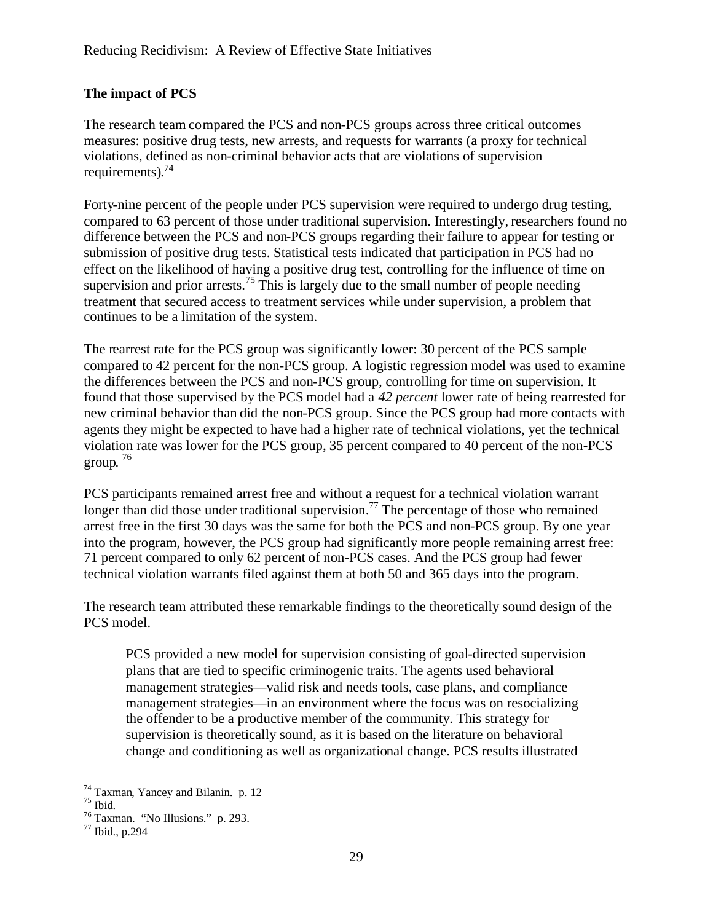## The impact of PCS

The research team compared the PCS and non-PCS groups across three critical outcomes measures: positive drug tests, new arrests, and requests for warrants (a proxy for technical violations, defined as non-criminal behavior acts that are violations of supervision requirements).[74]

Forty-nine percent of the people under PCS supervision were required to undergo drug testing, compared to 63 percent of those under traditional supervision. Interestingly, researchers found no difference between the PCS and non-PCS groups regarding their failure to appear for testing or submission of positive drug tests. Statistical tests indicated that participation in PCS had no effect on the likelihood of having a positive drug test, controlling for the influence of time on supervision and prior arrests.[75] This is largely due to the small number of people needing treatment that secured access to treatment services while under supervision, a problem that continues to be a limitation of the system.

The rearrest rate for the PCS group was significantly lower: 30 percent of the PCS sample compared to 42 percent for the non-PCS group. A logistic regression model was used to examine the differences between the PCS and non-PCS group, controlling for time on supervision. It found that those supervised by the PCS model had a *42 percent* lower rate of being rearrested for new criminal behavior than did the non-PCS group. Since the PCS group had more contacts with agents they might be expected to have had a higher rate of technical violations, yet the technical violation rate was lower for the PCS group, 35 percent compared to 40 percent of the non-PCS group. [76]

PCS participants remained arrest free and without a request for a technical violation warrant longer than did those under traditional supervision.[77] The percentage of those who remained arrest free in the first 30 days was the same for both the PCS and non-PCS group. By one year into the program, however, the PCS group had significantly more people remaining arrest free: 71 percent compared to only 62 percent of non-PCS cases. And the PCS group had fewer technical violation warrants filed against them at both 50 and 365 days into the program.

The research team attributed these remarkable findings to the theoretically sound design of the PCS model.

> PCS provided a new model for supervision consisting of goal-directed supervision plans that are tied to specific criminogenic traits. The agents used behavioral management strategies—valid risk and needs tools, case plans, and compliance management strategies—in an environment where the focus was on resocializing the offender to be a productive member of the community. This strategy for supervision is theoretically sound, as it is based on the literature on behavioral change and conditioning as well as organizational change. PCS results illustrated

[74] Taxman, Yancey and Bilanin. p. 12
[75] Ibid.
[76] Taxman. "No Illusions." p. 293.
[77] Ibid., p.294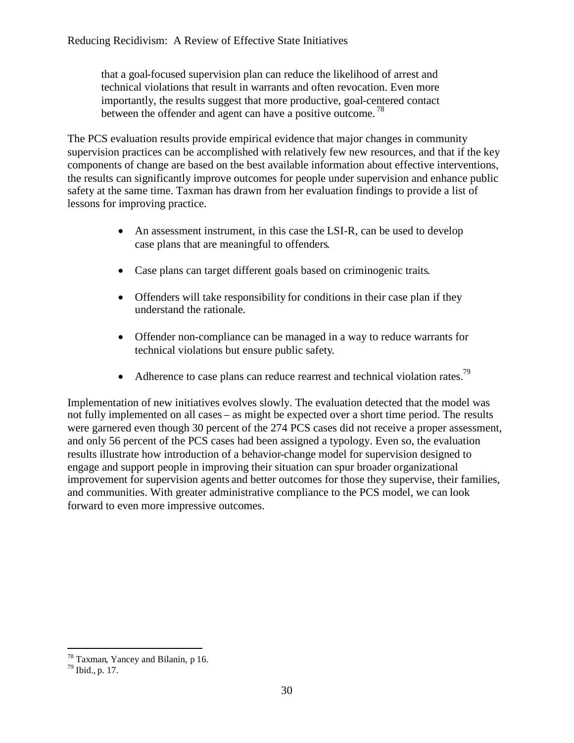> that a goal-focused supervision plan can reduce the likelihood of arrest and technical violations that result in warrants and often revocation. Even more importantly, the results suggest that more productive, goal-centered contact between the offender and agent can have a positive outcome.[78]

The PCS evaluation results provide empirical evidence that major changes in community supervision practices can be accomplished with relatively few new resources, and that if the key components of change are based on the best available information about effective interventions, the results can significantly improve outcomes for people under supervision and enhance public safety at the same time. Taxman has drawn from her evaluation findings to provide a list of lessons for improving practice.

- An assessment instrument, in this case the LSI-R, can be used to develop case plans that are meaningful to offenders.
- Case plans can target different goals based on criminogenic traits.
- Offenders will take responsibility for conditions in their case plan if they understand the rationale.
- Offender non-compliance can be managed in a way to reduce warrants for technical violations but ensure public safety.
- Adherence to case plans can reduce rearrest and technical violation rates.[79]

Implementation of new initiatives evolves slowly. The evaluation detected that the model was not fully implemented on all cases – as might be expected over a short time period. The results were garnered even though 30 percent of the 274 PCS cases did not receive a proper assessment, and only 56 percent of the PCS cases had been assigned a typology. Even so, the evaluation results illustrate how introduction of a behavior-change model for supervision designed to engage and support people in improving their situation can spur broader organizational improvement for supervision agents and better outcomes for those they supervise, their families, and communities. With greater administrative compliance to the PCS model, we can look forward to even more impressive outcomes.

---

[78] Taxman, Yancey and Bilanin, p 16.

[79] Ibid., p. 17.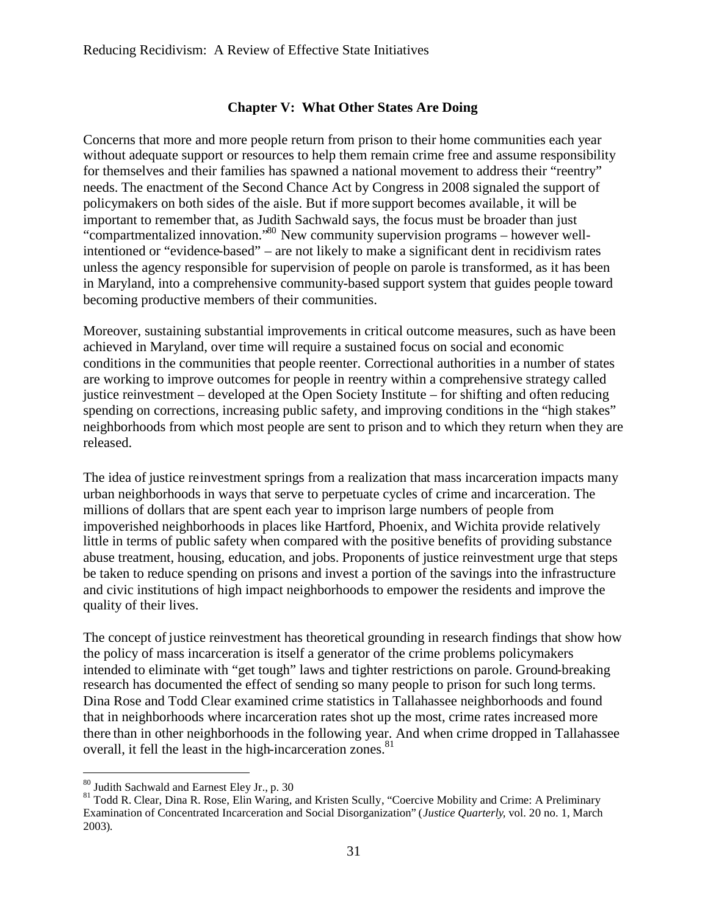## Chapter V: What Other States Are Doing

Concerns that more and more people return from prison to their home communities each year without adequate support or resources to help them remain crime free and assume responsibility for themselves and their families has spawned a national movement to address their "reentry" needs. The enactment of the Second Chance Act by Congress in 2008 signaled the support of policymakers on both sides of the aisle. But if more support becomes available, it will be important to remember that, as Judith Sachwald says, the focus must be broader than just "compartmentalized innovation."[80] New community supervision programs – however well-intentioned or "evidence-based" – are not likely to make a significant dent in recidivism rates unless the agency responsible for supervision of people on parole is transformed, as it has been in Maryland, into a comprehensive community-based support system that guides people toward becoming productive members of their communities.

Moreover, sustaining substantial improvements in critical outcome measures, such as have been achieved in Maryland, over time will require a sustained focus on social and economic conditions in the communities that people reenter. Correctional authorities in a number of states are working to improve outcomes for people in reentry within a comprehensive strategy called justice reinvestment – developed at the Open Society Institute – for shifting and often reducing spending on corrections, increasing public safety, and improving conditions in the "high stakes" neighborhoods from which most people are sent to prison and to which they return when they are released.

The idea of justice reinvestment springs from a realization that mass incarceration impacts many urban neighborhoods in ways that serve to perpetuate cycles of crime and incarceration. The millions of dollars that are spent each year to imprison large numbers of people from impoverished neighborhoods in places like Hartford, Phoenix, and Wichita provide relatively little in terms of public safety when compared with the positive benefits of providing substance abuse treatment, housing, education, and jobs. Proponents of justice reinvestment urge that steps be taken to reduce spending on prisons and invest a portion of the savings into the infrastructure and civic institutions of high impact neighborhoods to empower the residents and improve the quality of their lives.

The concept of justice reinvestment has theoretical grounding in research findings that show how the policy of mass incarceration is itself a generator of the crime problems policymakers intended to eliminate with "get tough" laws and tighter restrictions on parole. Ground-breaking research has documented the effect of sending so many people to prison for such long terms. Dina Rose and Todd Clear examined crime statistics in Tallahassee neighborhoods and found that in neighborhoods where incarceration rates shot up the most, crime rates increased more there than in other neighborhoods in the following year. And when crime dropped in Tallahassee overall, it fell the least in the high-incarceration zones.[81]

---

[80] Judith Sachwald and Earnest Eley Jr., p. 30

[81] Todd R. Clear, Dina R. Rose, Elin Waring, and Kristen Scully, "Coercive Mobility and Crime: A Preliminary Examination of Concentrated Incarceration and Social Disorganization" (*Justice Quarterly*, vol. 20 no. 1, March 2003).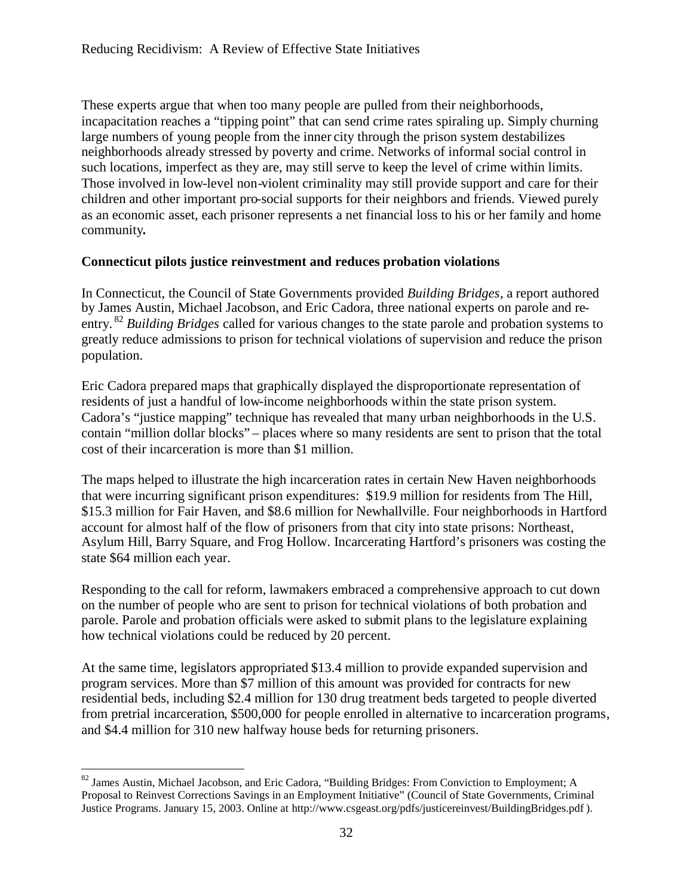These experts argue that when too many people are pulled from their neighborhoods, incapacitation reaches a "tipping point" that can send crime rates spiraling up. Simply churning large numbers of young people from the inner city through the prison system destabilizes neighborhoods already stressed by poverty and crime. Networks of informal social control in such locations, imperfect as they are, may still serve to keep the level of crime within limits. Those involved in low-level non-violent criminality may still provide support and care for their children and other important pro-social supports for their neighbors and friends. Viewed purely as an economic asset, each prisoner represents a net financial loss to his or her family and home community**.**

**Connecticut pilots justice reinvestment and reduces probation violations**

In Connecticut, the Council of State Governments provided *Building Bridges*, a report authored by James Austin, Michael Jacobson, and Eric Cadora, three national experts on parole and re-entry.[82] *Building Bridges* called for various changes to the state parole and probation systems to greatly reduce admissions to prison for technical violations of supervision and reduce the prison population.

Eric Cadora prepared maps that graphically displayed the disproportionate representation of residents of just a handful of low-income neighborhoods within the state prison system. Cadora's "justice mapping" technique has revealed that many urban neighborhoods in the U.S. contain "million dollar blocks" – places where so many residents are sent to prison that the total cost of their incarceration is more than $1 million.

The maps helped to illustrate the high incarceration rates in certain New Haven neighborhoods that were incurring significant prison expenditures: $19.9 million for residents from The Hill, $15.3 million for Fair Haven, and $8.6 million for Newhallville. Four neighborhoods in Hartford account for almost half of the flow of prisoners from that city into state prisons: Northeast, Asylum Hill, Barry Square, and Frog Hollow. Incarcerating Hartford's prisoners was costing the state $64 million each year.

Responding to the call for reform, lawmakers embraced a comprehensive approach to cut down on the number of people who are sent to prison for technical violations of both probation and parole. Parole and probation officials were asked to submit plans to the legislature explaining how technical violations could be reduced by 20 percent.

At the same time, legislators appropriated $13.4 million to provide expanded supervision and program services. More than $7 million of this amount was provided for contracts for new residential beds, including $2.4 million for 130 drug treatment beds targeted to people diverted from pretrial incarceration, $500,000 for people enrolled in alternative to incarceration programs, and $4.4 million for 310 new halfway house beds for returning prisoners.

---

[82] James Austin, Michael Jacobson, and Eric Cadora, "Building Bridges: From Conviction to Employment; A Proposal to Reinvest Corrections Savings in an Employment Initiative" (Council of State Governments, Criminal Justice Programs. January 15, 2003. Online at http://www.csgeast.org/pdfs/justicereinvest/BuildingBridges.pdf ).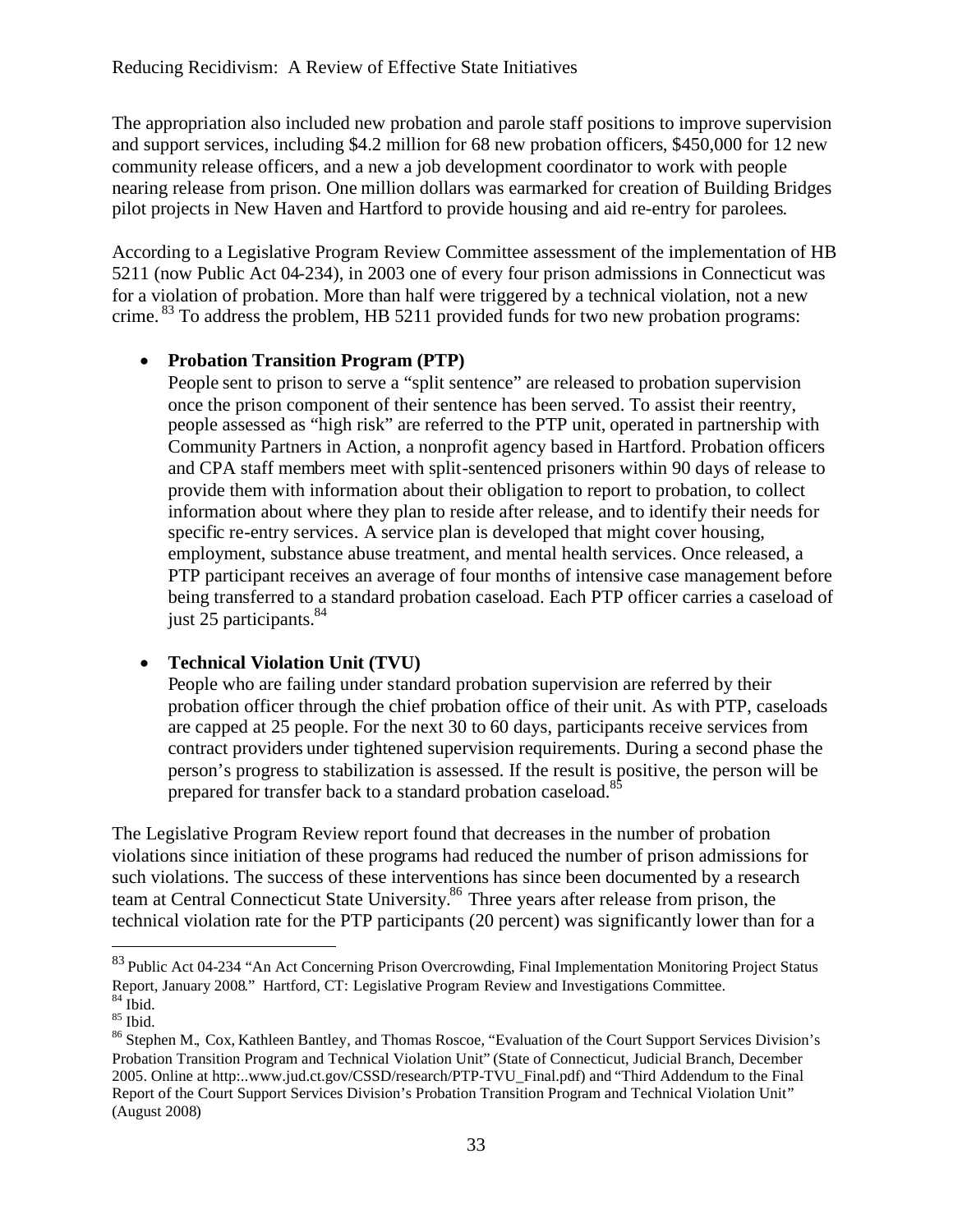The appropriation also included new probation and parole staff positions to improve supervision and support services, including $4.2 million for 68 new probation officers, $450,000 for 12 new community release officers, and a new a job development coordinator to work with people nearing release from prison. One million dollars was earmarked for creation of Building Bridges pilot projects in New Haven and Hartford to provide housing and aid re-entry for parolees.

According to a Legislative Program Review Committee assessment of the implementation of HB 5211 (now Public Act 04-234), in 2003 one of every four prison admissions in Connecticut was for a violation of probation. More than half were triggered by a technical violation, not a new crime.[83] To address the problem, HB 5211 provided funds for two new probation programs:

- **Probation Transition Program (PTP)**
  People sent to prison to serve a "split sentence" are released to probation supervision once the prison component of their sentence has been served. To assist their reentry, people assessed as "high risk" are referred to the PTP unit, operated in partnership with Community Partners in Action, a nonprofit agency based in Hartford. Probation officers and CPA staff members meet with split-sentenced prisoners within 90 days of release to provide them with information about their obligation to report to probation, to collect information about where they plan to reside after release, and to identify their needs for specific re-entry services. A service plan is developed that might cover housing, employment, substance abuse treatment, and mental health services. Once released, a PTP participant receives an average of four months of intensive case management before being transferred to a standard probation caseload. Each PTP officer carries a caseload of just 25 participants.[84]

- **Technical Violation Unit (TVU)**
  People who are failing under standard probation supervision are referred by their probation officer through the chief probation office of their unit. As with PTP, caseloads are capped at 25 people. For the next 30 to 60 days, participants receive services from contract providers under tightened supervision requirements. During a second phase the person's progress to stabilization is assessed. If the result is positive, the person will be prepared for transfer back to a standard probation caseload.[85]

The Legislative Program Review report found that decreases in the number of probation violations since initiation of these programs had reduced the number of prison admissions for such violations. The success of these interventions has since been documented by a research team at Central Connecticut State University.[86] Three years after release from prison, the technical violation rate for the PTP participants (20 percent) was significantly lower than for a

---

[83] Public Act 04-234 "An Act Concerning Prison Overcrowding, Final Implementation Monitoring Project Status Report, January 2008." Hartford, CT: Legislative Program Review and Investigations Committee.

[84] Ibid.

[85] Ibid.

[86] Stephen M., Cox, Kathleen Bantley, and Thomas Roscoe, "Evaluation of the Court Support Services Division's Probation Transition Program and Technical Violation Unit" (State of Connecticut, Judicial Branch, December 2005. Online at http:..www.jud.ct.gov/CSSD/research/PTP-TVU_Final.pdf) and "Third Addendum to the Final Report of the Court Support Services Division's Probation Transition Program and Technical Violation Unit" (August 2008)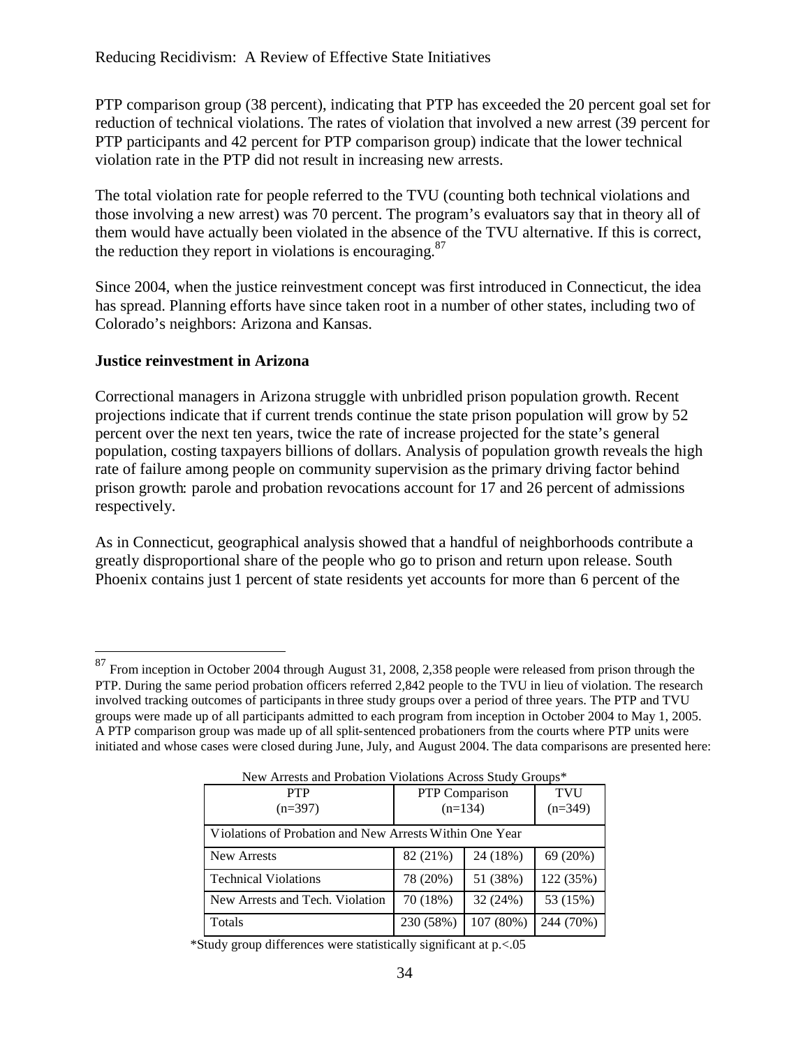PTP comparison group (38 percent), indicating that PTP has exceeded the 20 percent goal set for reduction of technical violations. The rates of violation that involved a new arrest (39 percent for PTP participants and 42 percent for PTP comparison group) indicate that the lower technical violation rate in the PTP did not result in increasing new arrests.

The total violation rate for people referred to the TVU (counting both technical violations and those involving a new arrest) was 70 percent. The program's evaluators say that in theory all of them would have actually been violated in the absence of the TVU alternative. If this is correct, the reduction they report in violations is encouraging.[87]

Since 2004, when the justice reinvestment concept was first introduced in Connecticut, the idea has spread. Planning efforts have since taken root in a number of other states, including two of Colorado's neighbors: Arizona and Kansas.

**Justice reinvestment in Arizona**

Correctional managers in Arizona struggle with unbridled prison population growth. Recent projections indicate that if current trends continue the state prison population will grow by 52 percent over the next ten years, twice the rate of increase projected for the state's general population, costing taxpayers billions of dollars. Analysis of population growth reveals the high rate of failure among people on community supervision as the primary driving factor behind prison growth: parole and probation revocations account for 17 and 26 percent of admissions respectively.

As in Connecticut, geographical analysis showed that a handful of neighborhoods contribute a greatly disproportional share of the people who go to prison and return upon release. South Phoenix contains just 1 percent of state residents yet accounts for more than 6 percent of the

---

[87] From inception in October 2004 through August 31, 2008, 2,358 people were released from prison through the PTP. During the same period probation officers referred 2,842 people to the TVU in lieu of violation. The research involved tracking outcomes of participants in three study groups over a period of three years. The PTP and TVU groups were made up of all participants admitted to each program from inception in October 2004 to May 1, 2005. A PTP comparison group was made up of all split-sentenced probationers from the courts where PTP units were initiated and whose cases were closed during June, July, and August 2004. The data comparisons are presented here:

New Arrests and Probation Violations Across Study Groups*

| | PTP (n=397) | PTP Comparison (n=134) | TVU (n=349) |
|---|---|---|---|
| Violations of Probation and New Arrests Within One Year | | | |
| New Arrests | 82 (21%) | 24 (18%) | 69 (20%) |
| Technical Violations | 78 (20%) | 51 (38%) | 122 (35%) |
| New Arrests and Tech. Violation | 70 (18%) | 32 (24%) | 53 (15%) |
| Totals | 230 (58%) | 107 (80%) | 244 (70%) |

*Study group differences were statistically significant at p.<.05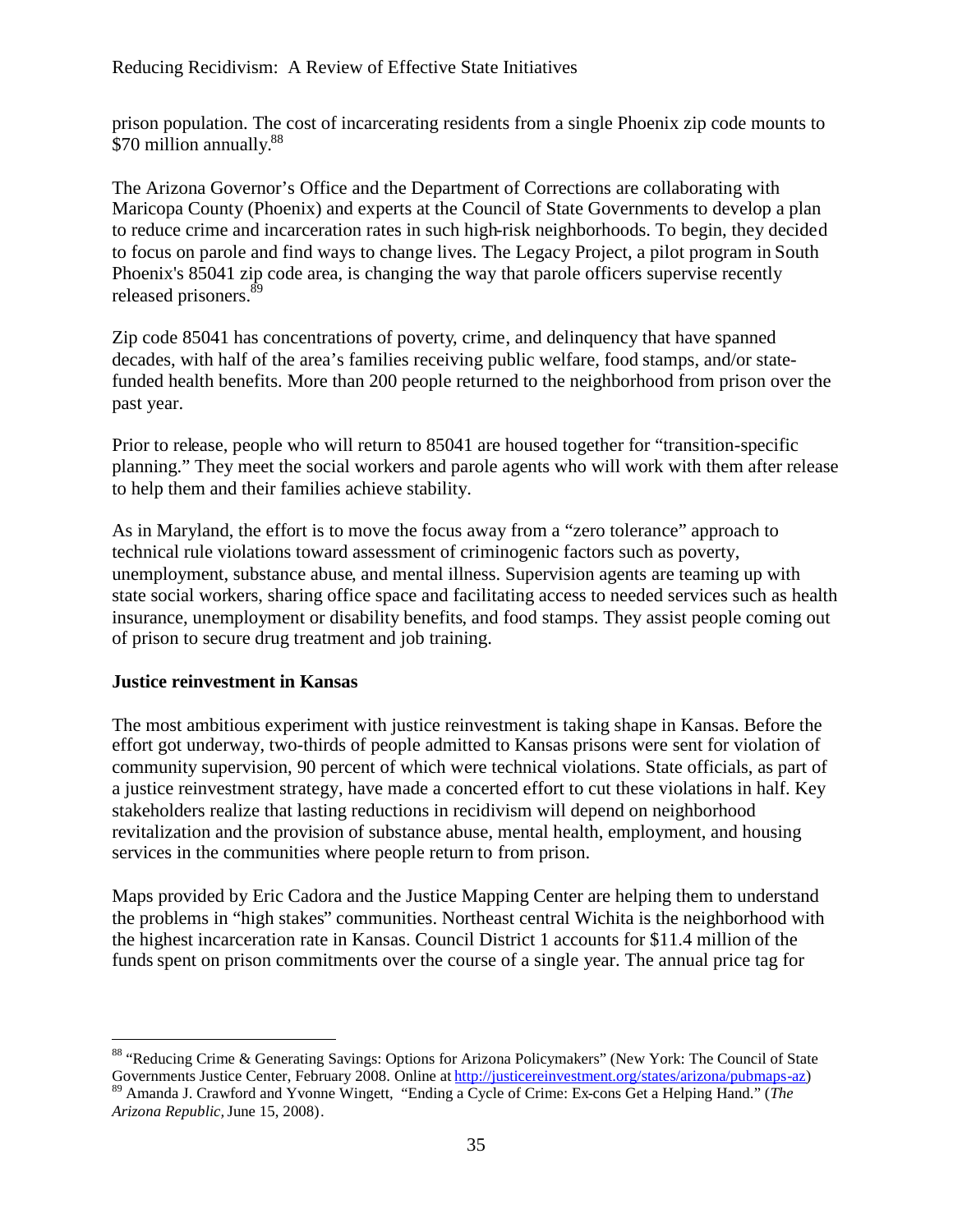prison population. The cost of incarcerating residents from a single Phoenix zip code mounts to $70 million annually.[88]

The Arizona Governor's Office and the Department of Corrections are collaborating with Maricopa County (Phoenix) and experts at the Council of State Governments to develop a plan to reduce crime and incarceration rates in such high-risk neighborhoods. To begin, they decided to focus on parole and find ways to change lives. The Legacy Project, a pilot program in South Phoenix's 85041 zip code area, is changing the way that parole officers supervise recently released prisoners.[89]

Zip code 85041 has concentrations of poverty, crime, and delinquency that have spanned decades, with half of the area's families receiving public welfare, food stamps, and/or state-funded health benefits. More than 200 people returned to the neighborhood from prison over the past year.

Prior to release, people who will return to 85041 are housed together for "transition-specific planning." They meet the social workers and parole agents who will work with them after release to help them and their families achieve stability.

As in Maryland, the effort is to move the focus away from a "zero tolerance" approach to technical rule violations toward assessment of criminogenic factors such as poverty, unemployment, substance abuse, and mental illness. Supervision agents are teaming up with state social workers, sharing office space and facilitating access to needed services such as health insurance, unemployment or disability benefits, and food stamps. They assist people coming out of prison to secure drug treatment and job training.

**Justice reinvestment in Kansas**

The most ambitious experiment with justice reinvestment is taking shape in Kansas. Before the effort got underway, two-thirds of people admitted to Kansas prisons were sent for violation of community supervision, 90 percent of which were technical violations. State officials, as part of a justice reinvestment strategy, have made a concerted effort to cut these violations in half. Key stakeholders realize that lasting reductions in recidivism will depend on neighborhood revitalization and the provision of substance abuse, mental health, employment, and housing services in the communities where people return to from prison.

Maps provided by Eric Cadora and the Justice Mapping Center are helping them to understand the problems in "high stakes" communities. Northeast central Wichita is the neighborhood with the highest incarceration rate in Kansas. Council District 1 accounts for $11.4 million of the funds spent on prison commitments over the course of a single year. The annual price tag for

---

[88] "Reducing Crime & Generating Savings: Options for Arizona Policymakers" (New York: The Council of State Governments Justice Center, February 2008. Online at http://justicereinvestment.org/states/arizona/pubmaps-az)

[89] Amanda J. Crawford and Yvonne Wingett, "Ending a Cycle of Crime: Ex-cons Get a Helping Hand." (*The Arizona Republic,* June 15, 2008).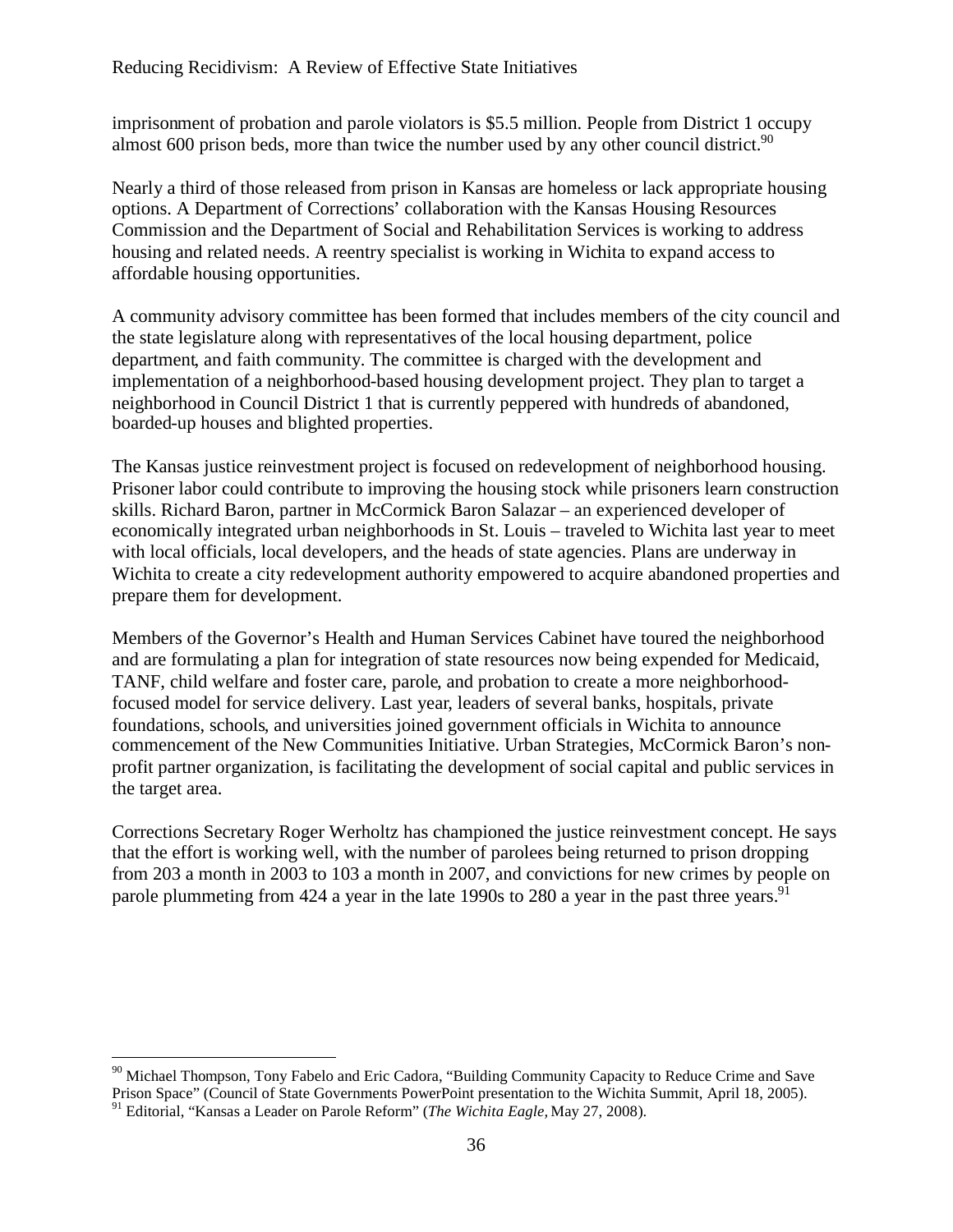imprisonment of probation and parole violators is \$5.5 million. People from District 1 occupy almost 600 prison beds, more than twice the number used by any other council district.[90]

Nearly a third of those released from prison in Kansas are homeless or lack appropriate housing options. A Department of Corrections' collaboration with the Kansas Housing Resources Commission and the Department of Social and Rehabilitation Services is working to address housing and related needs. A reentry specialist is working in Wichita to expand access to affordable housing opportunities.

A community advisory committee has been formed that includes members of the city council and the state legislature along with representatives of the local housing department, police department, and faith community. The committee is charged with the development and implementation of a neighborhood-based housing development project. They plan to target a neighborhood in Council District 1 that is currently peppered with hundreds of abandoned, boarded-up houses and blighted properties.

The Kansas justice reinvestment project is focused on redevelopment of neighborhood housing. Prisoner labor could contribute to improving the housing stock while prisoners learn construction skills. Richard Baron, partner in McCormick Baron Salazar – an experienced developer of economically integrated urban neighborhoods in St. Louis – traveled to Wichita last year to meet with local officials, local developers, and the heads of state agencies. Plans are underway in Wichita to create a city redevelopment authority empowered to acquire abandoned properties and prepare them for development.

Members of the Governor's Health and Human Services Cabinet have toured the neighborhood and are formulating a plan for integration of state resources now being expended for Medicaid, TANF, child welfare and foster care, parole, and probation to create a more neighborhood-focused model for service delivery. Last year, leaders of several banks, hospitals, private foundations, schools, and universities joined government officials in Wichita to announce commencement of the New Communities Initiative. Urban Strategies, McCormick Baron's non-profit partner organization, is facilitating the development of social capital and public services in the target area.

Corrections Secretary Roger Werholtz has championed the justice reinvestment concept. He says that the effort is working well, with the number of parolees being returned to prison dropping from 203 a month in 2003 to 103 a month in 2007, and convictions for new crimes by people on parole plummeting from 424 a year in the late 1990s to 280 a year in the past three years.[91]

---

[90] Michael Thompson, Tony Fabelo and Eric Cadora, "Building Community Capacity to Reduce Crime and Save Prison Space" (Council of State Governments PowerPoint presentation to the Wichita Summit, April 18, 2005).

[91] Editorial, "Kansas a Leader on Parole Reform" (*The Wichita Eagle,* May 27, 2008).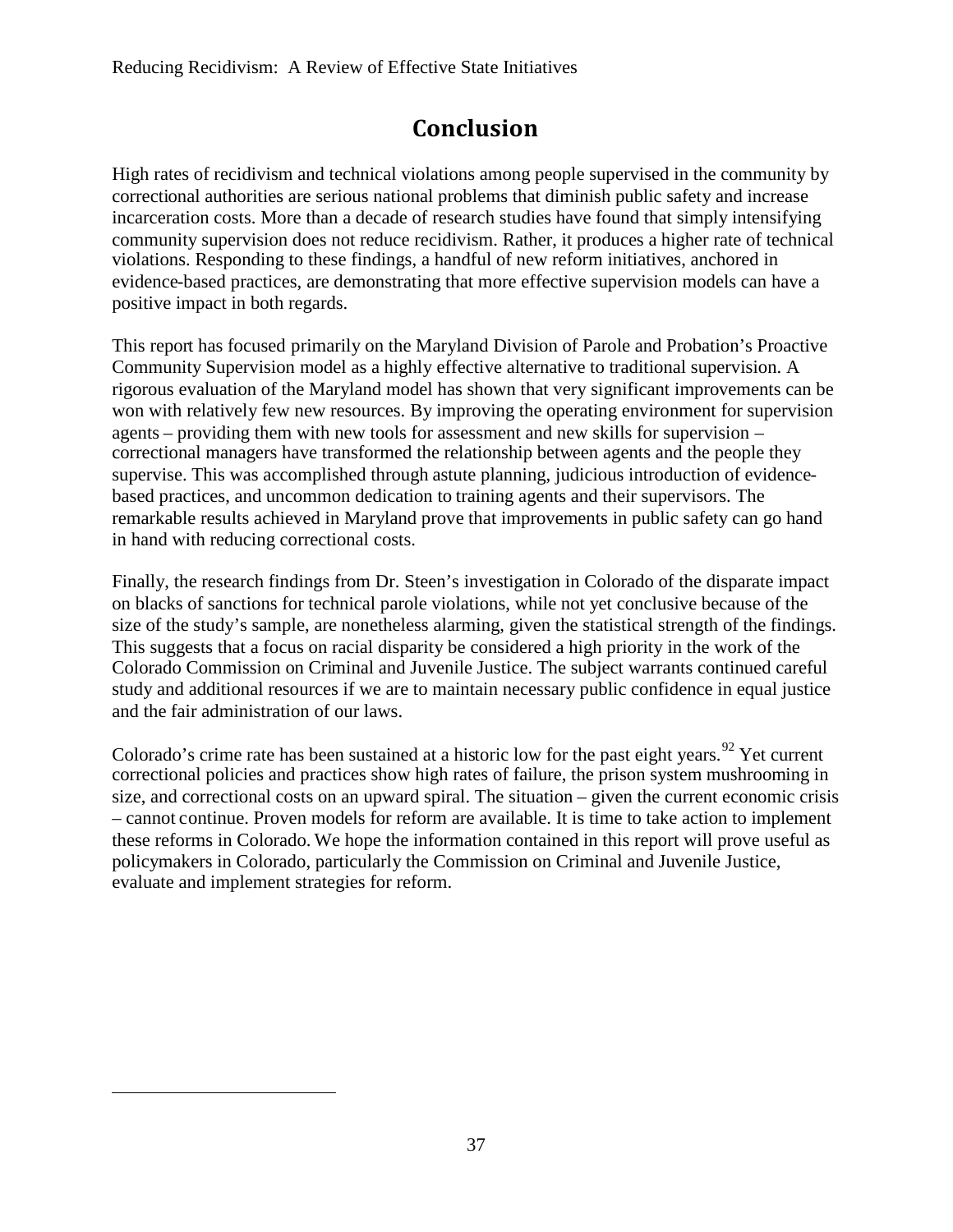# Conclusion

High rates of recidivism and technical violations among people supervised in the community by correctional authorities are serious national problems that diminish public safety and increase incarceration costs. More than a decade of research studies have found that simply intensifying community supervision does not reduce recidivism. Rather, it produces a higher rate of technical violations. Responding to these findings, a handful of new reform initiatives, anchored in evidence-based practices, are demonstrating that more effective supervision models can have a positive impact in both regards.

This report has focused primarily on the Maryland Division of Parole and Probation's Proactive Community Supervision model as a highly effective alternative to traditional supervision. A rigorous evaluation of the Maryland model has shown that very significant improvements can be won with relatively few new resources. By improving the operating environment for supervision agents – providing them with new tools for assessment and new skills for supervision – correctional managers have transformed the relationship between agents and the people they supervise. This was accomplished through astute planning, judicious introduction of evidence-based practices, and uncommon dedication to training agents and their supervisors. The remarkable results achieved in Maryland prove that improvements in public safety can go hand in hand with reducing correctional costs.

Finally, the research findings from Dr. Steen's investigation in Colorado of the disparate impact on blacks of sanctions for technical parole violations, while not yet conclusive because of the size of the study's sample, are nonetheless alarming, given the statistical strength of the findings. This suggests that a focus on racial disparity be considered a high priority in the work of the Colorado Commission on Criminal and Juvenile Justice. The subject warrants continued careful study and additional resources if we are to maintain necessary public confidence in equal justice and the fair administration of our laws.

Colorado's crime rate has been sustained at a historic low for the past eight years.[92] Yet current correctional policies and practices show high rates of failure, the prison system mushrooming in size, and correctional costs on an upward spiral. The situation – given the current economic crisis – cannot continue. Proven models for reform are available. It is time to take action to implement these reforms in Colorado. We hope the information contained in this report will prove useful as policymakers in Colorado, particularly the Commission on Criminal and Juvenile Justice, evaluate and implement strategies for reform.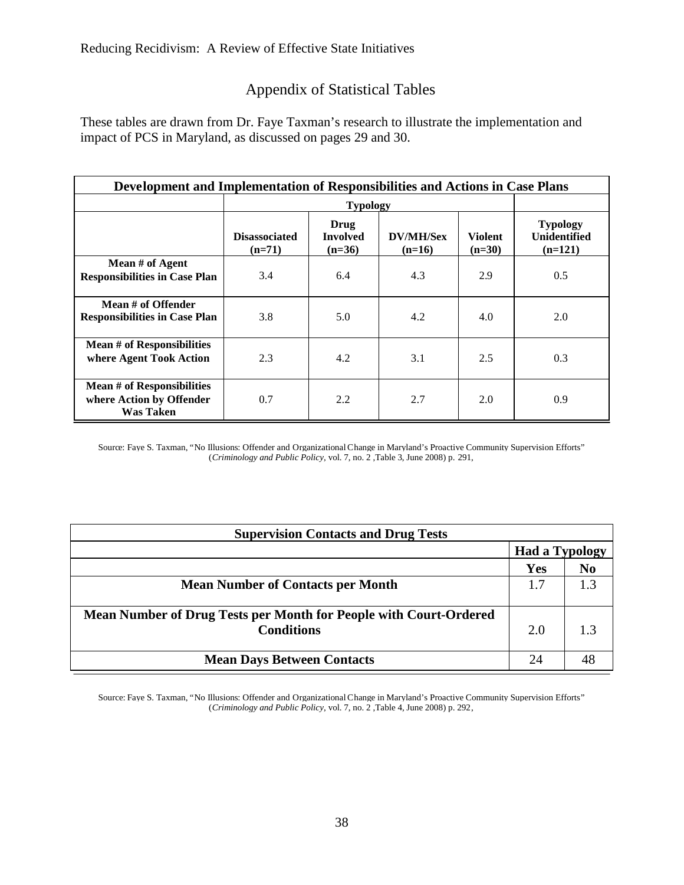## Appendix of Statistical Tables

These tables are drawn from Dr. Faye Taxman's research to illustrate the implementation and impact of PCS in Maryland, as discussed on pages 29 and 30.

| Development and Implementation of Responsibilities and Actions in Case Plans | | | | | |
|---|---|---|---|---|---|
| | **Typology** | | | | |
| | **Disassociated (n=71)** | **Drug Involved (n=36)** | **DV/MH/Sex (n=16)** | **Violent (n=30)** | **Typology Unidentified (n=121)** |
| **Mean # of Agent Responsibilities in Case Plan** | 3.4 | 6.4 | 4.3 | 2.9 | 0.5 |
| **Mean # of Offender Responsibilities in Case Plan** | 3.8 | 5.0 | 4.2 | 4.0 | 2.0 |
| **Mean # of Responsibilities where Agent Took Action** | 2.3 | 4.2 | 3.1 | 2.5 | 0.3 |
| **Mean # of Responsibilities where Action by Offender Was Taken** | 0.7 | 2.2 | 2.7 | 2.0 | 0.9 |

Source: Faye S. Taxman, "No Illusions: Offender and Organizational Change in Maryland's Proactive Community Supervision Efforts" (*Criminology and Public Policy*, vol. 7, no. 2 ,Table 3, June 2008) p. 291,

| Supervision Contacts and Drug Tests | | |
|---|---|---|
| | **Had a Typology** | |
| | **Yes** | **No** |
| **Mean Number of Contacts per Month** | 1.7 | 1.3 |
| **Mean Number of Drug Tests per Month for People with Court-Ordered Conditions** | 2.0 | 1.3 |
| **Mean Days Between Contacts** | 24 | 48 |

Source: Faye S. Taxman, "No Illusions: Offender and Organizational Change in Maryland's Proactive Community Supervision Efforts" (*Criminology and Public Policy*, vol. 7, no. 2 ,Table 4, June 2008) p. 292,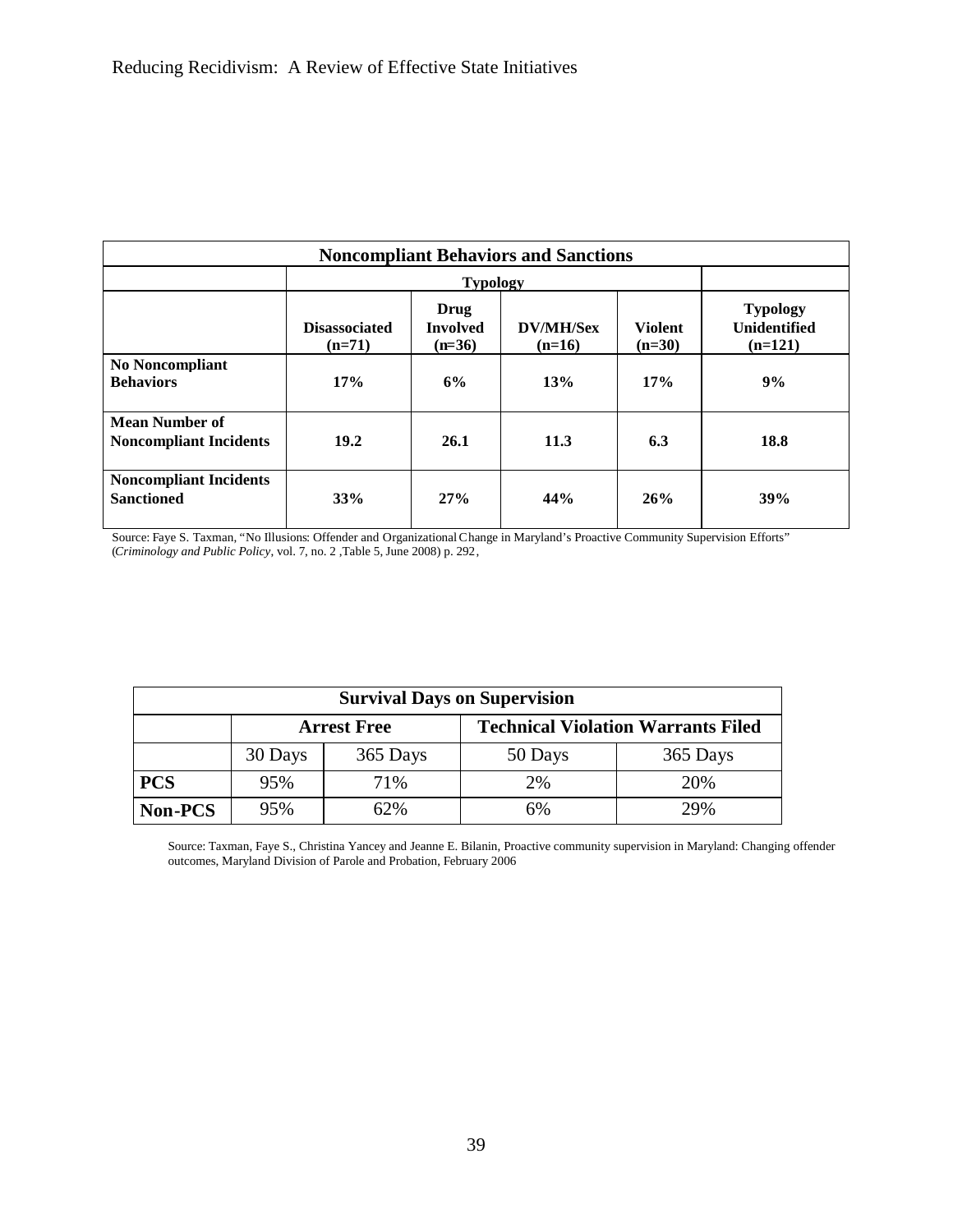| **Noncompliant Behaviors and Sanctions** | | | | | |
|---|---|---|---|---|---|
| | **Typology** | | | | |
| | **Disassociated (n=71)** | **Drug Involved (n=36)** | **DV/MH/Sex (n=16)** | **Violent (n=30)** | **Typology Unidentified (n=121)** |
| **No Noncompliant Behaviors** | **17%** | **6%** | **13%** | **17%** | **9%** |
| **Mean Number of Noncompliant Incidents** | **19.2** | **26.1** | **11.3** | **6.3** | **18.8** |
| **Noncompliant Incidents Sanctioned** | **33%** | **27%** | **44%** | **26%** | **39%** |

Source: Faye S. Taxman, "No Illusions: Offender and Organizational Change in Maryland's Proactive Community Supervision Efforts" (*Criminology and Public Policy*, vol. 7, no. 2 ,Table 5, June 2008) p. 292,

| **Survival Days on Supervision** | | | | |
|---|---|---|---|---|
| | **Arrest Free** | | **Technical Violation Warrants Filed** | |
| | 30 Days | 365 Days | 50 Days | 365 Days |
| **PCS** | 95% | 71% | 2% | 20% |
| **Non-PCS** | 95% | 62% | 6% | 29% |

Source: Taxman, Faye S., Christina Yancey and Jeanne E. Bilanin, Proactive community supervision in Maryland: Changing offender outcomes, Maryland Division of Parole and Probation, February 2006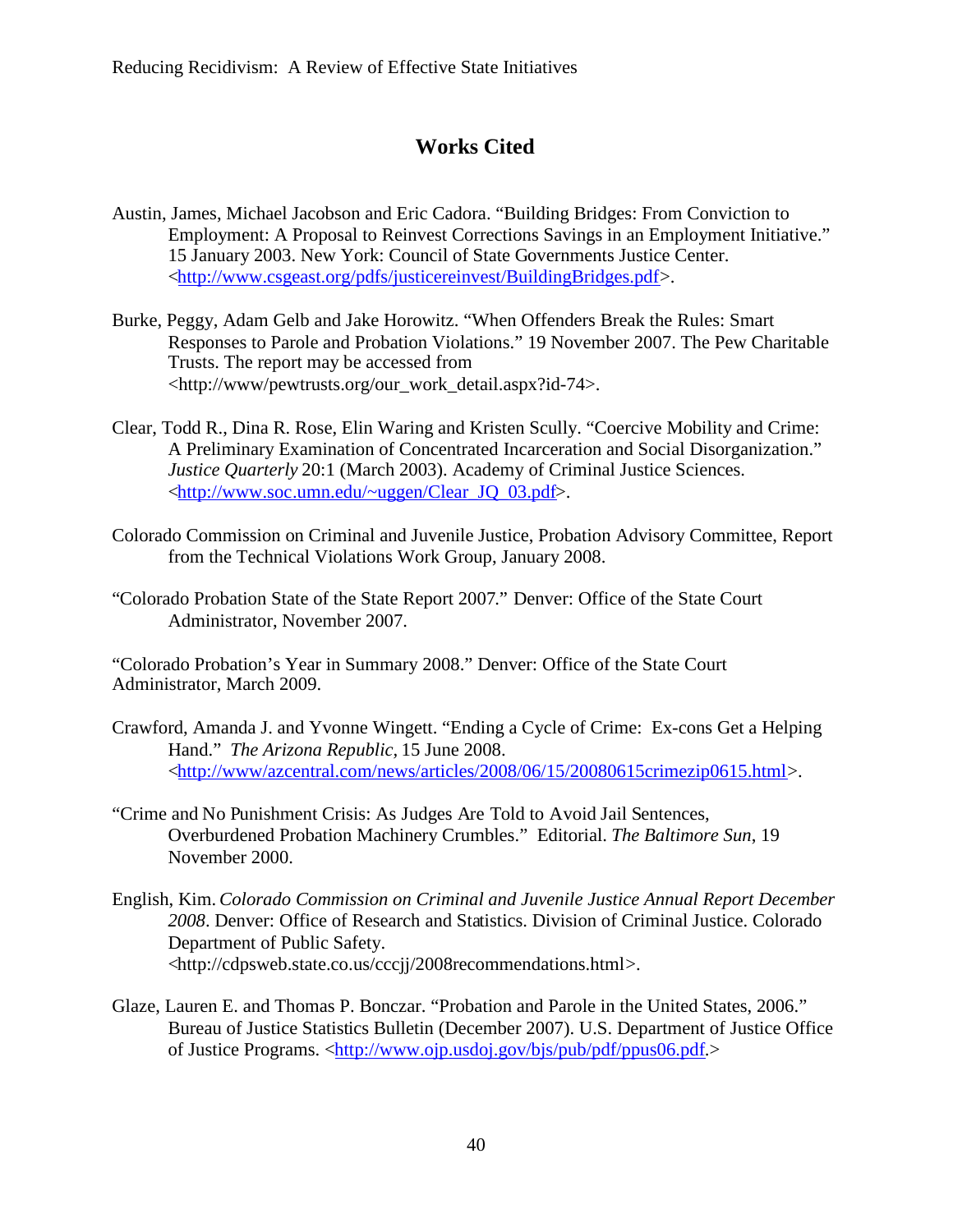# Works Cited

Austin, James, Michael Jacobson and Eric Cadora. "Building Bridges: From Conviction to Employment: A Proposal to Reinvest Corrections Savings in an Employment Initiative." 15 January 2003. New York: Council of State Governments Justice Center. <http://www.csgeast.org/pdfs/justicereinvest/BuildingBridges.pdf>.

Burke, Peggy, Adam Gelb and Jake Horowitz. "When Offenders Break the Rules: Smart Responses to Parole and Probation Violations." 19 November 2007. The Pew Charitable Trusts. The report may be accessed from <http://www/pewtrusts.org/our_work_detail.aspx?id-74>.

Clear, Todd R., Dina R. Rose, Elin Waring and Kristen Scully. "Coercive Mobility and Crime: A Preliminary Examination of Concentrated Incarceration and Social Disorganization." *Justice Quarterly* 20:1 (March 2003). Academy of Criminal Justice Sciences. <http://www.soc.umn.edu/~uggen/Clear_JQ_03.pdf>.

Colorado Commission on Criminal and Juvenile Justice, Probation Advisory Committee, Report from the Technical Violations Work Group, January 2008.

"Colorado Probation State of the State Report 2007." Denver: Office of the State Court Administrator, November 2007.

"Colorado Probation's Year in Summary 2008." Denver: Office of the State Court Administrator, March 2009.

Crawford, Amanda J. and Yvonne Wingett. "Ending a Cycle of Crime: Ex-cons Get a Helping Hand." *The Arizona Republic*, 15 June 2008. <http://www/azcentral.com/news/articles/2008/06/15/20080615crimezip0615.html>.

"Crime and No Punishment Crisis: As Judges Are Told to Avoid Jail Sentences, Overburdened Probation Machinery Crumbles." Editorial. *The Baltimore Sun*, 19 November 2000.

English, Kim. *Colorado Commission on Criminal and Juvenile Justice Annual Report December 2008*. Denver: Office of Research and Statistics. Division of Criminal Justice. Colorado Department of Public Safety. <http://cdpsweb.state.co.us/cccjj/2008recommendations.html>.

Glaze, Lauren E. and Thomas P. Bonczar. "Probation and Parole in the United States, 2006." Bureau of Justice Statistics Bulletin (December 2007). U.S. Department of Justice Office of Justice Programs. <http://www.ojp.usdoj.gov/bjs/pub/pdf/ppus06.pdf.>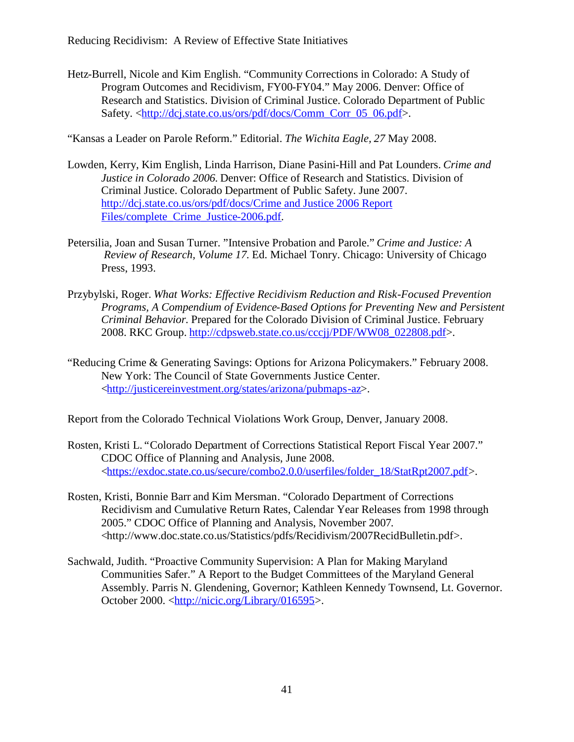Hetz-Burrell, Nicole and Kim English. "Community Corrections in Colorado: A Study of Program Outcomes and Recidivism, FY00-FY04." May 2006. Denver: Office of Research and Statistics. Division of Criminal Justice. Colorado Department of Public Safety. <http://dcj.state.co.us/ors/pdf/docs/Comm_Corr_05_06.pdf>.

"Kansas a Leader on Parole Reform." Editorial. *The Wichita Eagle, 27* May 2008.

Lowden, Kerry, Kim English, Linda Harrison, Diane Pasini-Hill and Pat Lounders. *Crime and Justice in Colorado 2006.* Denver: Office of Research and Statistics. Division of Criminal Justice. Colorado Department of Public Safety. June 2007. http://dcj.state.co.us/ors/pdf/docs/Crime and Justice 2006 Report Files/complete_Crime_Justice-2006.pdf.

Petersilia, Joan and Susan Turner. "Intensive Probation and Parole." *Crime and Justice: A Review of Research, Volume 17.* Ed. Michael Tonry. Chicago: University of Chicago Press, 1993.

Przybylski, Roger. *What Works: Effective Recidivism Reduction and Risk-Focused Prevention Programs, A Compendium of Evidence-Based Options for Preventing New and Persistent Criminal Behavior.* Prepared for the Colorado Division of Criminal Justice. February 2008. RKC Group. http://cdpsweb.state.co.us/cccjj/PDF/WW08_022808.pdf>.

"Reducing Crime & Generating Savings: Options for Arizona Policymakers." February 2008. New York: The Council of State Governments Justice Center. <http://justicereinvestment.org/states/arizona/pubmaps-az>.

Report from the Colorado Technical Violations Work Group, Denver, January 2008.

Rosten, Kristi L. "Colorado Department of Corrections Statistical Report Fiscal Year 2007." CDOC Office of Planning and Analysis, June 2008. <https://exdoc.state.co.us/secure/combo2.0.0/userfiles/folder_18/StatRpt2007.pdf>.

Rosten, Kristi, Bonnie Barr and Kim Mersman. "Colorado Department of Corrections Recidivism and Cumulative Return Rates, Calendar Year Releases from 1998 through 2005." CDOC Office of Planning and Analysis, November 2007. <http://www.doc.state.co.us/Statistics/pdfs/Recidivism/2007RecidBulletin.pdf>.

Sachwald, Judith. "Proactive Community Supervision: A Plan for Making Maryland Communities Safer." A Report to the Budget Committees of the Maryland General Assembly. Parris N. Glendening, Governor; Kathleen Kennedy Townsend, Lt. Governor. October 2000. <http://nicic.org/Library/016595>.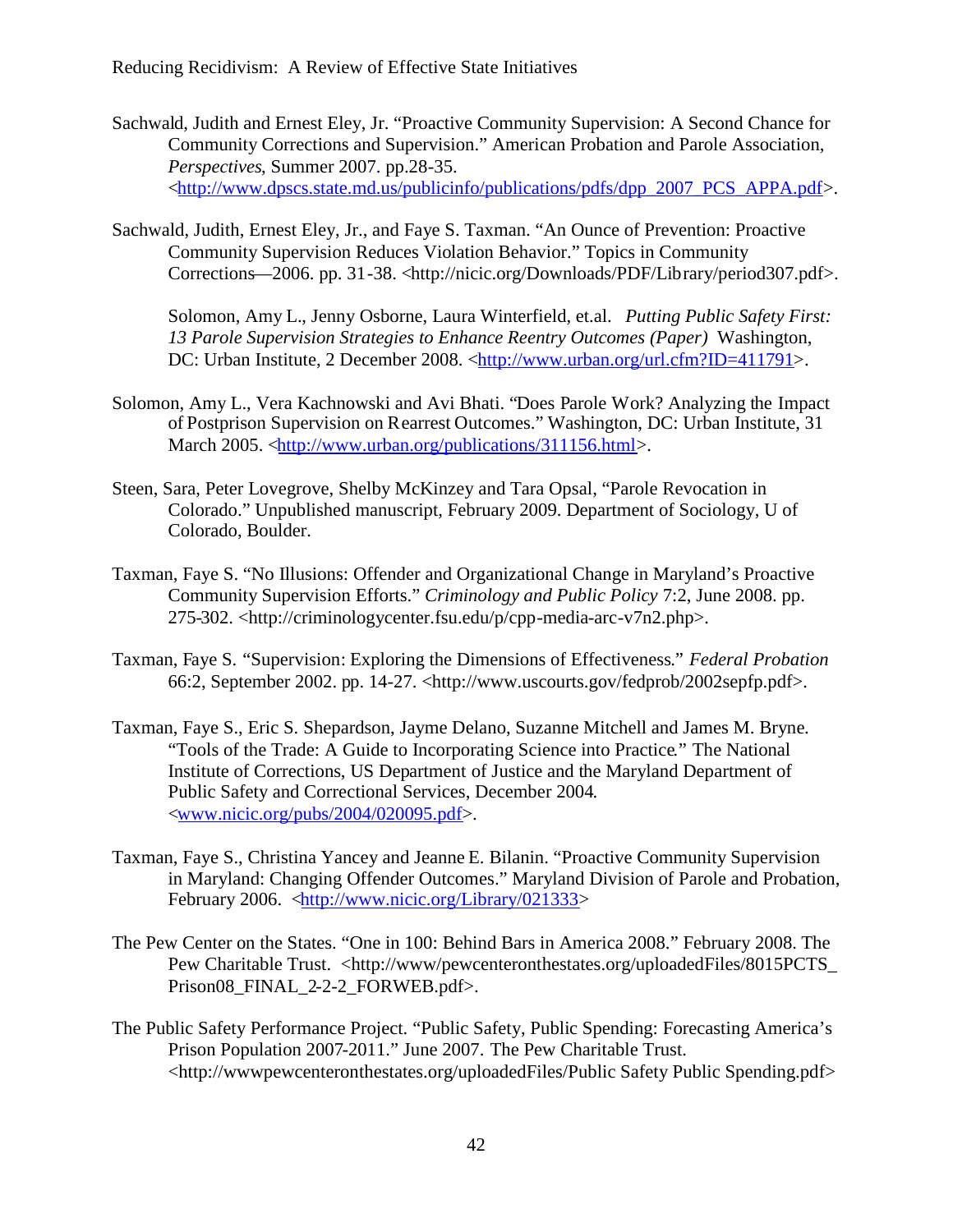Sachwald, Judith and Ernest Eley, Jr. "Proactive Community Supervision: A Second Chance for Community Corrections and Supervision." American Probation and Parole Association, *Perspectives*, Summer 2007. pp.28-35. <http://www.dpscs.state.md.us/publicinfo/publications/pdfs/dpp_2007_PCS_APPA.pdf>.

Sachwald, Judith, Ernest Eley, Jr., and Faye S. Taxman. "An Ounce of Prevention: Proactive Community Supervision Reduces Violation Behavior." Topics in Community Corrections—2006. pp. 31-38. <http://nicic.org/Downloads/PDF/Library/period307.pdf>.

Solomon, Amy L., Jenny Osborne, Laura Winterfield, et.al. *Putting Public Safety First: 13 Parole Supervision Strategies to Enhance Reentry Outcomes (Paper)* Washington, DC: Urban Institute, 2 December 2008. <http://www.urban.org/url.cfm?ID=411791>.

Solomon, Amy L., Vera Kachnowski and Avi Bhati. "Does Parole Work? Analyzing the Impact of Postprison Supervision on Rearrest Outcomes." Washington, DC: Urban Institute, 31 March 2005. <http://www.urban.org/publications/311156.html>.

Steen, Sara, Peter Lovegrove, Shelby McKinzey and Tara Opsal, "Parole Revocation in Colorado." Unpublished manuscript, February 2009. Department of Sociology, U of Colorado, Boulder.

Taxman, Faye S. "No Illusions: Offender and Organizational Change in Maryland's Proactive Community Supervision Efforts." *Criminology and Public Policy* 7:2, June 2008. pp. 275-302. <http://criminologycenter.fsu.edu/p/cpp-media-arc-v7n2.php>.

Taxman, Faye S. "Supervision: Exploring the Dimensions of Effectiveness." *Federal Probation* 66:2, September 2002. pp. 14-27. <http://www.uscourts.gov/fedprob/2002sepfp.pdf>.

Taxman, Faye S., Eric S. Shepardson, Jayme Delano, Suzanne Mitchell and James M. Bryne. "Tools of the Trade: A Guide to Incorporating Science into Practice." The National Institute of Corrections, US Department of Justice and the Maryland Department of Public Safety and Correctional Services, December 2004. <www.nicic.org/pubs/2004/020095.pdf>.

Taxman, Faye S., Christina Yancey and Jeanne E. Bilanin. "Proactive Community Supervision in Maryland: Changing Offender Outcomes." Maryland Division of Parole and Probation, February 2006. <http://www.nicic.org/Library/021333>

The Pew Center on the States. "One in 100: Behind Bars in America 2008." February 2008. The Pew Charitable Trust. <http://www/pewcenteronthestates.org/uploadedFiles/8015PCTS_Prison08_FINAL_2-2-2_FORWEB.pdf>.

The Public Safety Performance Project. "Public Safety, Public Spending: Forecasting America's Prison Population 2007-2011." June 2007. The Pew Charitable Trust. <http://wwwpewcenteronthestates.org/uploadedFiles/Public Safety Public Spending.pdf>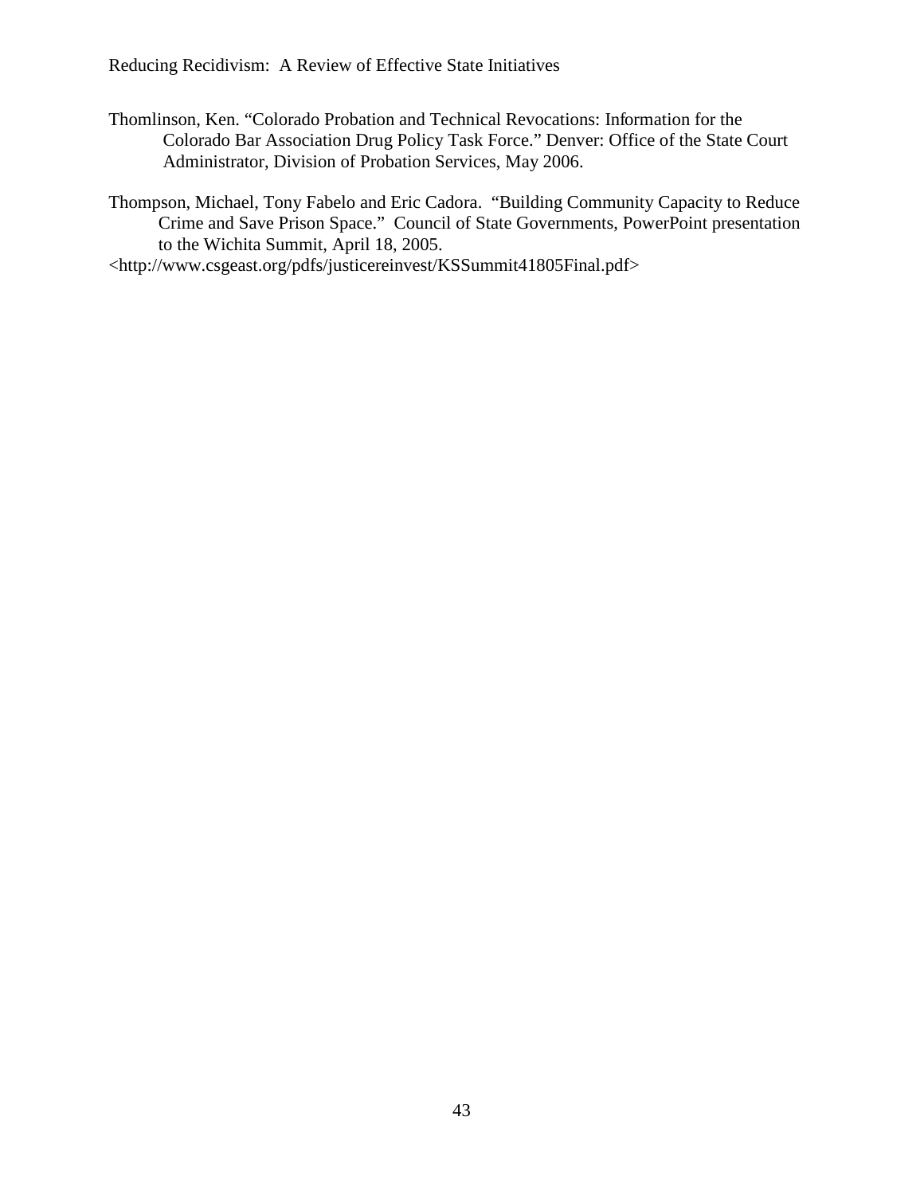Thomlinson, Ken. "Colorado Probation and Technical Revocations: Information for the Colorado Bar Association Drug Policy Task Force." Denver: Office of the State Court Administrator, Division of Probation Services, May 2006.

Thompson, Michael, Tony Fabelo and Eric Cadora. "Building Community Capacity to Reduce Crime and Save Prison Space." Council of State Governments, PowerPoint presentation to the Wichita Summit, April 18, 2005.
<http://www.csgeast.org/pdfs/justicereinvest/KSSummit41805Final.pdf>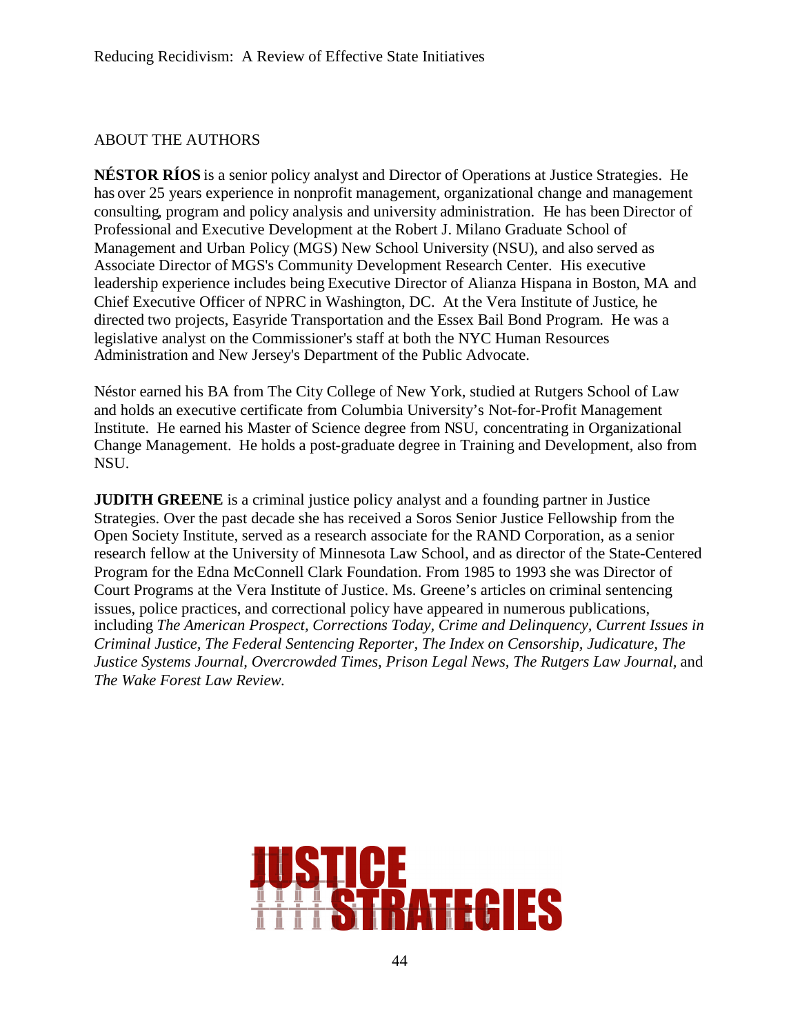## ABOUT THE AUTHORS

**NÉSTOR RÍOS** is a senior policy analyst and Director of Operations at Justice Strategies. He has over 25 years experience in nonprofit management, organizational change and management consulting, program and policy analysis and university administration. He has been Director of Professional and Executive Development at the Robert J. Milano Graduate School of Management and Urban Policy (MGS) New School University (NSU), and also served as Associate Director of MGS's Community Development Research Center. His executive leadership experience includes being Executive Director of Alianza Hispana in Boston, MA and Chief Executive Officer of NPRC in Washington, DC. At the Vera Institute of Justice, he directed two projects, Easyride Transportation and the Essex Bail Bond Program. He was a legislative analyst on the Commissioner's staff at both the NYC Human Resources Administration and New Jersey's Department of the Public Advocate.

Néstor earned his BA from The City College of New York, studied at Rutgers School of Law and holds an executive certificate from Columbia University's Not-for-Profit Management Institute. He earned his Master of Science degree from NSU, concentrating in Organizational Change Management. He holds a post-graduate degree in Training and Development, also from NSU.

**JUDITH GREENE** is a criminal justice policy analyst and a founding partner in Justice Strategies. Over the past decade she has received a Soros Senior Justice Fellowship from the Open Society Institute, served as a research associate for the RAND Corporation, as a senior research fellow at the University of Minnesota Law School, and as director of the State-Centered Program for the Edna McConnell Clark Foundation. From 1985 to 1993 she was Director of Court Programs at the Vera Institute of Justice. Ms. Greene's articles on criminal sentencing issues, police practices, and correctional policy have appeared in numerous publications, including *The American Prospect, Corrections Today, Crime and Delinquency, Current Issues in Criminal Justice, The Federal Sentencing Reporter, The Index on Censorship, Judicature, The Justice Systems Journal, Overcrowded Times, Prison Legal News, The Rutgers Law Journal*, and *The Wake Forest Law Review.*

JUSTICE STRATEGIES